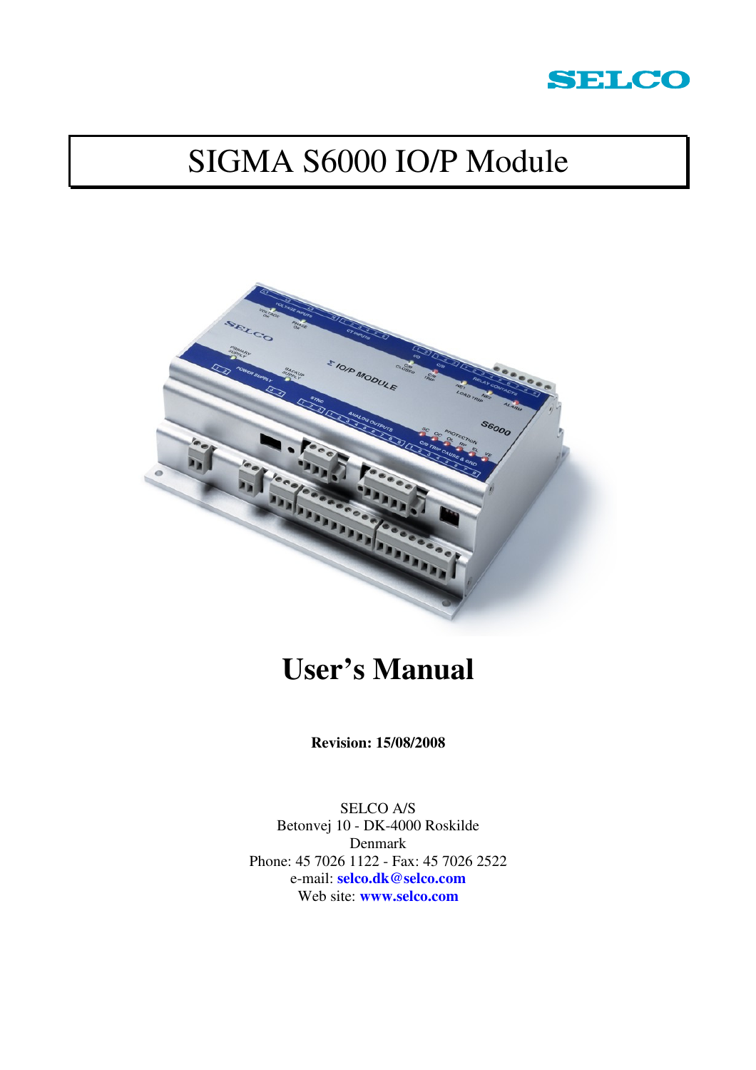SELCO

# SIGMA S6000 IO/P Module

# User's Manual

**Revision: 15/08/2008**

SELCO A/S
Betonvej 10 - DK-4000 Roskilde
Denmark
Phone: 45 7026 1122 - Fax: 45 7026 2522
e-mail: **selco.dk@selco.com**
Web site: **www.selco.com**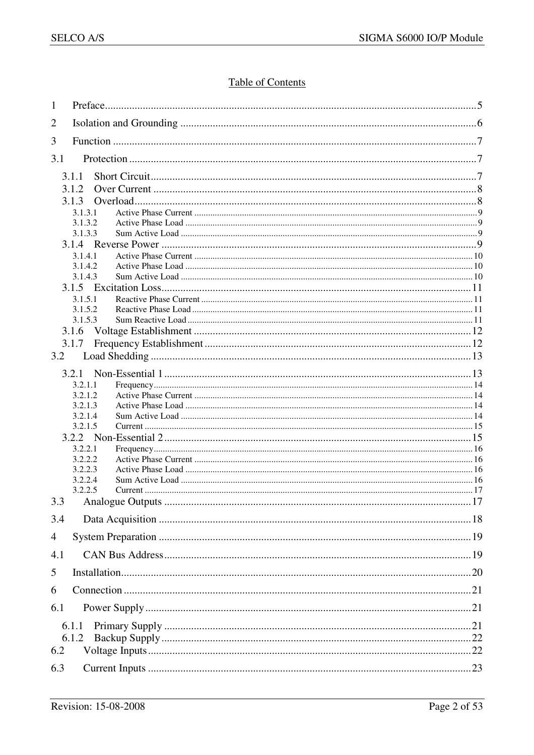Table of Contents

1 Preface ..... 5
2 Isolation and Grounding ..... 6
3 Function ..... 7
3.1 Protection ..... 7
3.1.1 Short Circuit ..... 7
3.1.2 Over Current ..... 8
3.1.3 Overload ..... 8
3.1.3.1 Active Phase Current ..... 9
3.1.3.2 Active Phase Load ..... 9
3.1.3.3 Sum Active Load ..... 9
3.1.4 Reverse Power ..... 9
3.1.4.1 Active Phase Current ..... 10
3.1.4.2 Active Phase Load ..... 10
3.1.4.3 Sum Active Load ..... 10
3.1.5 Excitation Loss ..... 11
3.1.5.1 Reactive Phase Current ..... 11
3.1.5.2 Reactive Phase Load ..... 11
3.1.5.3 Sum Reactive Load ..... 11
3.1.6 Voltage Establishment ..... 12
3.1.7 Frequency Establishment ..... 12
3.2 Load Shedding ..... 13
3.2.1 Non-Essential 1 ..... 13
3.2.1.1 Frequency ..... 14
3.2.1.2 Active Phase Current ..... 14
3.2.1.3 Active Phase Load ..... 14
3.2.1.4 Sum Active Load ..... 14
3.2.1.5 Current ..... 15
3.2.2 Non-Essential 2 ..... 15
3.2.2.1 Frequency ..... 16
3.2.2.2 Active Phase Current ..... 16
3.2.2.3 Active Phase Load ..... 16
3.2.2.4 Sum Active Load ..... 16
3.2.2.5 Current ..... 17
3.3 Analogue Outputs ..... 17
3.4 Data Acquisition ..... 18
4 System Preparation ..... 19
4.1 CAN Bus Address ..... 19
5 Installation ..... 20
6 Connection ..... 21
6.1 Power Supply ..... 21
6.1.1 Primary Supply ..... 21
6.1.2 Backup Supply ..... 22
6.2 Voltage Inputs ..... 22
6.3 Current Inputs ..... 23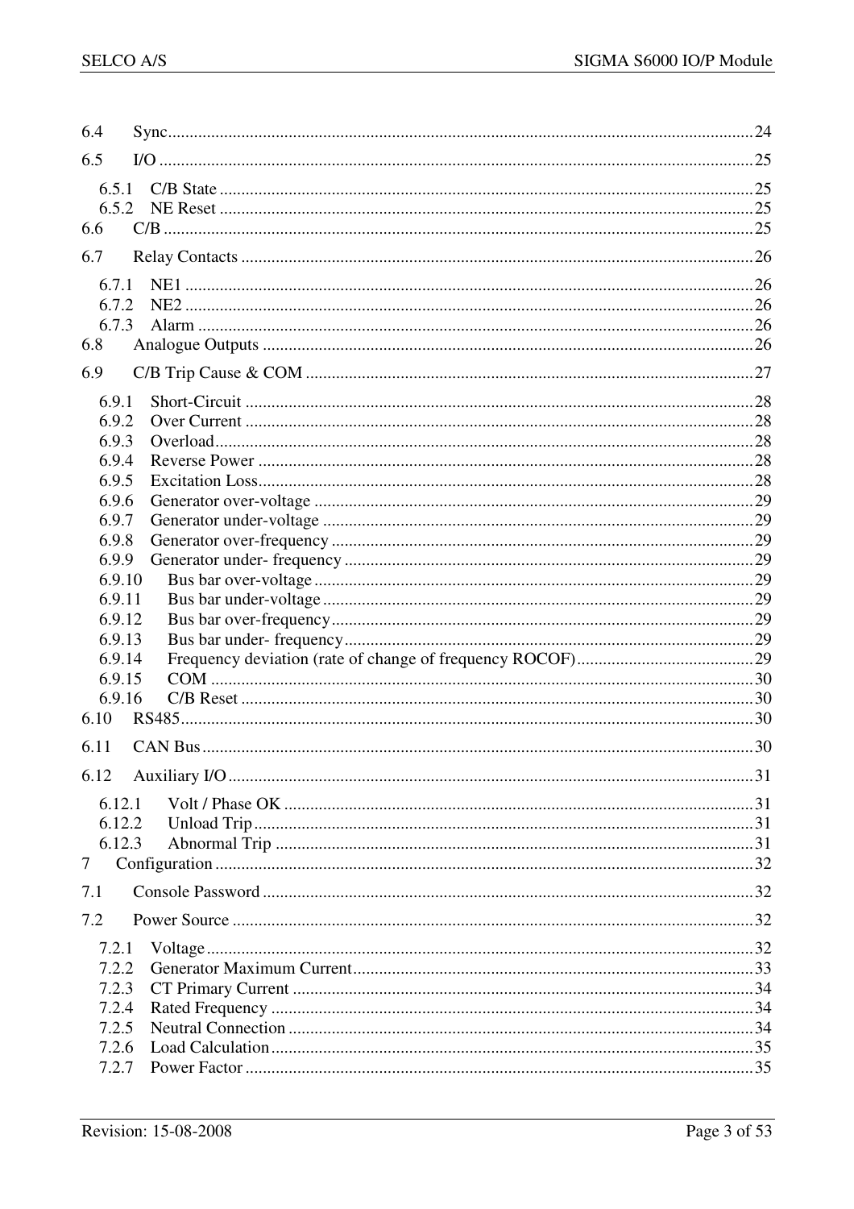6.4 Sync ........ 24

6.5 I/O ........ 25

- 6.5.1 C/B State ........ 25
- 6.5.2 NE Reset ........ 25

6.6 C/B ........ 25

6.7 Relay Contacts ........ 26

- 6.7.1 NE1 ........ 26
- 6.7.2 NE2 ........ 26
- 6.7.3 Alarm ........ 26

6.8 Analogue Outputs ........ 26

6.9 C/B Trip Cause & COM ........ 27

- 6.9.1 Short-Circuit ........ 28
- 6.9.2 Over Current ........ 28
- 6.9.3 Overload ........ 28
- 6.9.4 Reverse Power ........ 28
- 6.9.5 Excitation Loss ........ 28
- 6.9.6 Generator over-voltage ........ 29
- 6.9.7 Generator under-voltage ........ 29
- 6.9.8 Generator over-frequency ........ 29
- 6.9.9 Generator under- frequency ........ 29
- 6.9.10 Bus bar over-voltage ........ 29
- 6.9.11 Bus bar under-voltage ........ 29
- 6.9.12 Bus bar over-frequency ........ 29
- 6.9.13 Bus bar under- frequency ........ 29
- 6.9.14 Frequency deviation (rate of change of frequency ROCOF) ........ 29
- 6.9.15 COM ........ 30
- 6.9.16 C/B Reset ........ 30

6.10 RS485 ........ 30

6.11 CAN Bus ........ 30

6.12 Auxiliary I/O ........ 31

- 6.12.1 Volt / Phase OK ........ 31
- 6.12.2 Unload Trip ........ 31
- 6.12.3 Abnormal Trip ........ 31

7 Configuration ........ 32

7.1 Console Password ........ 32

7.2 Power Source ........ 32

- 7.2.1 Voltage ........ 32
- 7.2.2 Generator Maximum Current ........ 33
- 7.2.3 CT Primary Current ........ 34
- 7.2.4 Rated Frequency ........ 34
- 7.2.5 Neutral Connection ........ 34
- 7.2.6 Load Calculation ........ 35
- 7.2.7 Power Factor ........ 35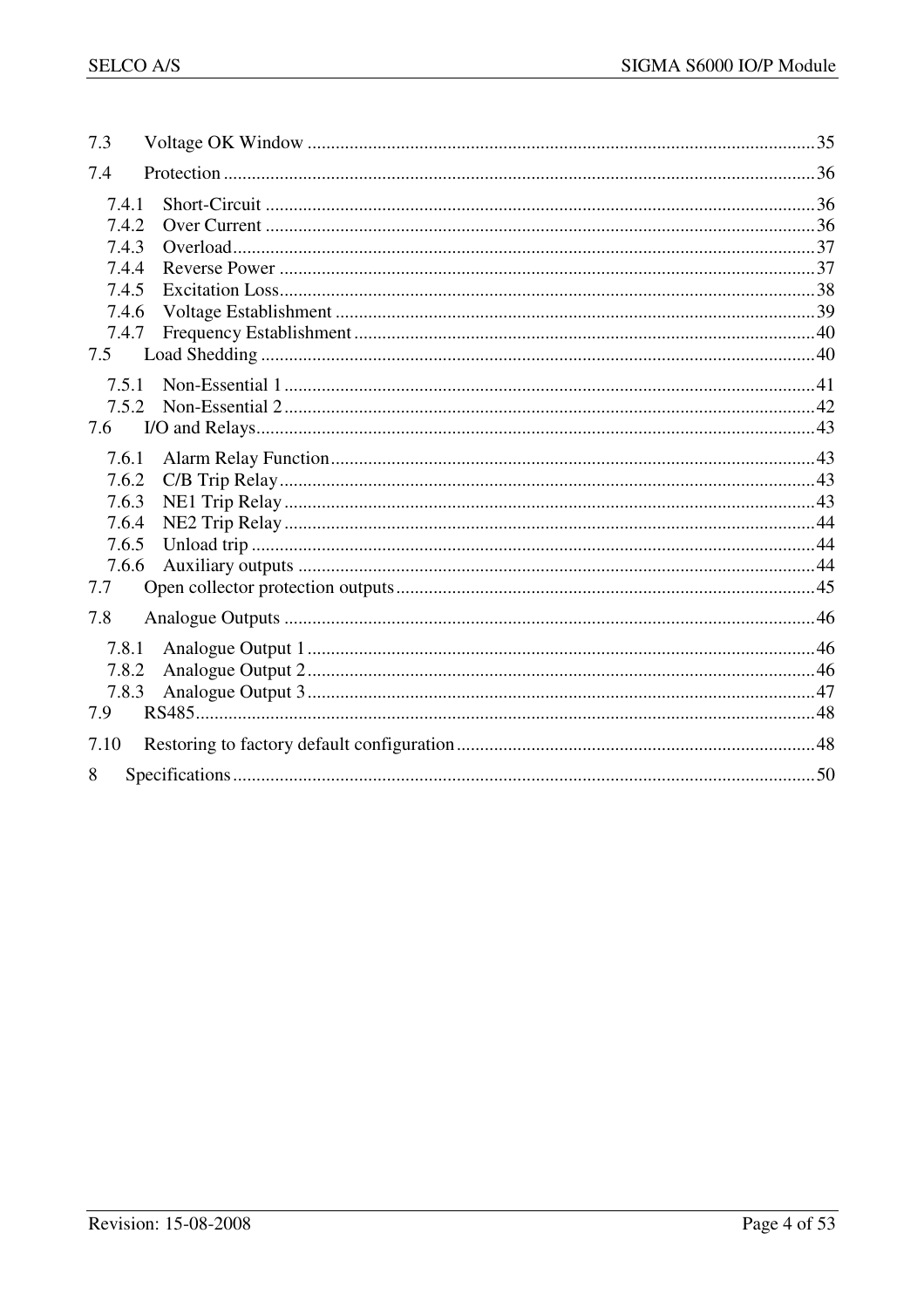7.3 Voltage OK Window ............................................................ 35

7.4 Protection ............................................................ 36

- 7.4.1 Short-Circuit ............................................................ 36
- 7.4.2 Over Current ............................................................ 36
- 7.4.3 Overload ............................................................ 37
- 7.4.4 Reverse Power ............................................................ 37
- 7.4.5 Excitation Loss ............................................................ 38
- 7.4.6 Voltage Establishment ............................................................ 39
- 7.4.7 Frequency Establishment ............................................................ 40

7.5 Load Shedding ............................................................ 40

- 7.5.1 Non-Essential 1 ............................................................ 41
- 7.5.2 Non-Essential 2 ............................................................ 42

7.6 I/O and Relays ............................................................ 43

- 7.6.1 Alarm Relay Function ............................................................ 43
- 7.6.2 C/B Trip Relay ............................................................ 43
- 7.6.3 NE1 Trip Relay ............................................................ 43
- 7.6.4 NE2 Trip Relay ............................................................ 44
- 7.6.5 Unload trip ............................................................ 44
- 7.6.6 Auxiliary outputs ............................................................ 44

7.7 Open collector protection outputs ............................................................ 45

7.8 Analogue Outputs ............................................................ 46

- 7.8.1 Analogue Output 1 ............................................................ 46
- 7.8.2 Analogue Output 2 ............................................................ 46
- 7.8.3 Analogue Output 3 ............................................................ 47

7.9 RS485 ............................................................ 48

7.10 Restoring to factory default configuration ............................................................ 48

8 Specifications ............................................................ 50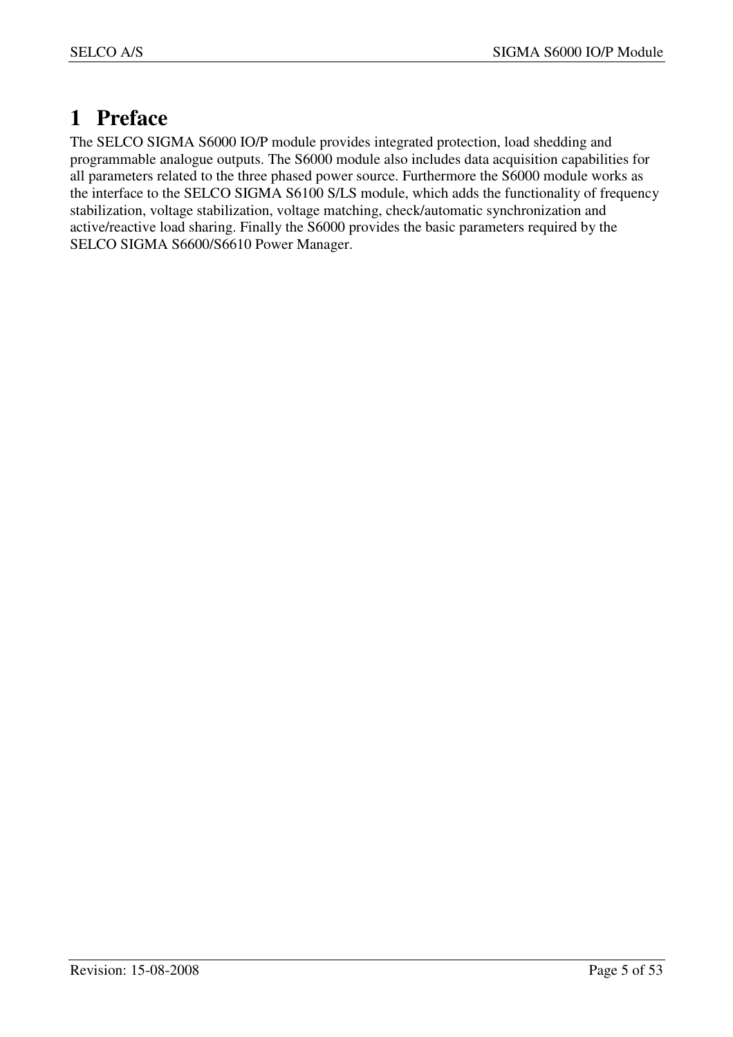# 1 Preface

The SELCO SIGMA S6000 IO/P module provides integrated protection, load shedding and programmable analogue outputs. The S6000 module also includes data acquisition capabilities for all parameters related to the three phased power source. Furthermore the S6000 module works as the interface to the SELCO SIGMA S6100 S/LS module, which adds the functionality of frequency stabilization, voltage stabilization, voltage matching, check/automatic synchronization and active/reactive load sharing. Finally the S6000 provides the basic parameters required by the SELCO SIGMA S6600/S6610 Power Manager.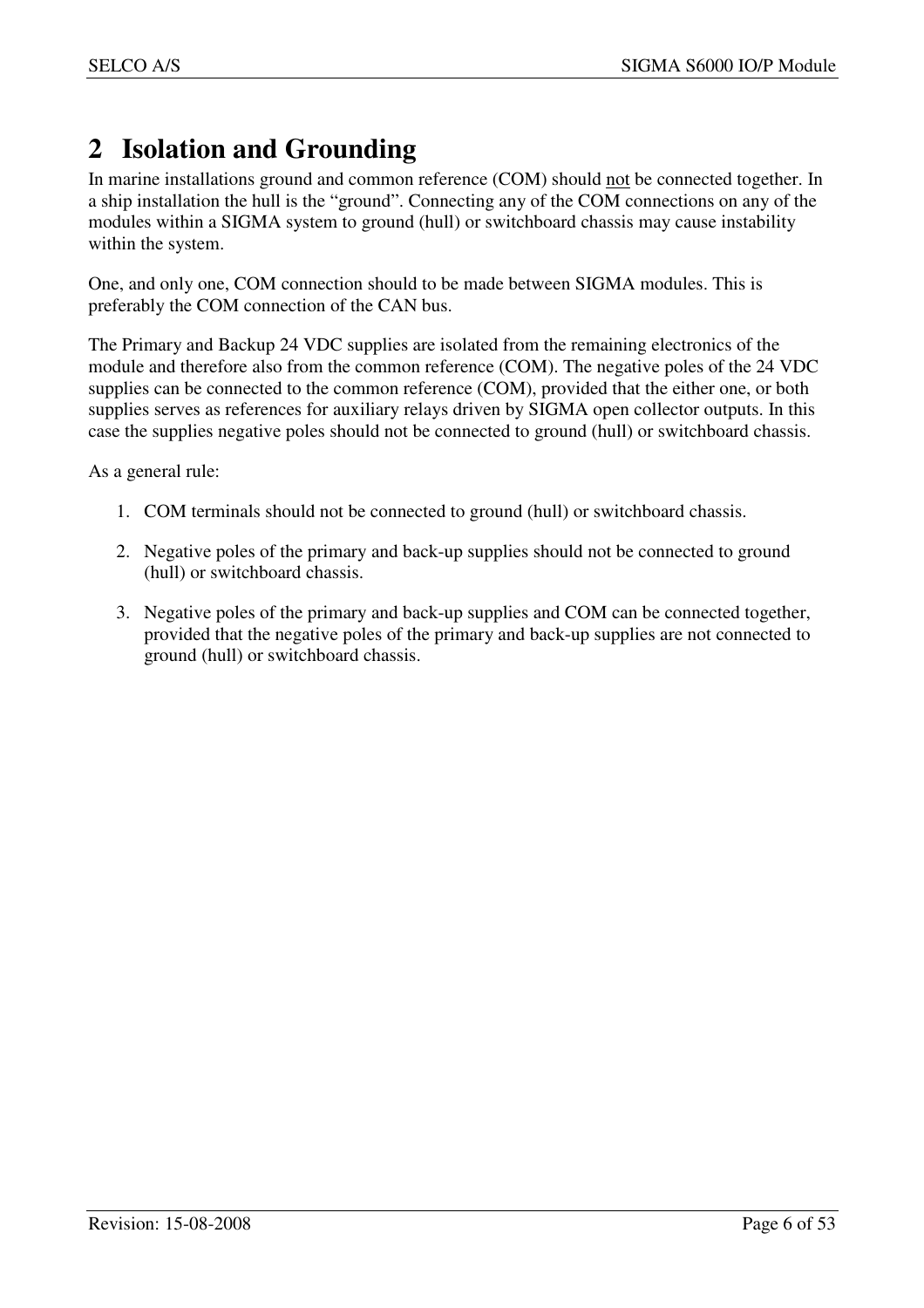# 2 Isolation and Grounding

In marine installations ground and common reference (COM) should <u>not</u> be connected together. In a ship installation the hull is the “ground”. Connecting any of the COM connections on any of the modules within a SIGMA system to ground (hull) or switchboard chassis may cause instability within the system.

One, and only one, COM connection should to be made between SIGMA modules. This is preferably the COM connection of the CAN bus.

The Primary and Backup 24 VDC supplies are isolated from the remaining electronics of the module and therefore also from the common reference (COM). The negative poles of the 24 VDC supplies can be connected to the common reference (COM), provided that the either one, or both supplies serves as references for auxiliary relays driven by SIGMA open collector outputs. In this case the supplies negative poles should not be connected to ground (hull) or switchboard chassis.

As a general rule:

1. COM terminals should not be connected to ground (hull) or switchboard chassis.
2. Negative poles of the primary and back-up supplies should not be connected to ground (hull) or switchboard chassis.
3. Negative poles of the primary and back-up supplies and COM can be connected together, provided that the negative poles of the primary and back-up supplies are not connected to ground (hull) or switchboard chassis.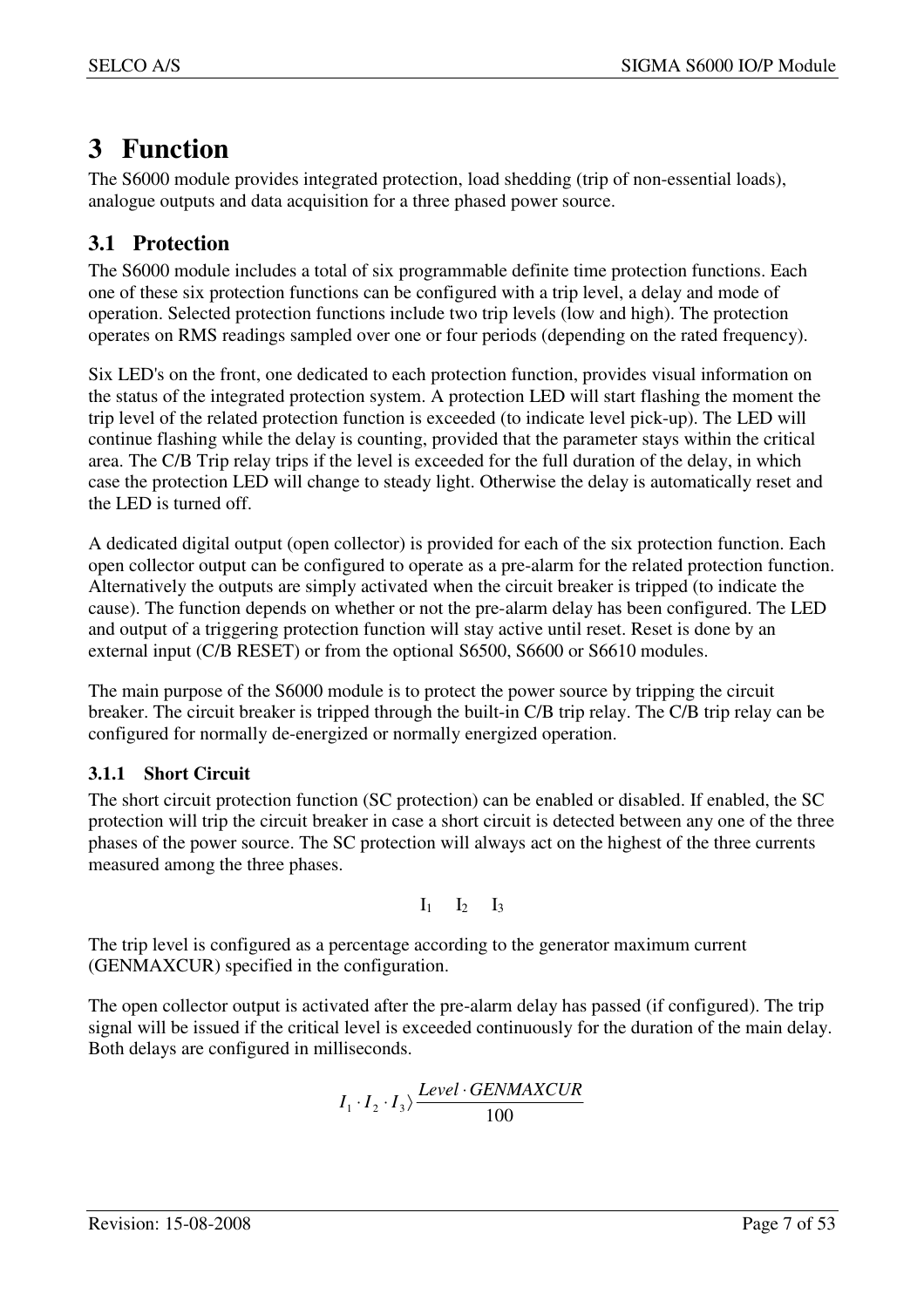# 3 Function

The S6000 module provides integrated protection, load shedding (trip of non-essential loads), analogue outputs and data acquisition for a three phased power source.

## 3.1 Protection

The S6000 module includes a total of six programmable definite time protection functions. Each one of these six protection functions can be configured with a trip level, a delay and mode of operation. Selected protection functions include two trip levels (low and high). The protection operates on RMS readings sampled over one or four periods (depending on the rated frequency).

Six LED's on the front, one dedicated to each protection function, provides visual information on the status of the integrated protection system. A protection LED will start flashing the moment the trip level of the related protection function is exceeded (to indicate level pick-up). The LED will continue flashing while the delay is counting, provided that the parameter stays within the critical area. The C/B Trip relay trips if the level is exceeded for the full duration of the delay, in which case the protection LED will change to steady light. Otherwise the delay is automatically reset and the LED is turned off.

A dedicated digital output (open collector) is provided for each of the six protection function. Each open collector output can be configured to operate as a pre-alarm for the related protection function. Alternatively the outputs are simply activated when the circuit breaker is tripped (to indicate the cause). The function depends on whether or not the pre-alarm delay has been configured. The LED and output of a triggering protection function will stay active until reset. Reset is done by an external input (C/B RESET) or from the optional S6500, S6600 or S6610 modules.

The main purpose of the S6000 module is to protect the power source by tripping the circuit breaker. The circuit breaker is tripped through the built-in C/B trip relay. The C/B trip relay can be configured for normally de-energized or normally energized operation.

### 3.1.1 Short Circuit

The short circuit protection function (SC protection) can be enabled or disabled. If enabled, the SC protection will trip the circuit breaker in case a short circuit is detected between any one of the three phases of the power source. The SC protection will always act on the highest of the three currents measured among the three phases.

$$I_1 \quad I_2 \quad I_3$$

The trip level is configured as a percentage according to the generator maximum current (GENMAXCUR) specified in the configuration.

The open collector output is activated after the pre-alarm delay has passed (if configured). The trip signal will be issued if the critical level is exceeded continuously for the duration of the main delay. Both delays are configured in milliseconds.

$$I_1 \cdot I_2 \cdot I_3 \rangle \frac{Level \cdot GENMAXCUR}{100}$$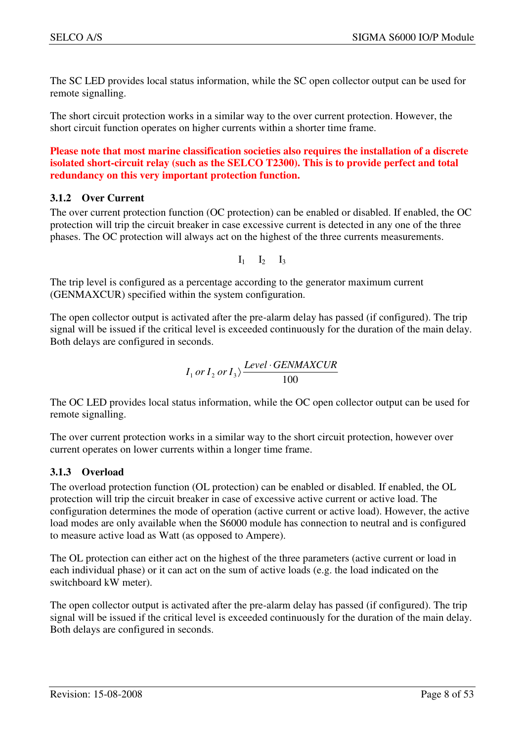The SC LED provides local status information, while the SC open collector output can be used for remote signalling.

The short circuit protection works in a similar way to the over current protection. However, the short circuit function operates on higher currents within a shorter time frame.

**Please note that most marine classification societies also requires the installation of a discrete isolated short-circuit relay (such as the SELCO T2300). This is to provide perfect and total redundancy on this very important protection function.**

### 3.1.2 Over Current

The over current protection function (OC protection) can be enabled or disabled. If enabled, the OC protection will trip the circuit breaker in case excessive current is detected in any one of the three phases. The OC protection will always act on the highest of the three currents measurements.

$$I_1 \quad I_2 \quad I_3$$

The trip level is configured as a percentage according to the generator maximum current (GENMAXCUR) specified within the system configuration.

The open collector output is activated after the pre-alarm delay has passed (if configured). The trip signal will be issued if the critical level is exceeded continuously for the duration of the main delay. Both delays are configured in seconds.

$$I_1 \; or \; I_2 \; or \; I_3 \rangle \frac{Level \cdot GENMAXCUR}{100}$$

The OC LED provides local status information, while the OC open collector output can be used for remote signalling.

The over current protection works in a similar way to the short circuit protection, however over current operates on lower currents within a longer time frame.

### 3.1.3 Overload

The overload protection function (OL protection) can be enabled or disabled. If enabled, the OL protection will trip the circuit breaker in case of excessive active current or active load. The configuration determines the mode of operation (active current or active load). However, the active load modes are only available when the S6000 module has connection to neutral and is configured to measure active load as Watt (as opposed to Ampere).

The OL protection can either act on the highest of the three parameters (active current or load in each individual phase) or it can act on the sum of active loads (e.g. the load indicated on the switchboard kW meter).

The open collector output is activated after the pre-alarm delay has passed (if configured). The trip signal will be issued if the critical level is exceeded continuously for the duration of the main delay. Both delays are configured in seconds.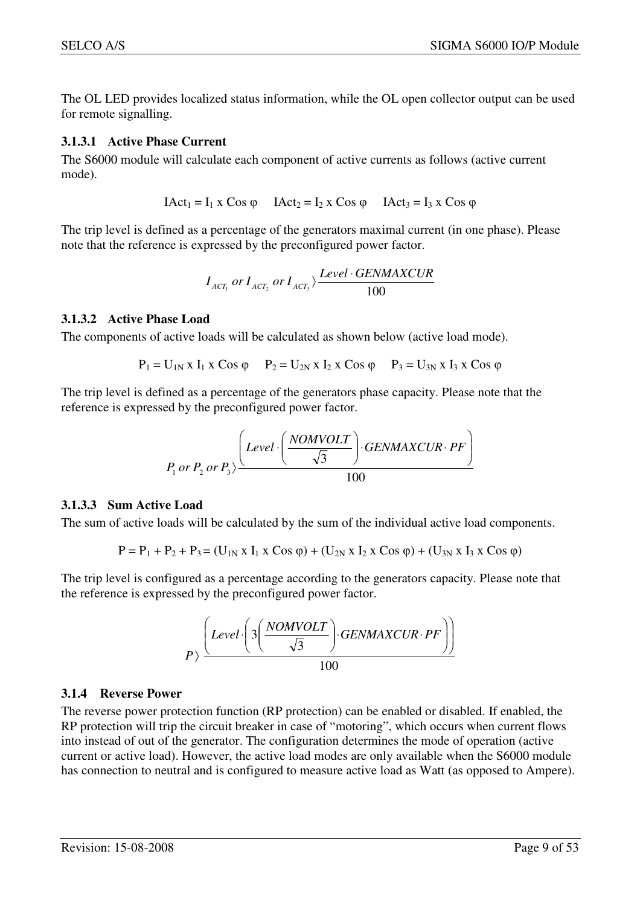The OL LED provides localized status information, while the OL open collector output can be used for remote signalling.

#### 3.1.3.1 Active Phase Current

The S6000 module will calculate each component of active currents as follows (active current mode).

$$IAct_1 = I_1 \text{ x } \cos \varphi \quad IAct_2 = I_2 \text{ x } \cos \varphi \quad IAct_3 = I_3 \text{ x } \cos \varphi$$

The trip level is defined as a percentage of the generators maximal current (in one phase). Please note that the reference is expressed by the preconfigured power factor.

$$I_{ACT_1} \text{ or } I_{ACT_2} \text{ or } I_{ACT_3} \rangle \frac{Level \cdot GENMAXCUR}{100}$$

#### 3.1.3.2 Active Phase Load

The components of active loads will be calculated as shown below (active load mode).

$$P_1 = U_{1N} \text{ x } I_1 \text{ x } \cos \varphi \quad P_2 = U_{2N} \text{ x } I_2 \text{ x } \cos \varphi \quad P_3 = U_{3N} \text{ x } I_3 \text{ x } \cos \varphi$$

The trip level is defined as a percentage of the generators phase capacity. Please note that the reference is expressed by the preconfigured power factor.

$$P_1 \text{ or } P_2 \text{ or } P_3 \rangle \frac{\left( Level \cdot \left( \frac{NOMVOLT}{\sqrt{3}} \right) \cdot GENMAXCUR \cdot PF \right)}{100}$$

#### 3.1.3.3 Sum Active Load

The sum of active loads will be calculated by the sum of the individual active load components.

$$P = P_1 + P_2 + P_3 = (U_{1N} \text{ x } I_1 \text{ x } \cos \varphi) + (U_{2N} \text{ x } I_2 \text{ x } \cos \varphi) + (U_{3N} \text{ x } I_3 \text{ x } \cos \varphi)$$

The trip level is configured as a percentage according to the generators capacity. Please note that the reference is expressed by the preconfigured power factor.

$$P \rangle \frac{\left( Level \cdot \left( 3 \left( \frac{NOMVOLT}{\sqrt{3}} \right) \cdot GENMAXCUR \cdot PF \right) \right)}{100}$$

### 3.1.4 Reverse Power

The reverse power protection function (RP protection) can be enabled or disabled. If enabled, the RP protection will trip the circuit breaker in case of "motoring", which occurs when current flows into instead of out of the generator. The configuration determines the mode of operation (active current or active load). However, the active load modes are only available when the S6000 module has connection to neutral and is configured to measure active load as Watt (as opposed to Ampere).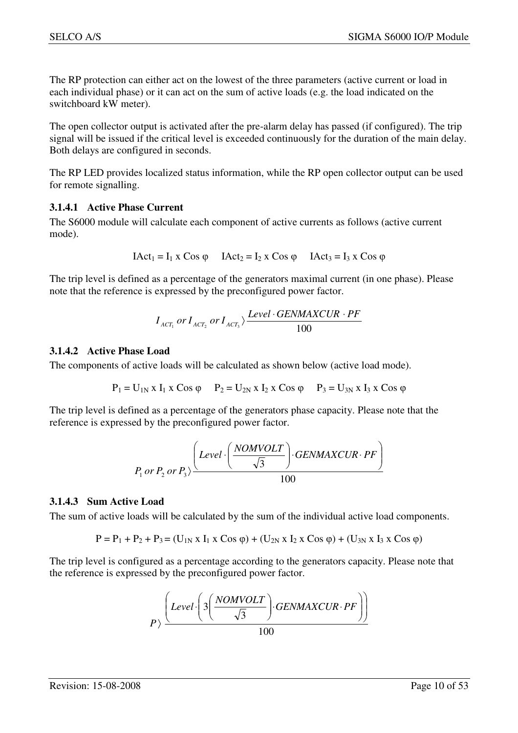The RP protection can either act on the lowest of the three parameters (active current or load in each individual phase) or it can act on the sum of active loads (e.g. the load indicated on the switchboard kW meter).

The open collector output is activated after the pre-alarm delay has passed (if configured). The trip signal will be issued if the critical level is exceeded continuously for the duration of the main delay. Both delays are configured in seconds.

The RP LED provides localized status information, while the RP open collector output can be used for remote signalling.

### 3.1.4.1 Active Phase Current

The S6000 module will calculate each component of active currents as follows (active current mode).

$$IAct_1 = I_1 \text{ x } \cos \varphi \quad IAct_2 = I_2 \text{ x } \cos \varphi \quad IAct_3 = I_3 \text{ x } \cos \varphi$$

The trip level is defined as a percentage of the generators maximal current (in one phase). Please note that the reference is expressed by the preconfigured power factor.

$$I_{ACT_1} \text{ or } I_{ACT_2} \text{ or } I_{ACT_3} \rangle \frac{Level \cdot GENMAXCUR \cdot PF}{100}$$

### 3.1.4.2 Active Phase Load

The components of active loads will be calculated as shown below (active load mode).

$$P_1 = U_{1N} \text{ x } I_1 \text{ x } \cos \varphi \quad P_2 = U_{2N} \text{ x } I_2 \text{ x } \cos \varphi \quad P_3 = U_{3N} \text{ x } I_3 \text{ x } \cos \varphi$$

The trip level is defined as a percentage of the generators phase capacity. Please note that the reference is expressed by the preconfigured power factor.

$$P_1 \text{ or } P_2 \text{ or } P_3 \rangle \frac{\left( Level \cdot \left( \frac{NOMVOLT}{\sqrt{3}} \right) \cdot GENMAXCUR \cdot PF \right)}{100}$$

### 3.1.4.3 Sum Active Load

The sum of active loads will be calculated by the sum of the individual active load components.

$$P = P_1 + P_2 + P_3 = (U_{1N} \text{ x } I_1 \text{ x } \cos \varphi) + (U_{2N} \text{ x } I_2 \text{ x } \cos \varphi) + (U_{3N} \text{ x } I_3 \text{ x } \cos \varphi)$$

The trip level is configured as a percentage according to the generators capacity. Please note that the reference is expressed by the preconfigured power factor.

$$P \rangle \frac{\left( Level \cdot \left( 3 \left( \frac{NOMVOLT}{\sqrt{3}} \right) \cdot GENMAXCUR \cdot PF \right) \right)}{100}$$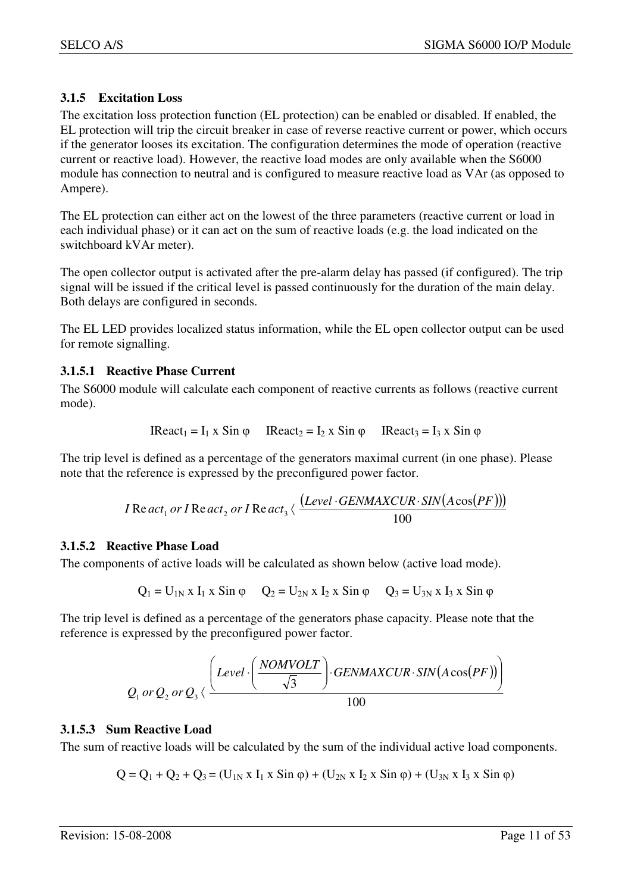### 3.1.5 Excitation Loss

The excitation loss protection function (EL protection) can be enabled or disabled. If enabled, the EL protection will trip the circuit breaker in case of reverse reactive current or power, which occurs if the generator looses its excitation. The configuration determines the mode of operation (reactive current or reactive load). However, the reactive load modes are only available when the S6000 module has connection to neutral and is configured to measure reactive load as VAr (as opposed to Ampere).

The EL protection can either act on the lowest of the three parameters (reactive current or load in each individual phase) or it can act on the sum of reactive loads (e.g. the load indicated on the switchboard kVAr meter).

The open collector output is activated after the pre-alarm delay has passed (if configured). The trip signal will be issued if the critical level is passed continuously for the duration of the main delay. Both delays are configured in seconds.

The EL LED provides localized status information, while the EL open collector output can be used for remote signalling.

#### 3.1.5.1 Reactive Phase Current

The S6000 module will calculate each component of reactive currents as follows (reactive current mode).

$$IReact_1 = I_1 \text{ x Sin } \varphi \quad IReact_2 = I_2 \text{ x Sin } \varphi \quad IReact_3 = I_3 \text{ x Sin } \varphi$$

The trip level is defined as a percentage of the generators maximal current (in one phase). Please note that the reference is expressed by the preconfigured power factor.

$$I\,\mathrm{Re}act_1 \; or \; I\,\mathrm{Re}act_2 \; or \; I\,\mathrm{Re}act_3 \langle \; \frac{\left(Level \cdot GENMAXCUR \cdot SIN\left(A\cos\left(PF\right)\right)\right)}{100}$$

#### 3.1.5.2 Reactive Phase Load

The components of active loads will be calculated as shown below (active load mode).

$$Q_1 = U_{1N} \text{ x } I_1 \text{ x Sin } \varphi \quad Q_2 = U_{2N} \text{ x } I_2 \text{ x Sin } \varphi \quad Q_3 = U_{3N} \text{ x } I_3 \text{ x Sin } \varphi$$

The trip level is defined as a percentage of the generators phase capacity. Please note that the reference is expressed by the preconfigured power factor.

$$Q_1 \; or \; Q_2 \; or \; Q_3 \langle \; \frac{\left(Level \cdot \left(\frac{NOMVOLT}{\sqrt{3}}\right) \cdot GENMAXCUR \cdot SIN\left(A\cos\left(PF\right)\right)\right)}{100}$$

#### 3.1.5.3 Sum Reactive Load

The sum of reactive loads will be calculated by the sum of the individual active load components.

$$Q = Q_1 + Q_2 + Q_3 = (U_{1N} \text{ x } I_1 \text{ x Sin } \varphi) + (U_{2N} \text{ x } I_2 \text{ x Sin } \varphi) + (U_{3N} \text{ x } I_3 \text{ x Sin } \varphi)$$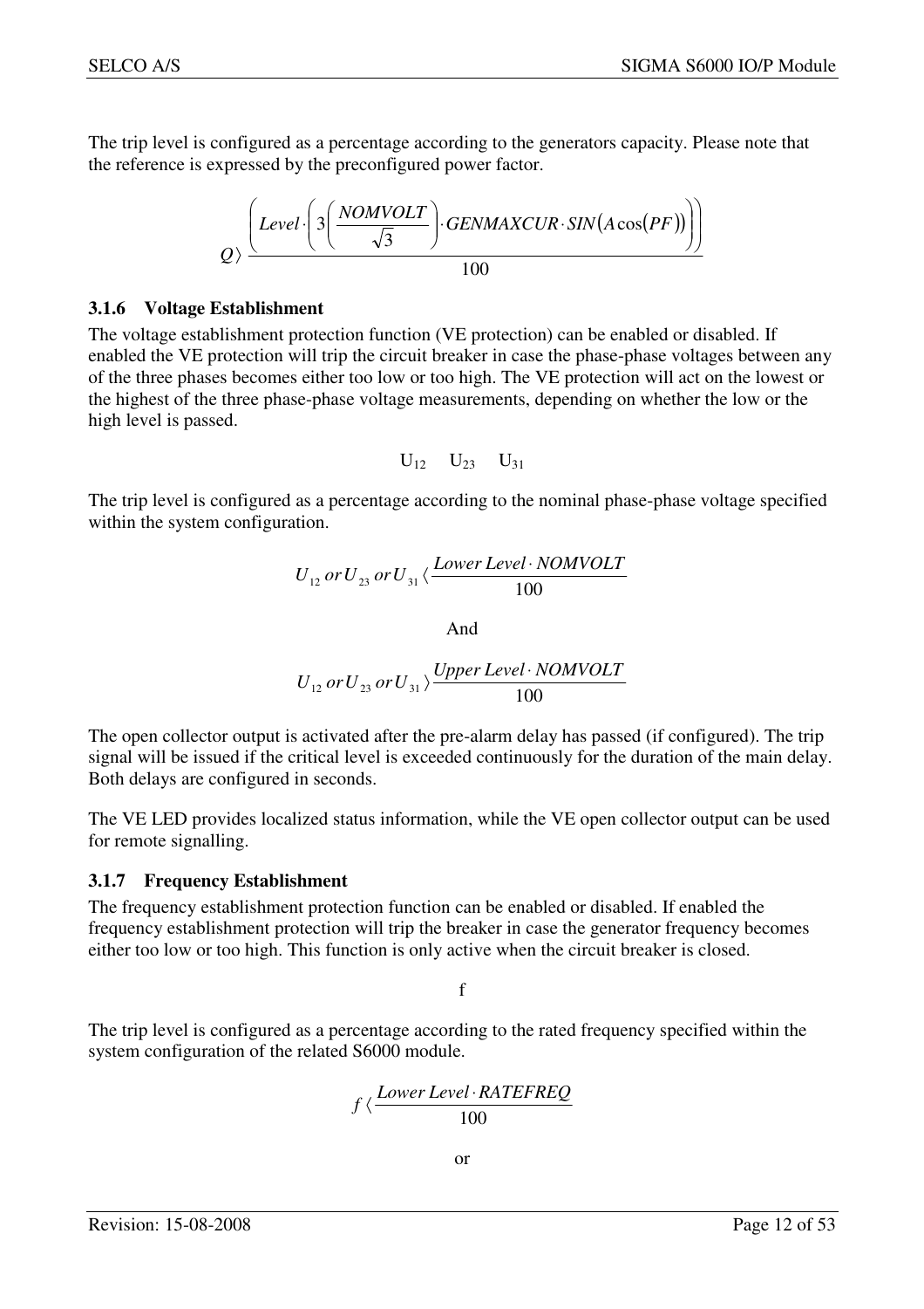The trip level is configured as a percentage according to the generators capacity. Please note that the reference is expressed by the preconfigured power factor.

$$Q \rangle \frac{\left( Level \cdot \left( 3\left( \frac{NOMVOLT}{\sqrt{3}} \right) \cdot GENMAXCUR \cdot SIN\left( A\cos\left( PF \right) \right) \right) \right)}{100}$$

### 3.1.6 Voltage Establishment

The voltage establishment protection function (VE protection) can be enabled or disabled. If enabled the VE protection will trip the circuit breaker in case the phase-phase voltages between any of the three phases becomes either too low or too high. The VE protection will act on the lowest or the highest of the three phase-phase voltage measurements, depending on whether the low or the high level is passed.

$$U_{12} \quad U_{23} \quad U_{31}$$

The trip level is configured as a percentage according to the nominal phase-phase voltage specified within the system configuration.

$$U_{12}\ or\ U_{23}\ or\ U_{31} \langle \frac{Lower\ Level \cdot NOMVOLT}{100}$$

And

$$U_{12}\ or\ U_{23}\ or\ U_{31} \rangle \frac{Upper\ Level \cdot NOMVOLT}{100}$$

The open collector output is activated after the pre-alarm delay has passed (if configured). The trip signal will be issued if the critical level is exceeded continuously for the duration of the main delay. Both delays are configured in seconds.

The VE LED provides localized status information, while the VE open collector output can be used for remote signalling.

### 3.1.7 Frequency Establishment

The frequency establishment protection function can be enabled or disabled. If enabled the frequency establishment protection will trip the breaker in case the generator frequency becomes either too low or too high. This function is only active when the circuit breaker is closed.

$$f$$

The trip level is configured as a percentage according to the rated frequency specified within the system configuration of the related S6000 module.

$$f \langle \frac{Lower\ Level \cdot RATEFREQ}{100}$$

or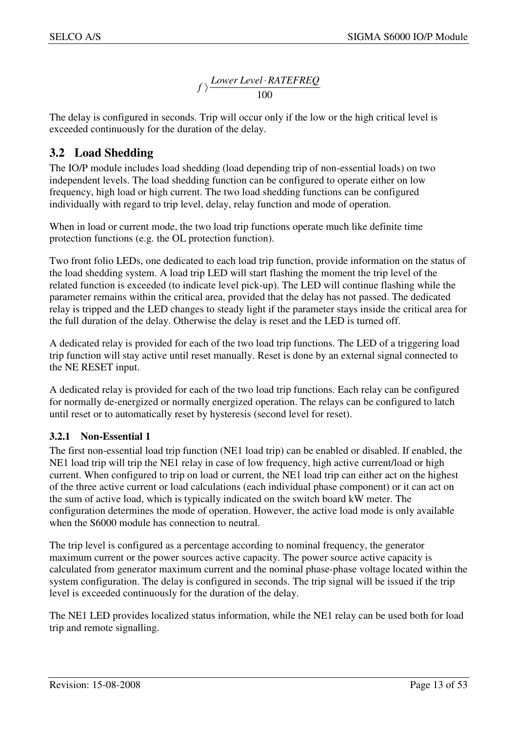$$f \rangle \frac{Lower\ Level \cdot RATEFREQ}{100}$$

The delay is configured in seconds. Trip will occur only if the low or the high critical level is exceeded continuously for the duration of the delay.

## 3.2 Load Shedding

The IO/P module includes load shedding (load depending trip of non-essential loads) on two independent levels. The load shedding function can be configured to operate either on low frequency, high load or high current. The two load shedding functions can be configured individually with regard to trip level, delay, relay function and mode of operation.

When in load or current mode, the two load trip functions operate much like definite time protection functions (e.g. the OL protection function).

Two front folio LEDs, one dedicated to each load trip function, provide information on the status of the load shedding system. A load trip LED will start flashing the moment the trip level of the related function is exceeded (to indicate level pick-up). The LED will continue flashing while the parameter remains within the critical area, provided that the delay has not passed. The dedicated relay is tripped and the LED changes to steady light if the parameter stays inside the critical area for the full duration of the delay. Otherwise the delay is reset and the LED is turned off.

A dedicated relay is provided for each of the two load trip functions. The LED of a triggering load trip function will stay active until reset manually. Reset is done by an external signal connected to the NE RESET input.

A dedicated relay is provided for each of the two load trip functions. Each relay can be configured for normally de-energized or normally energized operation. The relays can be configured to latch until reset or to automatically reset by hysteresis (second level for reset).

### 3.2.1 Non-Essential 1

The first non-essential load trip function (NE1 load trip) can be enabled or disabled. If enabled, the NE1 load trip will trip the NE1 relay in case of low frequency, high active current/load or high current. When configured to trip on load or current, the NE1 load trip can either act on the highest of the three active current or load calculations (each individual phase component) or it can act on the sum of active load, which is typically indicated on the switch board kW meter. The configuration determines the mode of operation. However, the active load mode is only available when the S6000 module has connection to neutral.

The trip level is configured as a percentage according to nominal frequency, the generator maximum current or the power sources active capacity. The power source active capacity is calculated from generator maximum current and the nominal phase-phase voltage located within the system configuration. The delay is configured in seconds. The trip signal will be issued if the trip level is exceeded continuously for the duration of the delay.

The NE1 LED provides localized status information, while the NE1 relay can be used both for load trip and remote signalling.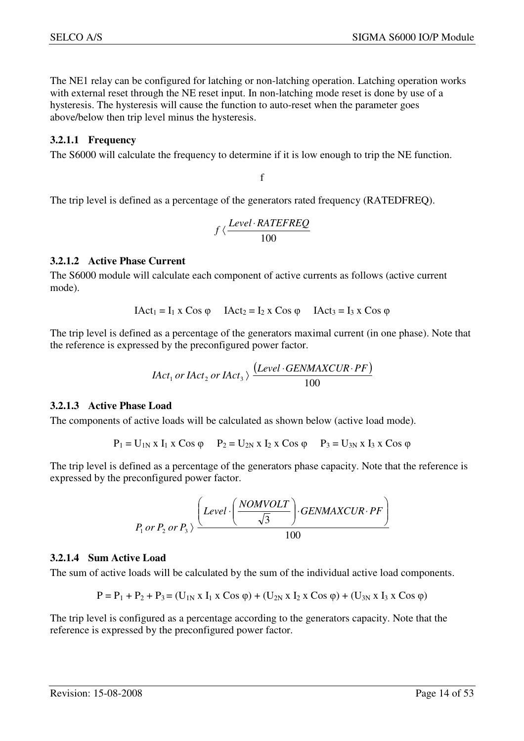The NE1 relay can be configured for latching or non-latching operation. Latching operation works with external reset through the NE reset input. In non-latching mode reset is done by use of a hysteresis. The hysteresis will cause the function to auto-reset when the parameter goes above/below then trip level minus the hysteresis.

#### 3.2.1.1 Frequency

The S6000 will calculate the frequency to determine if it is low enough to trip the NE function.

$$f$$

The trip level is defined as a percentage of the generators rated frequency (RATEDFREQ).

$$f \langle \frac{Level \cdot RATEFREQ}{100}$$

#### 3.2.1.2 Active Phase Current

The S6000 module will calculate each component of active currents as follows (active current mode).

$$IAct_1 = I_1 \text{ x } \cos \varphi \quad IAct_2 = I_2 \text{ x } \cos \varphi \quad IAct_3 = I_3 \text{ x } \cos \varphi$$

The trip level is defined as a percentage of the generators maximal current (in one phase). Note that the reference is expressed by the preconfigured power factor.

$$IAct_1 \text{ or } IAct_2 \text{ or } IAct_3 \rangle \frac{(Level \cdot GENMAXCUR \cdot PF)}{100}$$

#### 3.2.1.3 Active Phase Load

The components of active loads will be calculated as shown below (active load mode).

$$P_1 = U_{1N} \text{ x } I_1 \text{ x } \cos \varphi \quad P_2 = U_{2N} \text{ x } I_2 \text{ x } \cos \varphi \quad P_3 = U_{3N} \text{ x } I_3 \text{ x } \cos \varphi$$

The trip level is defined as a percentage of the generators phase capacity. Note that the reference is expressed by the preconfigured power factor.

$$P_1 \text{ or } P_2 \text{ or } P_3 \rangle \frac{\left(Level \cdot \left(\frac{NOMVOLT}{\sqrt{3}}\right) \cdot GENMAXCUR \cdot PF\right)}{100}$$

#### 3.2.1.4 Sum Active Load

The sum of active loads will be calculated by the sum of the individual active load components.

$$P = P_1 + P_2 + P_3 = (U_{1N} \text{ x } I_1 \text{ x } \cos \varphi) + (U_{2N} \text{ x } I_2 \text{ x } \cos \varphi) + (U_{3N} \text{ x } I_3 \text{ x } \cos \varphi)$$

The trip level is configured as a percentage according to the generators capacity. Note that the reference is expressed by the preconfigured power factor.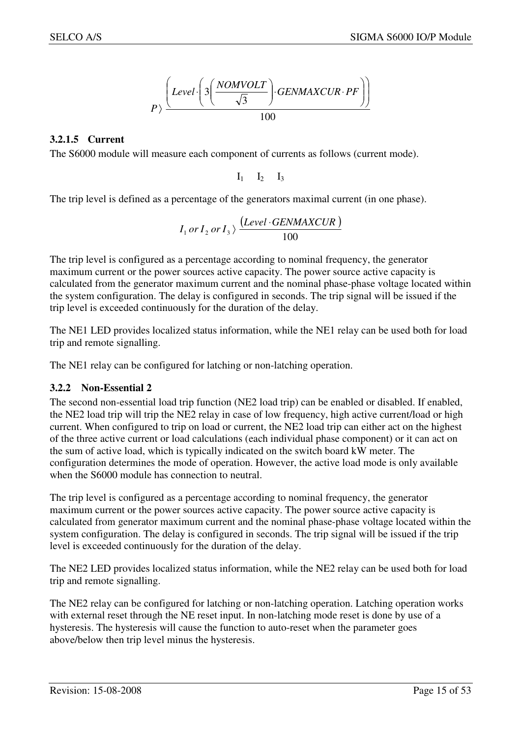$$P \rangle \frac{\left( Level \cdot \left( 3 \left( \frac{NOMVOLT}{\sqrt{3}} \right) \cdot GENMAXCUR \cdot PF \right) \right)}{100}$$

#### 3.2.1.5 Current

The S6000 module will measure each component of currents as follows (current mode).

$$I_1 \quad I_2 \quad I_3$$

The trip level is defined as a percentage of the generators maximal current (in one phase).

$$I_1 \; or \; I_2 \; or \; I_3 \rangle \frac{(Level \cdot GENMAXCUR)}{100}$$

The trip level is configured as a percentage according to nominal frequency, the generator maximum current or the power sources active capacity. The power source active capacity is calculated from the generator maximum current and the nominal phase-phase voltage located within the system configuration. The delay is configured in seconds. The trip signal will be issued if the trip level is exceeded continuously for the duration of the delay.

The NE1 LED provides localized status information, while the NE1 relay can be used both for load trip and remote signalling.

The NE1 relay can be configured for latching or non-latching operation.

### 3.2.2 Non-Essential 2

The second non-essential load trip function (NE2 load trip) can be enabled or disabled. If enabled, the NE2 load trip will trip the NE2 relay in case of low frequency, high active current/load or high current. When configured to trip on load or current, the NE2 load trip can either act on the highest of the three active current or load calculations (each individual phase component) or it can act on the sum of active load, which is typically indicated on the switch board kW meter. The configuration determines the mode of operation. However, the active load mode is only available when the S6000 module has connection to neutral.

The trip level is configured as a percentage according to nominal frequency, the generator maximum current or the power sources active capacity. The power source active capacity is calculated from generator maximum current and the nominal phase-phase voltage located within the system configuration. The delay is configured in seconds. The trip signal will be issued if the trip level is exceeded continuously for the duration of the delay.

The NE2 LED provides localized status information, while the NE2 relay can be used both for load trip and remote signalling.

The NE2 relay can be configured for latching or non-latching operation. Latching operation works with external reset through the NE reset input. In non-latching mode reset is done by use of a hysteresis. The hysteresis will cause the function to auto-reset when the parameter goes above/below then trip level minus the hysteresis.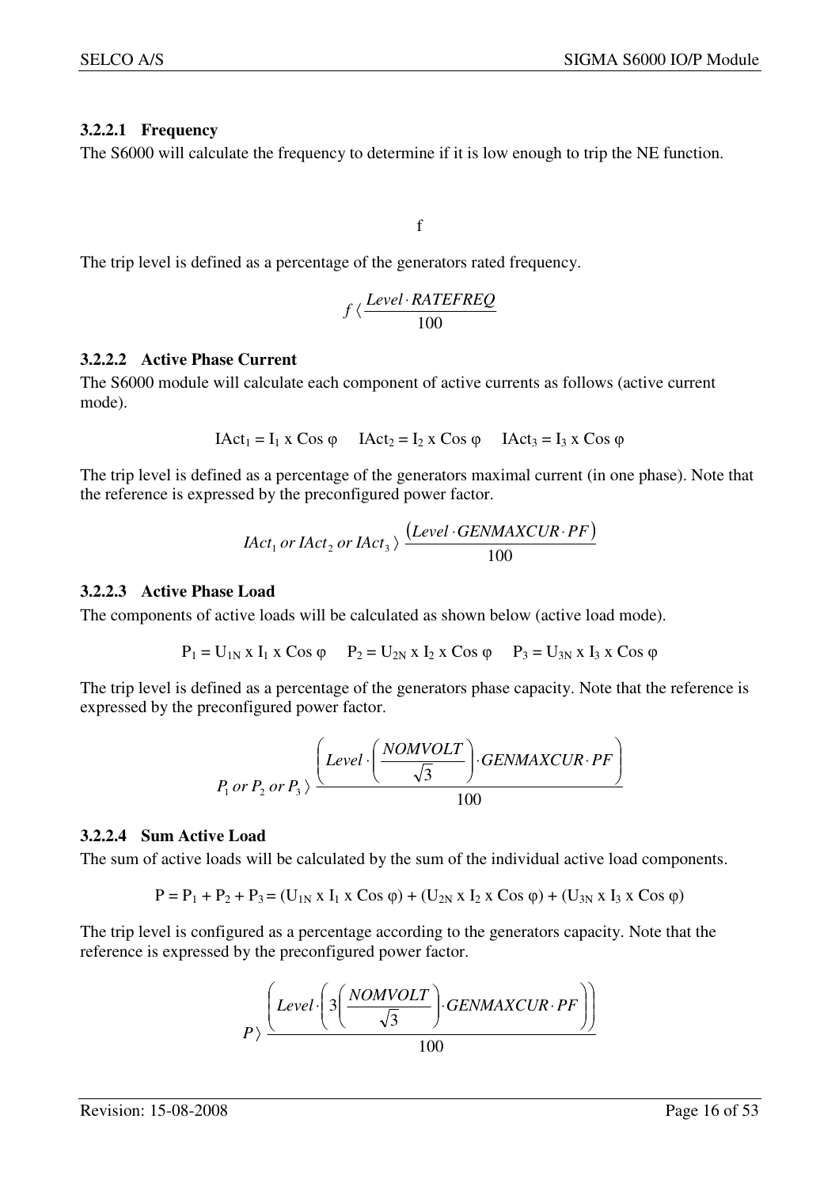### 3.2.2.1 Frequency

The S6000 will calculate the frequency to determine if it is low enough to trip the NE function.

$$f$$

The trip level is defined as a percentage of the generators rated frequency.

$$f \langle \frac{Level \cdot RATEFREQ}{100}$$

### 3.2.2.2 Active Phase Current

The S6000 module will calculate each component of active currents as follows (active current mode).

$$IAct_1 = I_1 \text{ x } \cos\varphi \quad IAct_2 = I_2 \text{ x } \cos\varphi \quad IAct_3 = I_3 \text{ x } \cos\varphi$$

The trip level is defined as a percentage of the generators maximal current (in one phase). Note that the reference is expressed by the preconfigured power factor.

$$IAct_1 \text{ or } IAct_2 \text{ or } IAct_3 \rangle \frac{(Level \cdot GENMAXCUR \cdot PF)}{100}$$

### 3.2.2.3 Active Phase Load

The components of active loads will be calculated as shown below (active load mode).

$$P_1 = U_{1N} \text{ x } I_1 \text{ x } \cos\varphi \quad P_2 = U_{2N} \text{ x } I_2 \text{ x } \cos\varphi \quad P_3 = U_{3N} \text{ x } I_3 \text{ x } \cos\varphi$$

The trip level is defined as a percentage of the generators phase capacity. Note that the reference is expressed by the preconfigured power factor.

$$P_1 \text{ or } P_2 \text{ or } P_3 \rangle \frac{\left(Level \cdot \left(\frac{NOMVOLT}{\sqrt{3}}\right) \cdot GENMAXCUR \cdot PF\right)}{100}$$

### 3.2.2.4 Sum Active Load

The sum of active loads will be calculated by the sum of the individual active load components.

$$P = P_1 + P_2 + P_3 = (U_{1N} \text{ x } I_1 \text{ x } \cos\varphi) + (U_{2N} \text{ x } I_2 \text{ x } \cos\varphi) + (U_{3N} \text{ x } I_3 \text{ x } \cos\varphi)$$

The trip level is configured as a percentage according to the generators capacity. Note that the reference is expressed by the preconfigured power factor.

$$P \rangle \frac{\left(Level \cdot \left(3\left(\frac{NOMVOLT}{\sqrt{3}}\right) \cdot GENMAXCUR \cdot PF\right)\right)}{100}$$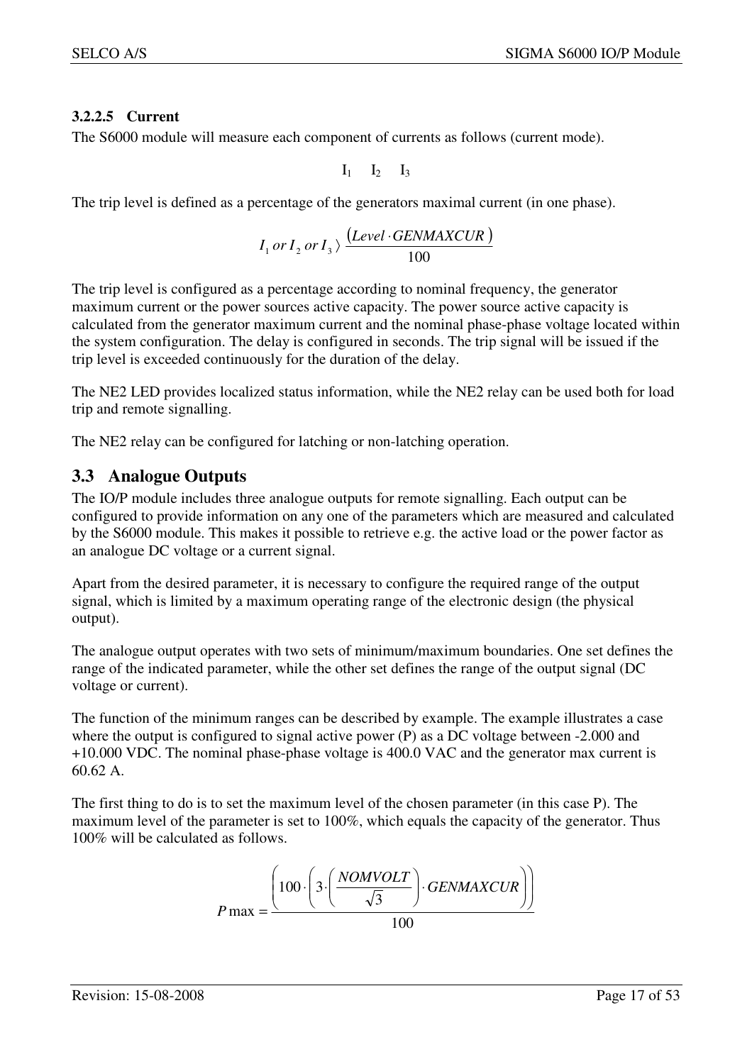#### 3.2.2.5 Current

The S6000 module will measure each component of currents as follows (current mode).

$$I_1 \quad I_2 \quad I_3$$

The trip level is defined as a percentage of the generators maximal current (in one phase).

$$I_1 \; or \; I_2 \; or \; I_3 \rangle \frac{(Level \cdot GENMAXCUR)}{100}$$

The trip level is configured as a percentage according to nominal frequency, the generator maximum current or the power sources active capacity. The power source active capacity is calculated from the generator maximum current and the nominal phase-phase voltage located within the system configuration. The delay is configured in seconds. The trip signal will be issued if the trip level is exceeded continuously for the duration of the delay.

The NE2 LED provides localized status information, while the NE2 relay can be used both for load trip and remote signalling.

The NE2 relay can be configured for latching or non-latching operation.

## 3.3 Analogue Outputs

The IO/P module includes three analogue outputs for remote signalling. Each output can be configured to provide information on any one of the parameters which are measured and calculated by the S6000 module. This makes it possible to retrieve e.g. the active load or the power factor as an analogue DC voltage or a current signal.

Apart from the desired parameter, it is necessary to configure the required range of the output signal, which is limited by a maximum operating range of the electronic design (the physical output).

The analogue output operates with two sets of minimum/maximum boundaries. One set defines the range of the indicated parameter, while the other set defines the range of the output signal (DC voltage or current).

The function of the minimum ranges can be described by example. The example illustrates a case where the output is configured to signal active power (P) as a DC voltage between -2.000 and +10.000 VDC. The nominal phase-phase voltage is 400.0 VAC and the generator max current is 60.62 A.

The first thing to do is to set the maximum level of the chosen parameter (in this case P). The maximum level of the parameter is set to 100%, which equals the capacity of the generator. Thus 100% will be calculated as follows.

$$P\max = \frac{\left(100 \cdot \left(3 \cdot \left(\frac{NOMVOLT}{\sqrt{3}}\right) \cdot GENMAXCUR\right)\right)}{100}$$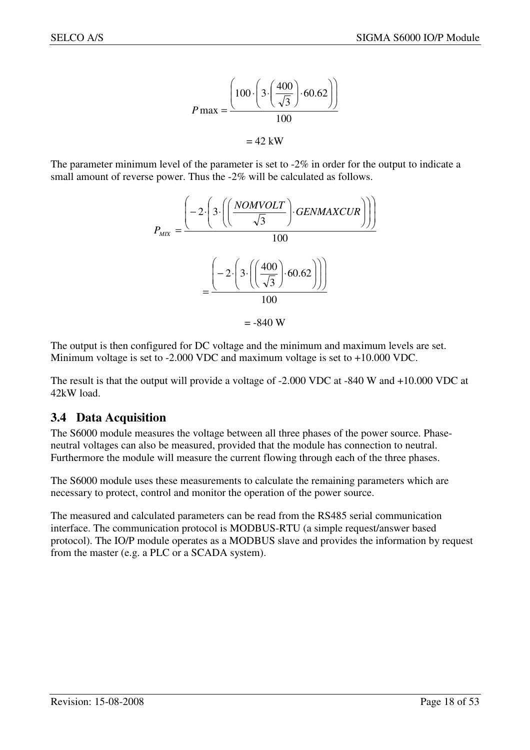$$P\max = \frac{\left(100 \cdot \left(3 \cdot \left(\frac{400}{\sqrt{3}}\right) \cdot 60.62\right)\right)}{100}$$

$$= 42 \text{ kW}$$

The parameter minimum level of the parameter is set to -2% in order for the output to indicate a small amount of reverse power. Thus the -2% will be calculated as follows.

$$P_{MIX} = \frac{\left(-2 \cdot \left(3 \cdot \left(\left(\frac{NOMVOLT}{\sqrt{3}}\right) \cdot GENMAXCUR\right)\right)\right)}{100}$$

$$= \frac{\left(-2 \cdot \left(3 \cdot \left(\left(\frac{400}{\sqrt{3}}\right) \cdot 60.62\right)\right)\right)}{100}$$

$$= -840 \text{ W}$$

The output is then configured for DC voltage and the minimum and maximum levels are set. Minimum voltage is set to -2.000 VDC and maximum voltage is set to +10.000 VDC.

The result is that the output will provide a voltage of -2.000 VDC at -840 W and +10.000 VDC at 42kW load.

## 3.4 Data Acquisition

The S6000 module measures the voltage between all three phases of the power source. Phase-neutral voltages can also be measured, provided that the module has connection to neutral. Furthermore the module will measure the current flowing through each of the three phases.

The S6000 module uses these measurements to calculate the remaining parameters which are necessary to protect, control and monitor the operation of the power source.

The measured and calculated parameters can be read from the RS485 serial communication interface. The communication protocol is MODBUS-RTU (a simple request/answer based protocol). The IO/P module operates as a MODBUS slave and provides the information by request from the master (e.g. a PLC or a SCADA system).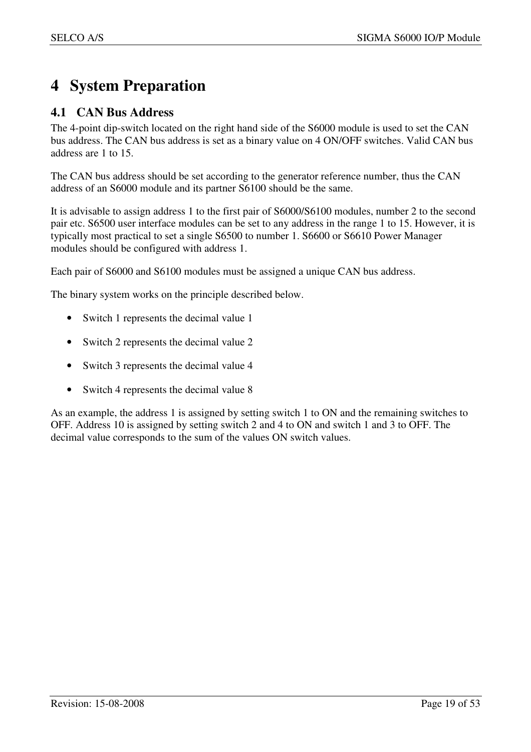# 4 System Preparation

## 4.1 CAN Bus Address

The 4-point dip-switch located on the right hand side of the S6000 module is used to set the CAN bus address. The CAN bus address is set as a binary value on 4 ON/OFF switches. Valid CAN bus address are 1 to 15.

The CAN bus address should be set according to the generator reference number, thus the CAN address of an S6000 module and its partner S6100 should be the same.

It is advisable to assign address 1 to the first pair of S6000/S6100 modules, number 2 to the second pair etc. S6500 user interface modules can be set to any address in the range 1 to 15. However, it is typically most practical to set a single S6500 to number 1. S6600 or S6610 Power Manager modules should be configured with address 1.

Each pair of S6000 and S6100 modules must be assigned a unique CAN bus address.

The binary system works on the principle described below.

- Switch 1 represents the decimal value 1
- Switch 2 represents the decimal value 2
- Switch 3 represents the decimal value 4
- Switch 4 represents the decimal value 8

As an example, the address 1 is assigned by setting switch 1 to ON and the remaining switches to OFF. Address 10 is assigned by setting switch 2 and 4 to ON and switch 1 and 3 to OFF. The decimal value corresponds to the sum of the values ON switch values.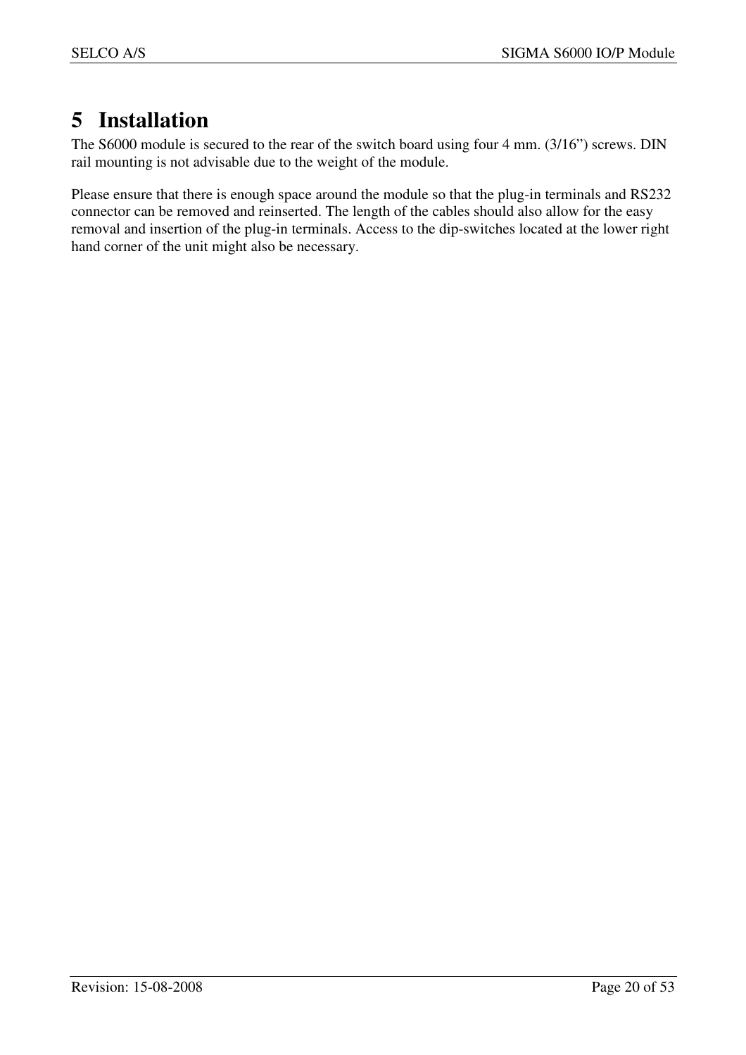# 5 Installation

The S6000 module is secured to the rear of the switch board using four 4 mm. (3/16") screws. DIN rail mounting is not advisable due to the weight of the module.

Please ensure that there is enough space around the module so that the plug-in terminals and RS232 connector can be removed and reinserted. The length of the cables should also allow for the easy removal and insertion of the plug-in terminals. Access to the dip-switches located at the lower right hand corner of the unit might also be necessary.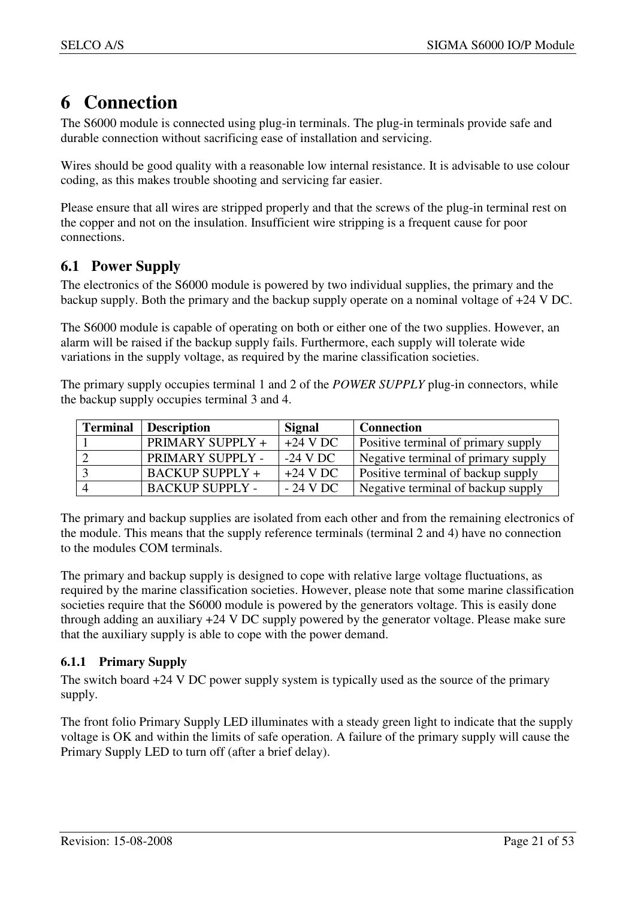# 6 Connection

The S6000 module is connected using plug-in terminals. The plug-in terminals provide safe and durable connection without sacrificing ease of installation and servicing.

Wires should be good quality with a reasonable low internal resistance. It is advisable to use colour coding, as this makes trouble shooting and servicing far easier.

Please ensure that all wires are stripped properly and that the screws of the plug-in terminal rest on the copper and not on the insulation. Insufficient wire stripping is a frequent cause for poor connections.

## 6.1 Power Supply

The electronics of the S6000 module is powered by two individual supplies, the primary and the backup supply. Both the primary and the backup supply operate on a nominal voltage of +24 V DC.

The S6000 module is capable of operating on both or either one of the two supplies. However, an alarm will be raised if the backup supply fails. Furthermore, each supply will tolerate wide variations in the supply voltage, as required by the marine classification societies.

The primary supply occupies terminal 1 and 2 of the *POWER SUPPLY* plug-in connectors, while the backup supply occupies terminal 3 and 4.

| Terminal | Description | Signal | Connection |
|---|---|---|---|
| 1 | PRIMARY SUPPLY + | +24 V DC | Positive terminal of primary supply |
| 2 | PRIMARY SUPPLY - | -24 V DC | Negative terminal of primary supply |
| 3 | BACKUP SUPPLY + | +24 V DC | Positive terminal of backup supply |
| 4 | BACKUP SUPPLY - | - 24 V DC | Negative terminal of backup supply |

The primary and backup supplies are isolated from each other and from the remaining electronics of the module. This means that the supply reference terminals (terminal 2 and 4) have no connection to the modules COM terminals.

The primary and backup supply is designed to cope with relative large voltage fluctuations, as required by the marine classification societies. However, please note that some marine classification societies require that the S6000 module is powered by the generators voltage. This is easily done through adding an auxiliary +24 V DC supply powered by the generator voltage. Please make sure that the auxiliary supply is able to cope with the power demand.

### 6.1.1 Primary Supply

The switch board +24 V DC power supply system is typically used as the source of the primary supply.

The front folio Primary Supply LED illuminates with a steady green light to indicate that the supply voltage is OK and within the limits of safe operation. A failure of the primary supply will cause the Primary Supply LED to turn off (after a brief delay).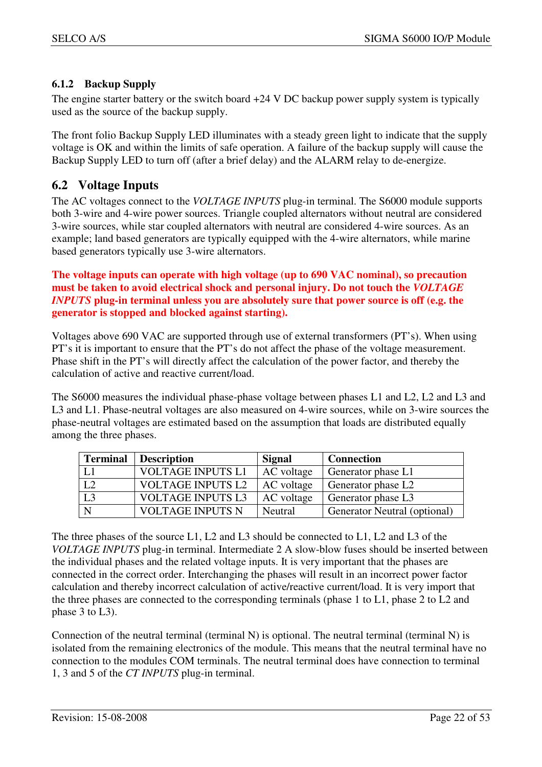### 6.1.2 Backup Supply

The engine starter battery or the switch board +24 V DC backup power supply system is typically used as the source of the backup supply.

The front folio Backup Supply LED illuminates with a steady green light to indicate that the supply voltage is OK and within the limits of safe operation. A failure of the backup supply will cause the Backup Supply LED to turn off (after a brief delay) and the ALARM relay to de-energize.

## 6.2 Voltage Inputs

The AC voltages connect to the *VOLTAGE INPUTS* plug-in terminal. The S6000 module supports both 3-wire and 4-wire power sources. Triangle coupled alternators without neutral are considered 3-wire sources, while star coupled alternators with neutral are considered 4-wire sources. As an example; land based generators are typically equipped with the 4-wire alternators, while marine based generators typically use 3-wire alternators.

**The voltage inputs can operate with high voltage (up to 690 VAC nominal), so precaution must be taken to avoid electrical shock and personal injury. Do not touch the *VOLTAGE INPUTS* plug-in terminal unless you are absolutely sure that power source is off (e.g. the generator is stopped and blocked against starting).**

Voltages above 690 VAC are supported through use of external transformers (PT's). When using PT's it is important to ensure that the PT's do not affect the phase of the voltage measurement. Phase shift in the PT's will directly affect the calculation of the power factor, and thereby the calculation of active and reactive current/load.

The S6000 measures the individual phase-phase voltage between phases L1 and L2, L2 and L3 and L3 and L1. Phase-neutral voltages are also measured on 4-wire sources, while on 3-wire sources the phase-neutral voltages are estimated based on the assumption that loads are distributed equally among the three phases.

| Terminal | Description | Signal | Connection |
|---|---|---|---|
| L1 | VOLTAGE INPUTS L1 | AC voltage | Generator phase L1 |
| L2 | VOLTAGE INPUTS L2 | AC voltage | Generator phase L2 |
| L3 | VOLTAGE INPUTS L3 | AC voltage | Generator phase L3 |
| N | VOLTAGE INPUTS N | Neutral | Generator Neutral (optional) |

The three phases of the source L1, L2 and L3 should be connected to L1, L2 and L3 of the *VOLTAGE INPUTS* plug-in terminal. Intermediate 2 A slow-blow fuses should be inserted between the individual phases and the related voltage inputs. It is very important that the phases are connected in the correct order. Interchanging the phases will result in an incorrect power factor calculation and thereby incorrect calculation of active/reactive current/load. It is very import that the three phases are connected to the corresponding terminals (phase 1 to L1, phase 2 to L2 and phase 3 to L3).

Connection of the neutral terminal (terminal N) is optional. The neutral terminal (terminal N) is isolated from the remaining electronics of the module. This means that the neutral terminal have no connection to the modules COM terminals. The neutral terminal does have connection to terminal 1, 3 and 5 of the *CT INPUTS* plug-in terminal.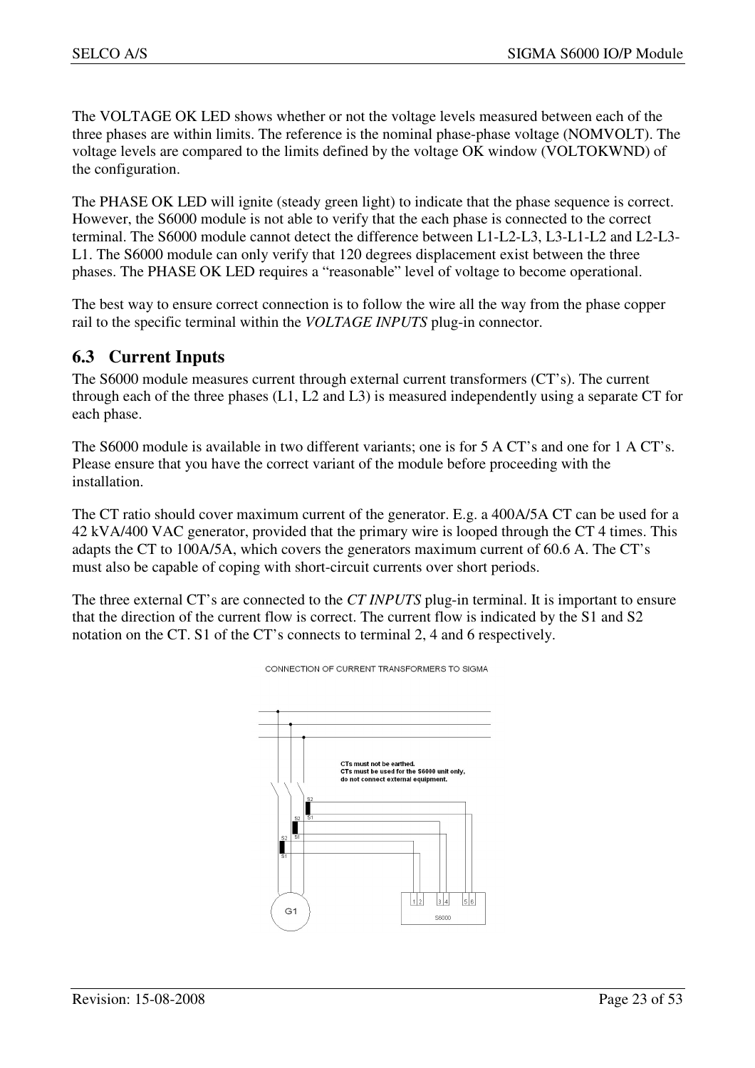The VOLTAGE OK LED shows whether or not the voltage levels measured between each of the three phases are within limits. The reference is the nominal phase-phase voltage (NOMVOLT). The voltage levels are compared to the limits defined by the voltage OK window (VOLTOKWND) of the configuration.

The PHASE OK LED will ignite (steady green light) to indicate that the phase sequence is correct. However, the S6000 module is not able to verify that the each phase is connected to the correct terminal. The S6000 module cannot detect the difference between L1-L2-L3, L3-L1-L2 and L2-L3-L1. The S6000 module can only verify that 120 degrees displacement exist between the three phases. The PHASE OK LED requires a "reasonable" level of voltage to become operational.

The best way to ensure correct connection is to follow the wire all the way from the phase copper rail to the specific terminal within the *VOLTAGE INPUTS* plug-in connector.

## 6.3 Current Inputs

The S6000 module measures current through external current transformers (CT's). The current through each of the three phases (L1, L2 and L3) is measured independently using a separate CT for each phase.

The S6000 module is available in two different variants; one is for 5 A CT's and one for 1 A CT's. Please ensure that you have the correct variant of the module before proceeding with the installation.

The CT ratio should cover maximum current of the generator. E.g. a 400A/5A CT can be used for a 42 kVA/400 VAC generator, provided that the primary wire is looped through the CT 4 times. This adapts the CT to 100A/5A, which covers the generators maximum current of 60.6 A. The CT's must also be capable of coping with short-circuit currents over short periods.

The three external CT's are connected to the *CT INPUTS* plug-in terminal. It is important to ensure that the direction of the current flow is correct. The current flow is indicated by the S1 and S2 notation on the CT. S1 of the CT's connects to terminal 2, 4 and 6 respectively.

CONNECTION OF CURRENT TRANSFORMERS TO SIGMA

CTs must not be earthed.
CTs must be used for the S6000 unit only, do not connect external equipment.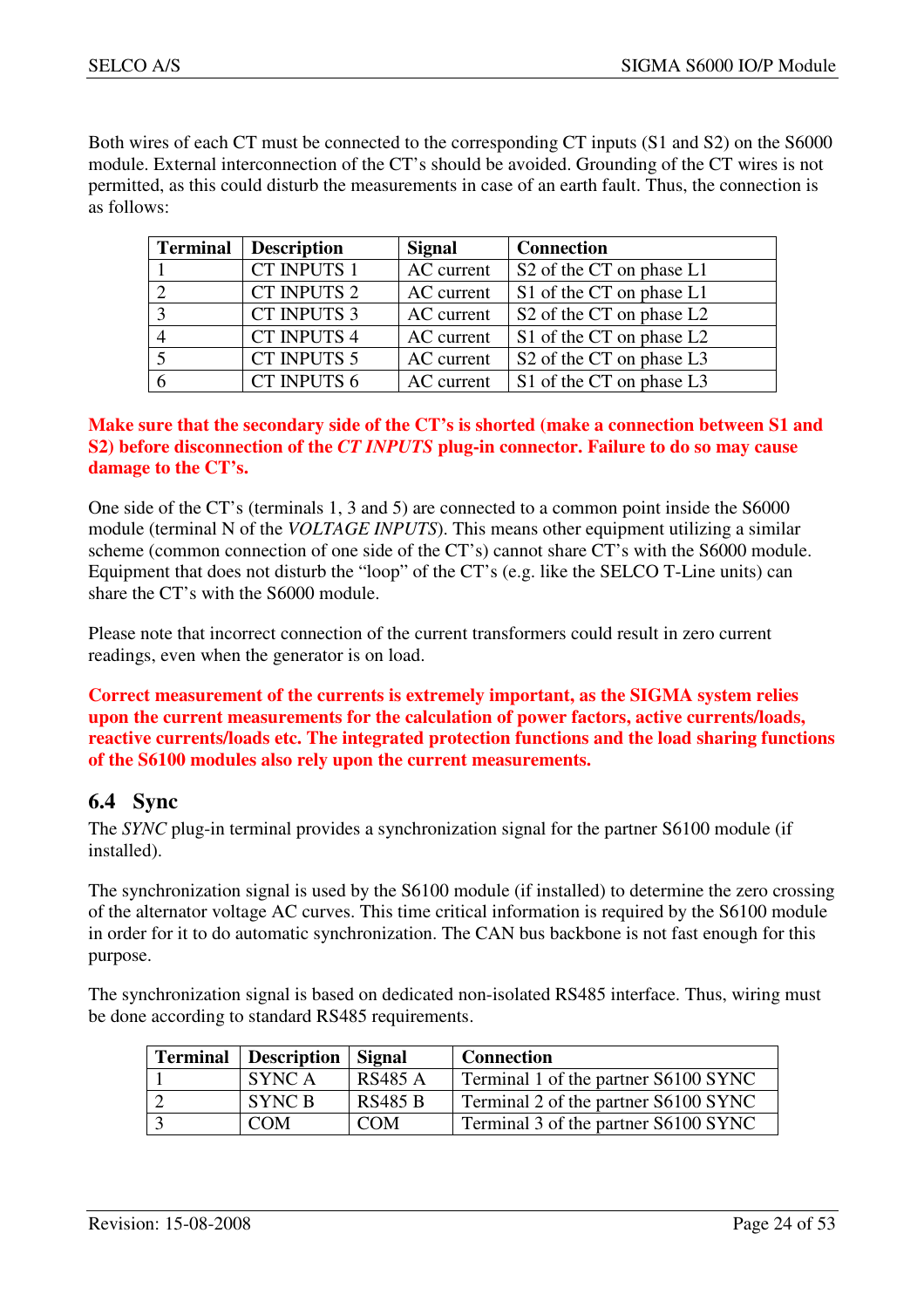Both wires of each CT must be connected to the corresponding CT inputs (S1 and S2) on the S6000 module. External interconnection of the CT's should be avoided. Grounding of the CT wires is not permitted, as this could disturb the measurements in case of an earth fault. Thus, the connection is as follows:

| Terminal | Description | Signal | Connection |
|---|---|---|---|
| 1 | CT INPUTS 1 | AC current | S2 of the CT on phase L1 |
| 2 | CT INPUTS 2 | AC current | S1 of the CT on phase L1 |
| 3 | CT INPUTS 3 | AC current | S2 of the CT on phase L2 |
| 4 | CT INPUTS 4 | AC current | S1 of the CT on phase L2 |
| 5 | CT INPUTS 5 | AC current | S2 of the CT on phase L3 |
| 6 | CT INPUTS 6 | AC current | S1 of the CT on phase L3 |

**Make sure that the secondary side of the CT's is shorted (make a connection between S1 and S2) before disconnection of the *CT INPUTS* plug-in connector. Failure to do so may cause damage to the CT's.**

One side of the CT's (terminals 1, 3 and 5) are connected to a common point inside the S6000 module (terminal N of the *VOLTAGE INPUTS*). This means other equipment utilizing a similar scheme (common connection of one side of the CT's) cannot share CT's with the S6000 module. Equipment that does not disturb the "loop" of the CT's (e.g. like the SELCO T-Line units) can share the CT's with the S6000 module.

Please note that incorrect connection of the current transformers could result in zero current readings, even when the generator is on load.

**Correct measurement of the currents is extremely important, as the SIGMA system relies upon the current measurements for the calculation of power factors, active currents/loads, reactive currents/loads etc. The integrated protection functions and the load sharing functions of the S6100 modules also rely upon the current measurements.**

## 6.4 Sync

The *SYNC* plug-in terminal provides a synchronization signal for the partner S6100 module (if installed).

The synchronization signal is used by the S6100 module (if installed) to determine the zero crossing of the alternator voltage AC curves. This time critical information is required by the S6100 module in order for it to do automatic synchronization. The CAN bus backbone is not fast enough for this purpose.

The synchronization signal is based on dedicated non-isolated RS485 interface. Thus, wiring must be done according to standard RS485 requirements.

| Terminal | Description | Signal | Connection |
|---|---|---|---|
| 1 | SYNC A | RS485 A | Terminal 1 of the partner S6100 SYNC |
| 2 | SYNC B | RS485 B | Terminal 2 of the partner S6100 SYNC |
| 3 | COM | COM | Terminal 3 of the partner S6100 SYNC |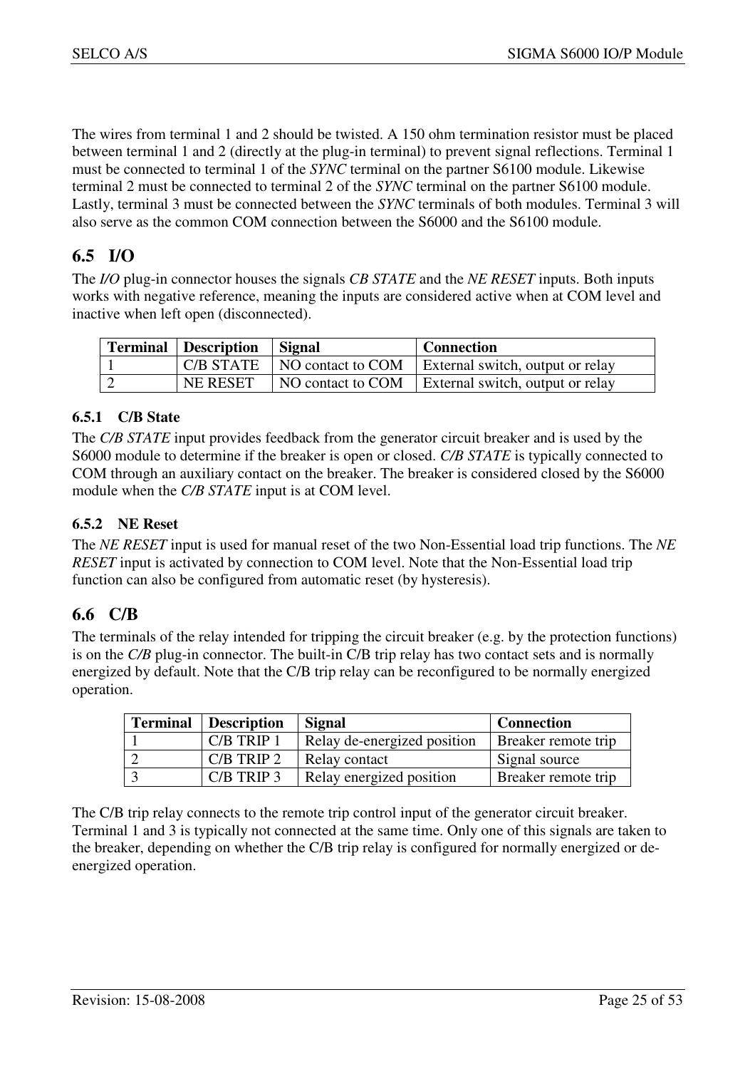The wires from terminal 1 and 2 should be twisted. A 150 ohm termination resistor must be placed between terminal 1 and 2 (directly at the plug-in terminal) to prevent signal reflections. Terminal 1 must be connected to terminal 1 of the *SYNC* terminal on the partner S6100 module. Likewise terminal 2 must be connected to terminal 2 of the *SYNC* terminal on the partner S6100 module. Lastly, terminal 3 must be connected between the *SYNC* terminals of both modules. Terminal 3 will also serve as the common COM connection between the S6000 and the S6100 module.

## 6.5 I/O

The *I/O* plug-in connector houses the signals *CB STATE* and the *NE RESET* inputs. Both inputs works with negative reference, meaning the inputs are considered active when at COM level and inactive when left open (disconnected).

| Terminal | Description | Signal | Connection |
|---|---|---|---|
| 1 | C/B STATE | NO contact to COM | External switch, output or relay |
| 2 | NE RESET | NO contact to COM | External switch, output or relay |

### 6.5.1 C/B State

The *C/B STATE* input provides feedback from the generator circuit breaker and is used by the S6000 module to determine if the breaker is open or closed. *C/B STATE* is typically connected to COM through an auxiliary contact on the breaker. The breaker is considered closed by the S6000 module when the *C/B STATE* input is at COM level.

### 6.5.2 NE Reset

The *NE RESET* input is used for manual reset of the two Non-Essential load trip functions. The *NE RESET* input is activated by connection to COM level. Note that the Non-Essential load trip function can also be configured from automatic reset (by hysteresis).

## 6.6 C/B

The terminals of the relay intended for tripping the circuit breaker (e.g. by the protection functions) is on the *C/B* plug-in connector. The built-in C/B trip relay has two contact sets and is normally energized by default. Note that the C/B trip relay can be reconfigured to be normally energized operation.

| Terminal | Description | Signal | Connection |
|---|---|---|---|
| 1 | C/B TRIP 1 | Relay de-energized position | Breaker remote trip |
| 2 | C/B TRIP 2 | Relay contact | Signal source |
| 3 | C/B TRIP 3 | Relay energized position | Breaker remote trip |

The C/B trip relay connects to the remote trip control input of the generator circuit breaker. Terminal 1 and 3 is typically not connected at the same time. Only one of this signals are taken to the breaker, depending on whether the C/B trip relay is configured for normally energized or de-energized operation.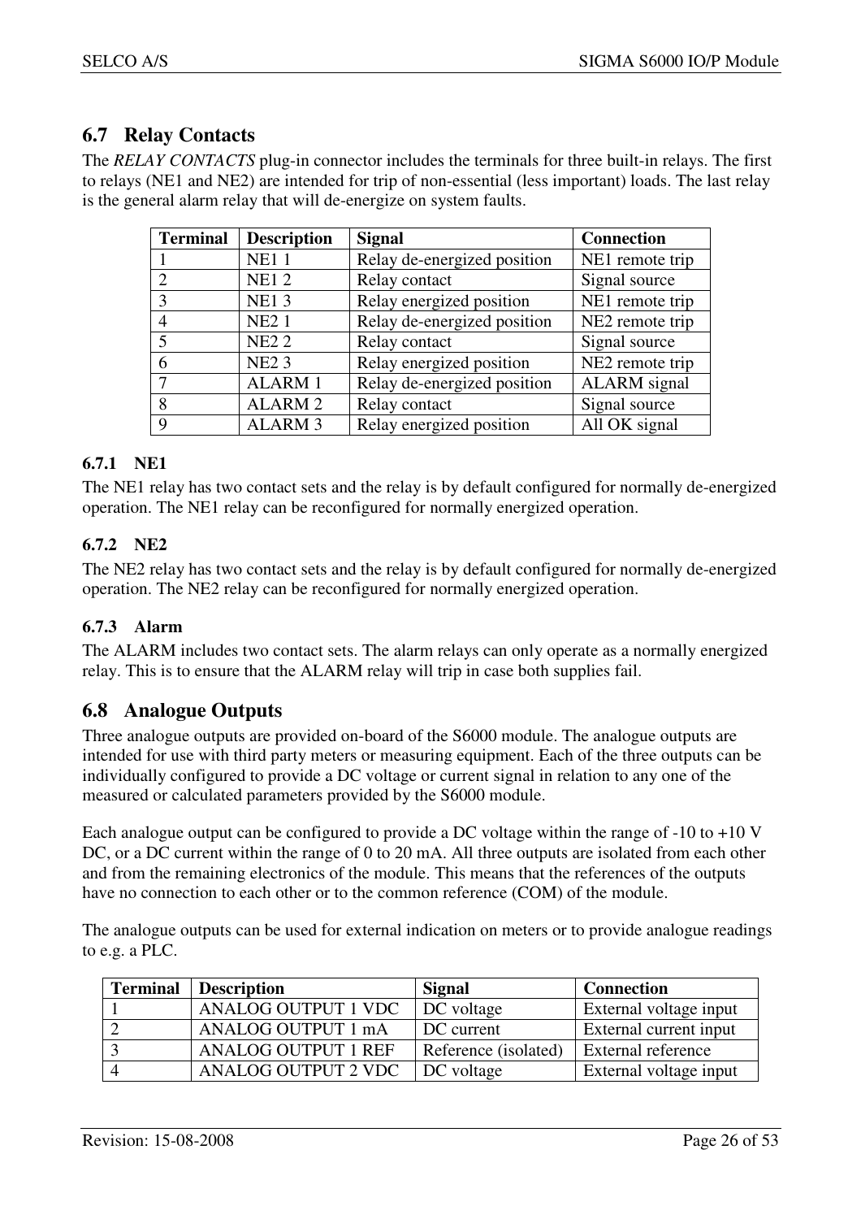## 6.7 Relay Contacts

The *RELAY CONTACTS* plug-in connector includes the terminals for three built-in relays. The first to relays (NE1 and NE2) are intended for trip of non-essential (less important) loads. The last relay is the general alarm relay that will de-energize on system faults.

| Terminal | Description | Signal | Connection |
|---|---|---|---|
| 1 | NE1 1 | Relay de-energized position | NE1 remote trip |
| 2 | NE1 2 | Relay contact | Signal source |
| 3 | NE1 3 | Relay energized position | NE1 remote trip |
| 4 | NE2 1 | Relay de-energized position | NE2 remote trip |
| 5 | NE2 2 | Relay contact | Signal source |
| 6 | NE2 3 | Relay energized position | NE2 remote trip |
| 7 | ALARM 1 | Relay de-energized position | ALARM signal |
| 8 | ALARM 2 | Relay contact | Signal source |
| 9 | ALARM 3 | Relay energized position | All OK signal |

### 6.7.1 NE1

The NE1 relay has two contact sets and the relay is by default configured for normally de-energized operation. The NE1 relay can be reconfigured for normally energized operation.

### 6.7.2 NE2

The NE2 relay has two contact sets and the relay is by default configured for normally de-energized operation. The NE2 relay can be reconfigured for normally energized operation.

### 6.7.3 Alarm

The ALARM includes two contact sets. The alarm relays can only operate as a normally energized relay. This is to ensure that the ALARM relay will trip in case both supplies fail.

## 6.8 Analogue Outputs

Three analogue outputs are provided on-board of the S6000 module. The analogue outputs are intended for use with third party meters or measuring equipment. Each of the three outputs can be individually configured to provide a DC voltage or current signal in relation to any one of the measured or calculated parameters provided by the S6000 module.

Each analogue output can be configured to provide a DC voltage within the range of -10 to +10 V DC, or a DC current within the range of 0 to 20 mA. All three outputs are isolated from each other and from the remaining electronics of the module. This means that the references of the outputs have no connection to each other or to the common reference (COM) of the module.

The analogue outputs can be used for external indication on meters or to provide analogue readings to e.g. a PLC.

| Terminal | Description | Signal | Connection |
|---|---|---|---|
| 1 | ANALOG OUTPUT 1 VDC | DC voltage | External voltage input |
| 2 | ANALOG OUTPUT 1 mA | DC current | External current input |
| 3 | ANALOG OUTPUT 1 REF | Reference (isolated) | External reference |
| 4 | ANALOG OUTPUT 2 VDC | DC voltage | External voltage input |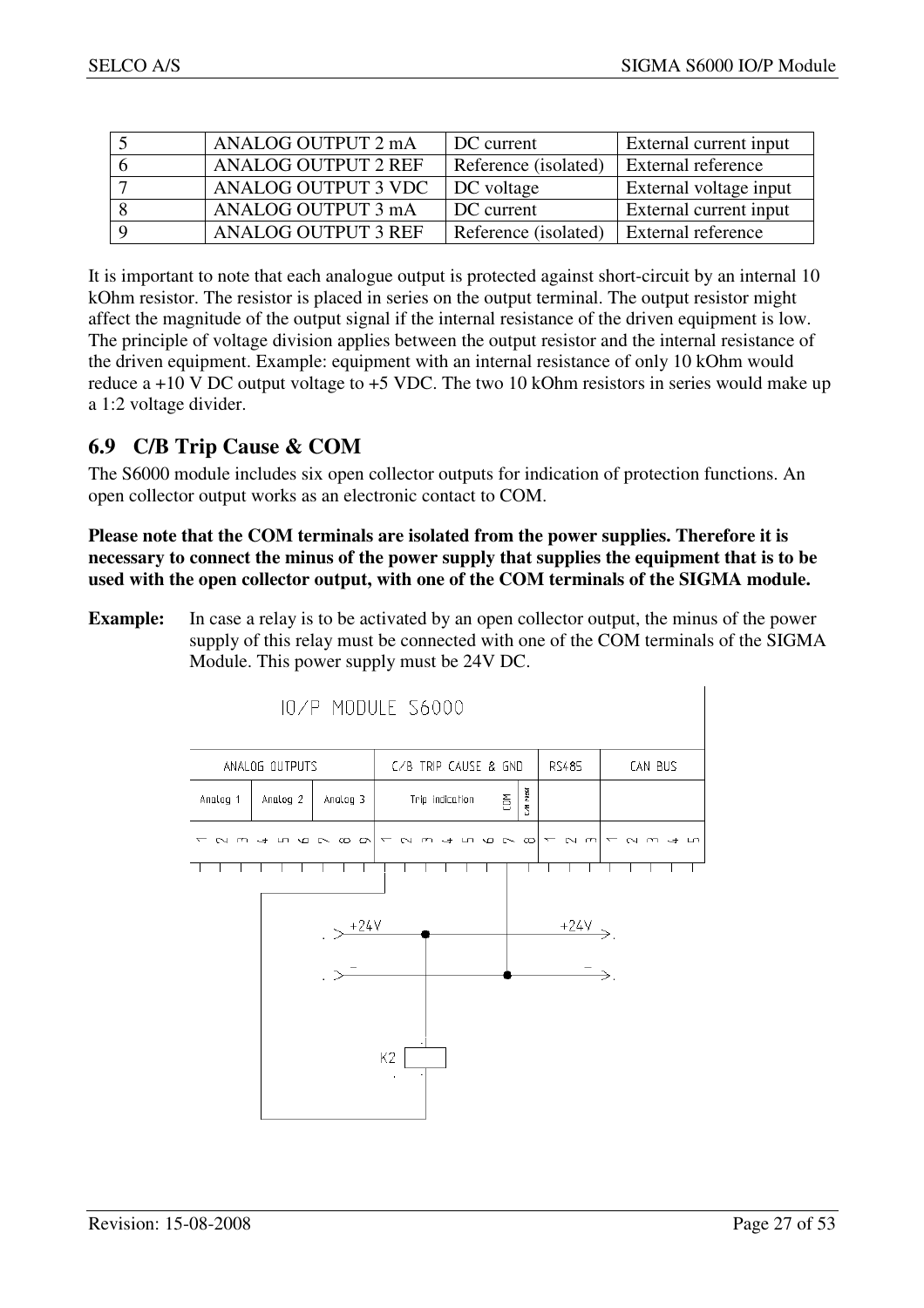| 5 | ANALOG OUTPUT 2 mA | DC current | External current input |
|---|---|---|---|
| 6 | ANALOG OUTPUT 2 REF | Reference (isolated) | External reference |
| 7 | ANALOG OUTPUT 3 VDC | DC voltage | External voltage input |
| 8 | ANALOG OUTPUT 3 mA | DC current | External current input |
| 9 | ANALOG OUTPUT 3 REF | Reference (isolated) | External reference |

It is important to note that each analogue output is protected against short-circuit by an internal 10 kOhm resistor. The resistor is placed in series on the output terminal. The output resistor might affect the magnitude of the output signal if the internal resistance of the driven equipment is low. The principle of voltage division applies between the output resistor and the internal resistance of the driven equipment. Example: equipment with an internal resistance of only 10 kOhm would reduce a +10 V DC output voltage to +5 VDC. The two 10 kOhm resistors in series would make up a 1:2 voltage divider.

## 6.9 C/B Trip Cause & COM

The S6000 module includes six open collector outputs for indication of protection functions. An open collector output works as an electronic contact to COM.

**Please note that the COM terminals are isolated from the power supplies. Therefore it is necessary to connect the minus of the power supply that supplies the equipment that is to be used with the open collector output, with one of the COM terminals of the SIGMA module.**

**Example:** In case a relay is to be activated by an open collector output, the minus of the power supply of this relay must be connected with one of the COM terminals of the SIGMA Module. This power supply must be 24V DC.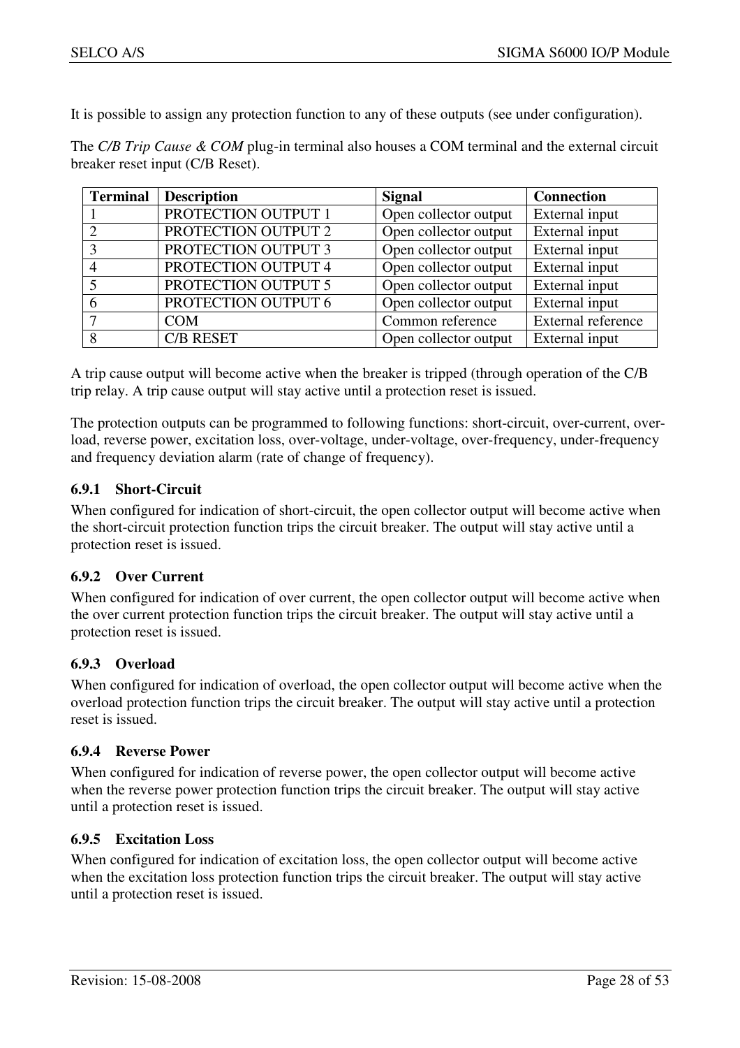It is possible to assign any protection function to any of these outputs (see under configuration).

The *C/B Trip Cause & COM* plug-in terminal also houses a COM terminal and the external circuit breaker reset input (C/B Reset).

| Terminal | Description | Signal | Connection |
|---|---|---|---|
| 1 | PROTECTION OUTPUT 1 | Open collector output | External input |
| 2 | PROTECTION OUTPUT 2 | Open collector output | External input |
| 3 | PROTECTION OUTPUT 3 | Open collector output | External input |
| 4 | PROTECTION OUTPUT 4 | Open collector output | External input |
| 5 | PROTECTION OUTPUT 5 | Open collector output | External input |
| 6 | PROTECTION OUTPUT 6 | Open collector output | External input |
| 7 | COM | Common reference | External reference |
| 8 | C/B RESET | Open collector output | External input |

A trip cause output will become active when the breaker is tripped (through operation of the C/B trip relay. A trip cause output will stay active until a protection reset is issued.

The protection outputs can be programmed to following functions: short-circuit, over-current, over-load, reverse power, excitation loss, over-voltage, under-voltage, over-frequency, under-frequency and frequency deviation alarm (rate of change of frequency).

### 6.9.1 Short-Circuit

When configured for indication of short-circuit, the open collector output will become active when the short-circuit protection function trips the circuit breaker. The output will stay active until a protection reset is issued.

### 6.9.2 Over Current

When configured for indication of over current, the open collector output will become active when the over current protection function trips the circuit breaker. The output will stay active until a protection reset is issued.

### 6.9.3 Overload

When configured for indication of overload, the open collector output will become active when the overload protection function trips the circuit breaker. The output will stay active until a protection reset is issued.

### 6.9.4 Reverse Power

When configured for indication of reverse power, the open collector output will become active when the reverse power protection function trips the circuit breaker. The output will stay active until a protection reset is issued.

### 6.9.5 Excitation Loss

When configured for indication of excitation loss, the open collector output will become active when the excitation loss protection function trips the circuit breaker. The output will stay active until a protection reset is issued.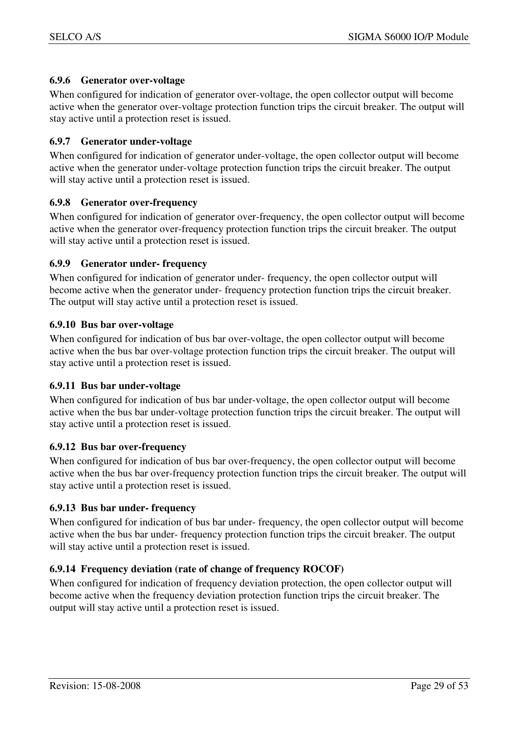### 6.9.6 Generator over-voltage

When configured for indication of generator over-voltage, the open collector output will become active when the generator over-voltage protection function trips the circuit breaker. The output will stay active until a protection reset is issued.

### 6.9.7 Generator under-voltage

When configured for indication of generator under-voltage, the open collector output will become active when the generator under-voltage protection function trips the circuit breaker. The output will stay active until a protection reset is issued.

### 6.9.8 Generator over-frequency

When configured for indication of generator over-frequency, the open collector output will become active when the generator over-frequency protection function trips the circuit breaker. The output will stay active until a protection reset is issued.

### 6.9.9 Generator under- frequency

When configured for indication of generator under- frequency, the open collector output will become active when the generator under- frequency protection function trips the circuit breaker. The output will stay active until a protection reset is issued.

### 6.9.10 Bus bar over-voltage

When configured for indication of bus bar over-voltage, the open collector output will become active when the bus bar over-voltage protection function trips the circuit breaker. The output will stay active until a protection reset is issued.

### 6.9.11 Bus bar under-voltage

When configured for indication of bus bar under-voltage, the open collector output will become active when the bus bar under-voltage protection function trips the circuit breaker. The output will stay active until a protection reset is issued.

### 6.9.12 Bus bar over-frequency

When configured for indication of bus bar over-frequency, the open collector output will become active when the bus bar over-frequency protection function trips the circuit breaker. The output will stay active until a protection reset is issued.

### 6.9.13 Bus bar under- frequency

When configured for indication of bus bar under- frequency, the open collector output will become active when the bus bar under- frequency protection function trips the circuit breaker. The output will stay active until a protection reset is issued.

### 6.9.14 Frequency deviation (rate of change of frequency ROCOF)

When configured for indication of frequency deviation protection, the open collector output will become active when the frequency deviation protection function trips the circuit breaker. The output will stay active until a protection reset is issued.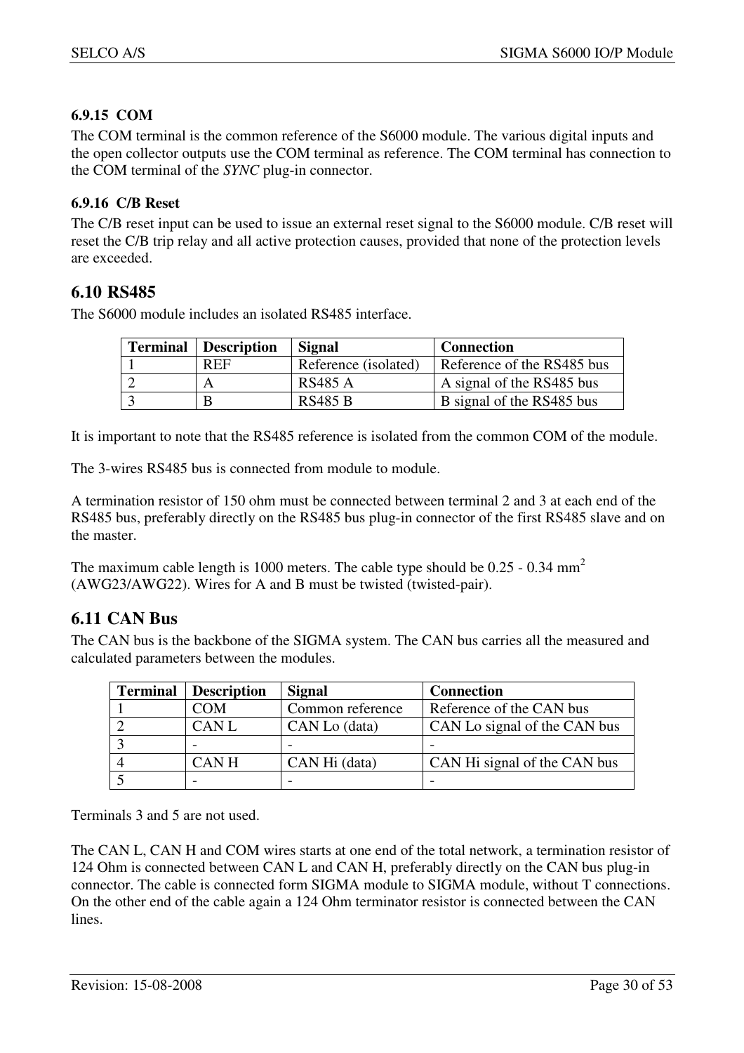#### 6.9.15 COM

The COM terminal is the common reference of the S6000 module. The various digital inputs and the open collector outputs use the COM terminal as reference. The COM terminal has connection to the COM terminal of the *SYNC* plug-in connector.

#### 6.9.16 C/B Reset

The C/B reset input can be used to issue an external reset signal to the S6000 module. C/B reset will reset the C/B trip relay and all active protection causes, provided that none of the protection levels are exceeded.

## 6.10 RS485

The S6000 module includes an isolated RS485 interface.

| Terminal | Description | Signal | Connection |
|---|---|---|---|
| 1 | REF | Reference (isolated) | Reference of the RS485 bus |
| 2 | A | RS485 A | A signal of the RS485 bus |
| 3 | B | RS485 B | B signal of the RS485 bus |

It is important to note that the RS485 reference is isolated from the common COM of the module.

The 3-wires RS485 bus is connected from module to module.

A termination resistor of 150 ohm must be connected between terminal 2 and 3 at each end of the RS485 bus, preferably directly on the RS485 bus plug-in connector of the first RS485 slave and on the master.

The maximum cable length is 1000 meters. The cable type should be 0.25 - 0.34 $mm^2$ (AWG23/AWG22). Wires for A and B must be twisted (twisted-pair).

## 6.11 CAN Bus

The CAN bus is the backbone of the SIGMA system. The CAN bus carries all the measured and calculated parameters between the modules.

| Terminal | Description | Signal | Connection |
|---|---|---|---|
| 1 | COM | Common reference | Reference of the CAN bus |
| 2 | CAN L | CAN Lo (data) | CAN Lo signal of the CAN bus |
| 3 | - | - | - |
| 4 | CAN H | CAN Hi (data) | CAN Hi signal of the CAN bus |
| 5 | - | - | - |

Terminals 3 and 5 are not used.

The CAN L, CAN H and COM wires starts at one end of the total network, a termination resistor of 124 Ohm is connected between CAN L and CAN H, preferably directly on the CAN bus plug-in connector. The cable is connected form SIGMA module to SIGMA module, without T connections. On the other end of the cable again a 124 Ohm terminator resistor is connected between the CAN lines.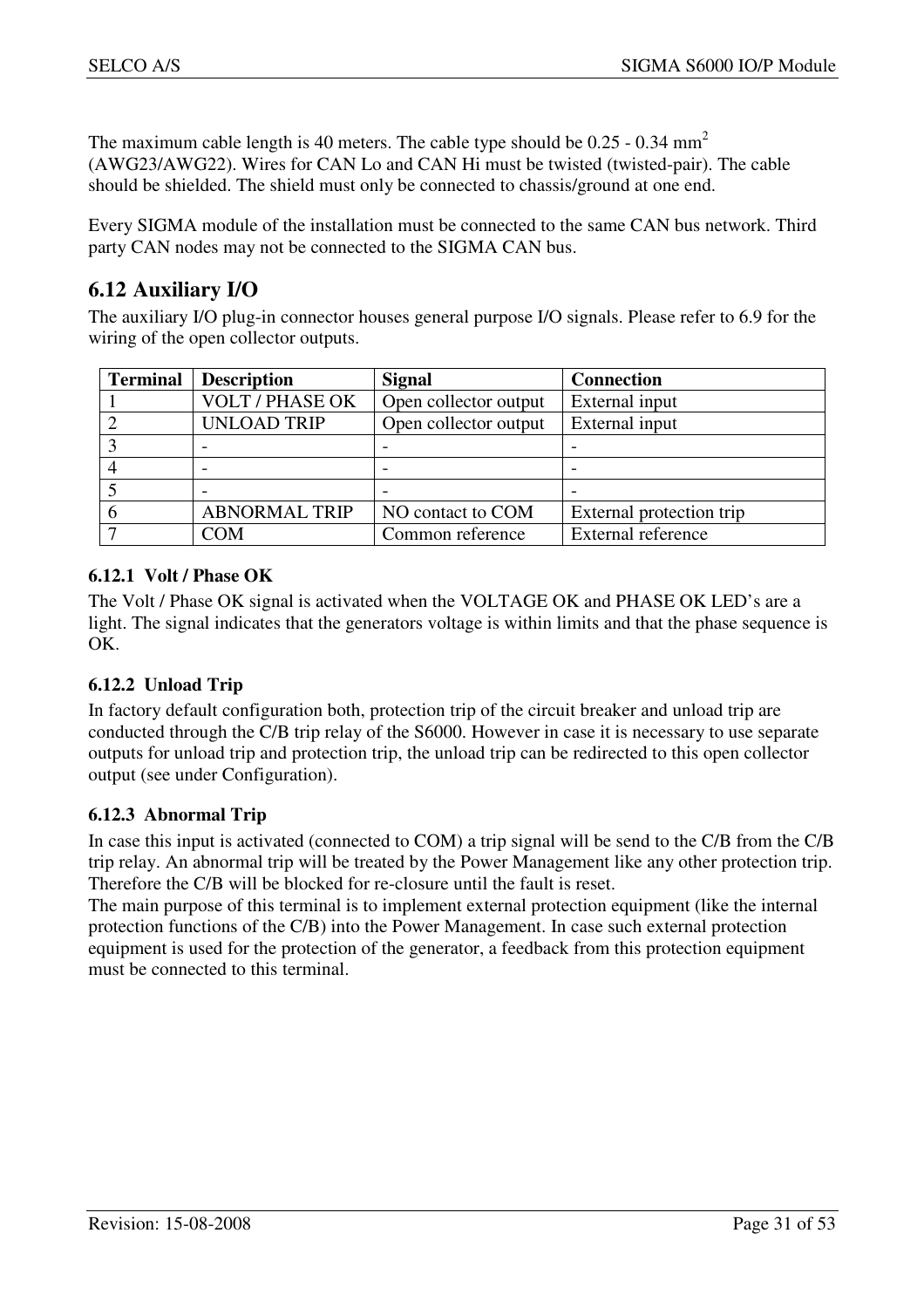The maximum cable length is 40 meters. The cable type should be 0.25 - 0.34 $mm^2$ (AWG23/AWG22). Wires for CAN Lo and CAN Hi must be twisted (twisted-pair). The cable should be shielded. The shield must only be connected to chassis/ground at one end.

Every SIGMA module of the installation must be connected to the same CAN bus network. Third party CAN nodes may not be connected to the SIGMA CAN bus.

## 6.12 Auxiliary I/O

The auxiliary I/O plug-in connector houses general purpose I/O signals. Please refer to 6.9 for the wiring of the open collector outputs.

| Terminal | Description | Signal | Connection |
|---|---|---|---|
| 1 | VOLT / PHASE OK | Open collector output | External input |
| 2 | UNLOAD TRIP | Open collector output | External input |
| 3 | - | - | - |
| 4 | - | - | - |
| 5 | - | - | - |
| 6 | ABNORMAL TRIP | NO contact to COM | External protection trip |
| 7 | COM | Common reference | External reference |

### 6.12.1 Volt / Phase OK

The Volt / Phase OK signal is activated when the VOLTAGE OK and PHASE OK LED's are a light. The signal indicates that the generators voltage is within limits and that the phase sequence is OK.

### 6.12.2 Unload Trip

In factory default configuration both, protection trip of the circuit breaker and unload trip are conducted through the C/B trip relay of the S6000. However in case it is necessary to use separate outputs for unload trip and protection trip, the unload trip can be redirected to this open collector output (see under Configuration).

### 6.12.3 Abnormal Trip

In case this input is activated (connected to COM) a trip signal will be send to the C/B from the C/B trip relay. An abnormal trip will be treated by the Power Management like any other protection trip. Therefore the C/B will be blocked for re-closure until the fault is reset.
The main purpose of this terminal is to implement external protection equipment (like the internal protection functions of the C/B) into the Power Management. In case such external protection equipment is used for the protection of the generator, a feedback from this protection equipment must be connected to this terminal.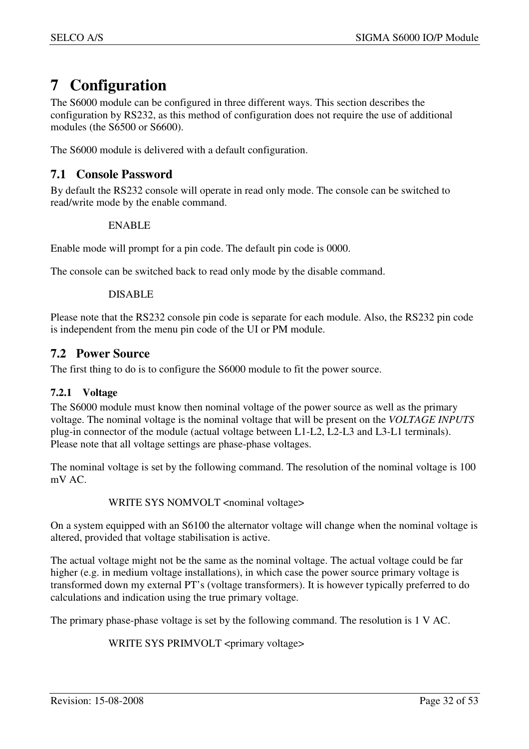// Page 32 of 53
# 7 Configuration

The S6000 module can be configured in three different ways. This section describes the configuration by RS232, as this method of configuration does not require the use of additional modules (the S6500 or S6600).

The S6000 module is delivered with a default configuration.

## 7.1 Console Password

By default the RS232 console will operate in read only mode. The console can be switched to read/write mode by the enable command.

```
ENABLE
```

Enable mode will prompt for a pin code. The default pin code is 0000.

The console can be switched back to read only mode by the disable command.

```
DISABLE
```

Please note that the RS232 console pin code is separate for each module. Also, the RS232 pin code is independent from the menu pin code of the UI or PM module.

## 7.2 Power Source

The first thing to do is to configure the S6000 module to fit the power source.

### 7.2.1 Voltage

The S6000 module must know then nominal voltage of the power source as well as the primary voltage. The nominal voltage is the nominal voltage that will be present on the *VOLTAGE INPUTS* plug-in connector of the module (actual voltage between L1-L2, L2-L3 and L3-L1 terminals). Please note that all voltage settings are phase-phase voltages.

The nominal voltage is set by the following command. The resolution of the nominal voltage is 100 mV AC.

```
WRITE SYS NOMVOLT <nominal voltage>
```

On a system equipped with an S6100 the alternator voltage will change when the nominal voltage is altered, provided that voltage stabilisation is active.

The actual voltage might not be the same as the nominal voltage. The actual voltage could be far higher (e.g. in medium voltage installations), in which case the power source primary voltage is transformed down my external PT's (voltage transformers). It is however typically preferred to do calculations and indication using the true primary voltage.

The primary phase-phase voltage is set by the following command. The resolution is 1 V AC.

```
WRITE SYS PRIMVOLT <primary voltage>
```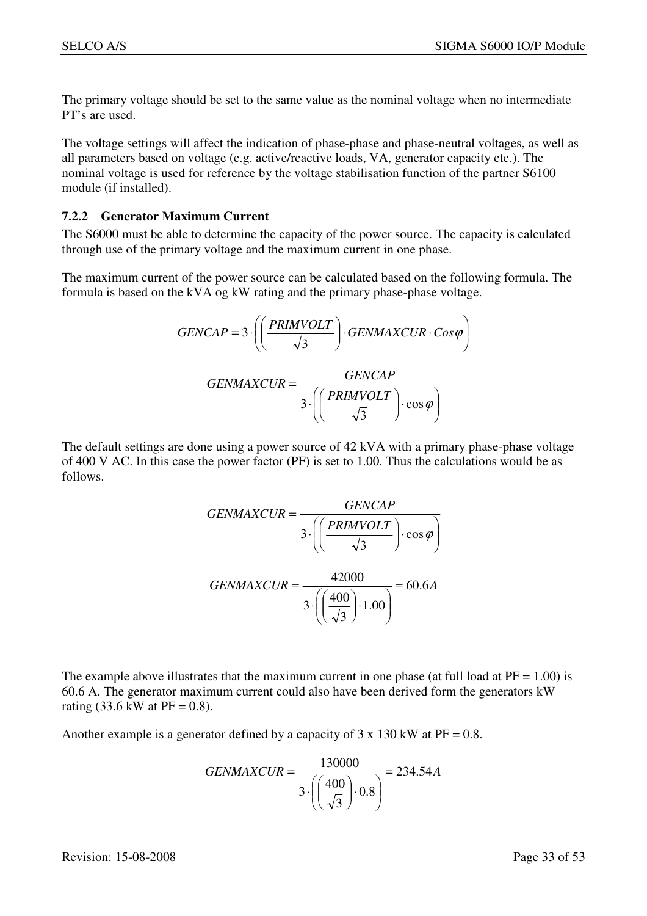The primary voltage should be set to the same value as the nominal voltage when no intermediate PT's are used.

The voltage settings will affect the indication of phase-phase and phase-neutral voltages, as well as all parameters based on voltage (e.g. active/reactive loads, VA, generator capacity etc.). The nominal voltage is used for reference by the voltage stabilisation function of the partner S6100 module (if installed).

### 7.2.2 Generator Maximum Current

The S6000 must be able to determine the capacity of the power source. The capacity is calculated through use of the primary voltage and the maximum current in one phase.

The maximum current of the power source can be calculated based on the following formula. The formula is based on the kVA og kW rating and the primary phase-phase voltage.

$$GENCAP = 3 \cdot \left( \left( \frac{PRIMVOLT}{\sqrt{3}} \right) \cdot GENMAXCUR \cdot Cos\varphi \right)$$

$$GENMAXCUR = \frac{GENCAP}{3 \cdot \left( \left( \frac{PRIMVOLT}{\sqrt{3}} \right) \cdot \cos\varphi \right)}$$

The default settings are done using a power source of 42 kVA with a primary phase-phase voltage of 400 V AC. In this case the power factor (PF) is set to 1.00. Thus the calculations would be as follows.

$$GENMAXCUR = \frac{GENCAP}{3 \cdot \left( \left( \frac{PRIMVOLT}{\sqrt{3}} \right) \cdot \cos\varphi \right)}$$

$$GENMAXCUR = \frac{42000}{3 \cdot \left( \left( \frac{400}{\sqrt{3}} \right) \cdot 1.00 \right)} = 60.6A$$

The example above illustrates that the maximum current in one phase (at full load at PF = 1.00) is 60.6 A. The generator maximum current could also have been derived form the generators kW rating (33.6 kW at PF = 0.8).

Another example is a generator defined by a capacity of 3 x 130 kW at PF = 0.8.

$$GENMAXCUR = \frac{130000}{3 \cdot \left( \left( \frac{400}{\sqrt{3}} \right) \cdot 0.8 \right)} = 234.54A$$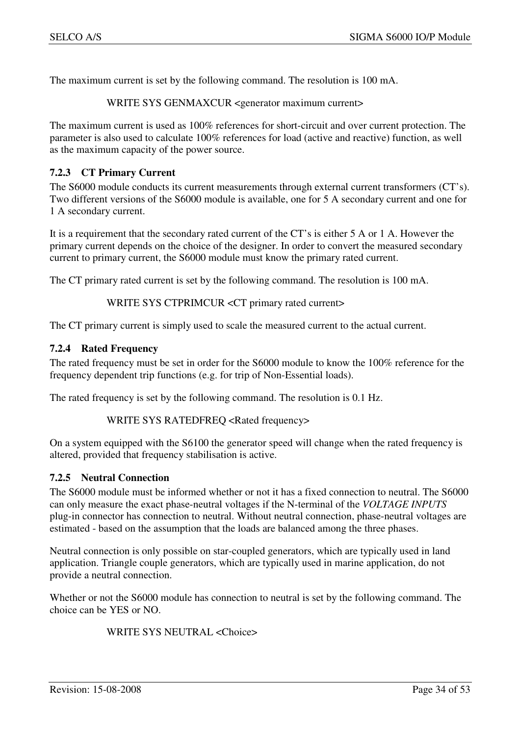The maximum current is set by the following command. The resolution is 100 mA.

WRITE SYS GENMAXCUR <generator maximum current>

The maximum current is used as 100% references for short-circuit and over current protection. The parameter is also used to calculate 100% references for load (active and reactive) function, as well as the maximum capacity of the power source.

### 7.2.3 CT Primary Current

The S6000 module conducts its current measurements through external current transformers (CT's). Two different versions of the S6000 module is available, one for 5 A secondary current and one for 1 A secondary current.

It is a requirement that the secondary rated current of the CT's is either 5 A or 1 A. However the primary current depends on the choice of the designer. In order to convert the measured secondary current to primary current, the S6000 module must know the primary rated current.

The CT primary rated current is set by the following command. The resolution is 100 mA.

WRITE SYS CTPRIMCUR <CT primary rated current>

The CT primary current is simply used to scale the measured current to the actual current.

### 7.2.4 Rated Frequency

The rated frequency must be set in order for the S6000 module to know the 100% reference for the frequency dependent trip functions (e.g. for trip of Non-Essential loads).

The rated frequency is set by the following command. The resolution is 0.1 Hz.

WRITE SYS RATEDFREQ <Rated frequency>

On a system equipped with the S6100 the generator speed will change when the rated frequency is altered, provided that frequency stabilisation is active.

### 7.2.5 Neutral Connection

The S6000 module must be informed whether or not it has a fixed connection to neutral. The S6000 can only measure the exact phase-neutral voltages if the N-terminal of the *VOLTAGE INPUTS* plug-in connector has connection to neutral. Without neutral connection, phase-neutral voltages are estimated - based on the assumption that the loads are balanced among the three phases.

Neutral connection is only possible on star-coupled generators, which are typically used in land application. Triangle couple generators, which are typically used in marine application, do not provide a neutral connection.

Whether or not the S6000 module has connection to neutral is set by the following command. The choice can be YES or NO.

WRITE SYS NEUTRAL <Choice>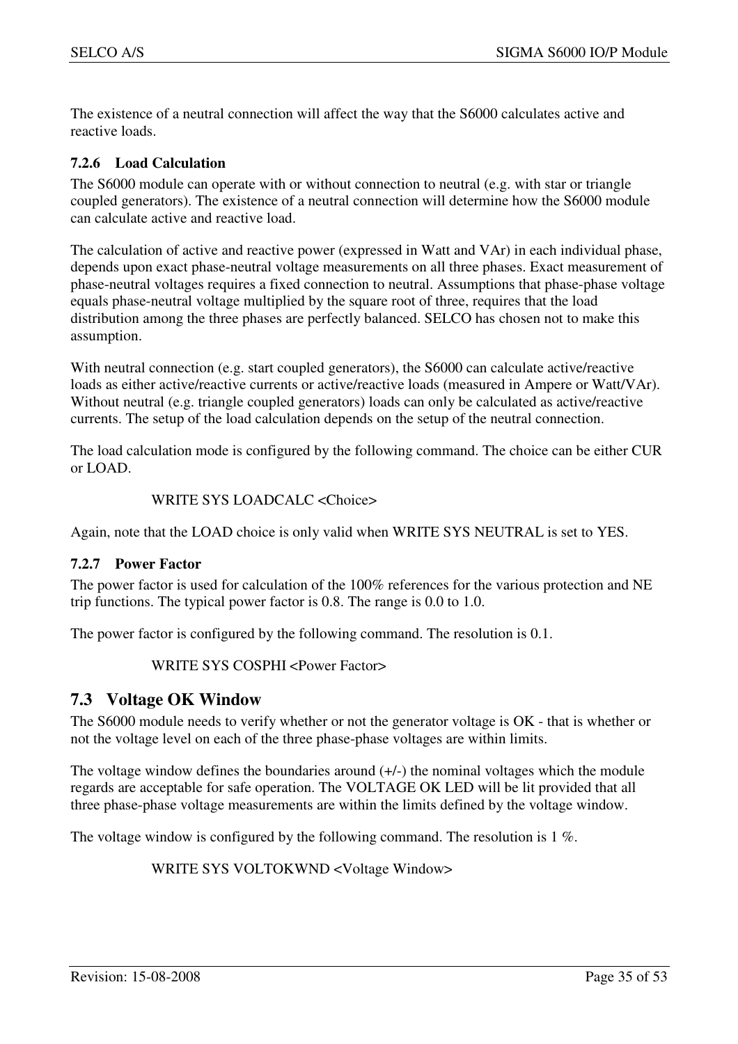The existence of a neutral connection will affect the way that the S6000 calculates active and reactive loads.

### 7.2.6 Load Calculation

The S6000 module can operate with or without connection to neutral (e.g. with star or triangle coupled generators). The existence of a neutral connection will determine how the S6000 module can calculate active and reactive load.

The calculation of active and reactive power (expressed in Watt and VAr) in each individual phase, depends upon exact phase-neutral voltage measurements on all three phases. Exact measurement of phase-neutral voltages requires a fixed connection to neutral. Assumptions that phase-phase voltage equals phase-neutral voltage multiplied by the square root of three, requires that the load distribution among the three phases are perfectly balanced. SELCO has chosen not to make this assumption.

With neutral connection (e.g. start coupled generators), the S6000 can calculate active/reactive loads as either active/reactive currents or active/reactive loads (measured in Ampere or Watt/VAr). Without neutral (e.g. triangle coupled generators) loads can only be calculated as active/reactive currents. The setup of the load calculation depends on the setup of the neutral connection.

The load calculation mode is configured by the following command. The choice can be either CUR or LOAD.

```
WRITE SYS LOADCALC <Choice>
```

Again, note that the LOAD choice is only valid when WRITE SYS NEUTRAL is set to YES.

### 7.2.7 Power Factor

The power factor is used for calculation of the 100% references for the various protection and NE trip functions. The typical power factor is 0.8. The range is 0.0 to 1.0.

The power factor is configured by the following command. The resolution is 0.1.

```
WRITE SYS COSPHI <Power Factor>
```

## 7.3 Voltage OK Window

The S6000 module needs to verify whether or not the generator voltage is OK - that is whether or not the voltage level on each of the three phase-phase voltages are within limits.

The voltage window defines the boundaries around (+/-) the nominal voltages which the module regards are acceptable for safe operation. The VOLTAGE OK LED will be lit provided that all three phase-phase voltage measurements are within the limits defined by the voltage window.

The voltage window is configured by the following command. The resolution is 1 %.

```
WRITE SYS VOLTOKWND <Voltage Window>
```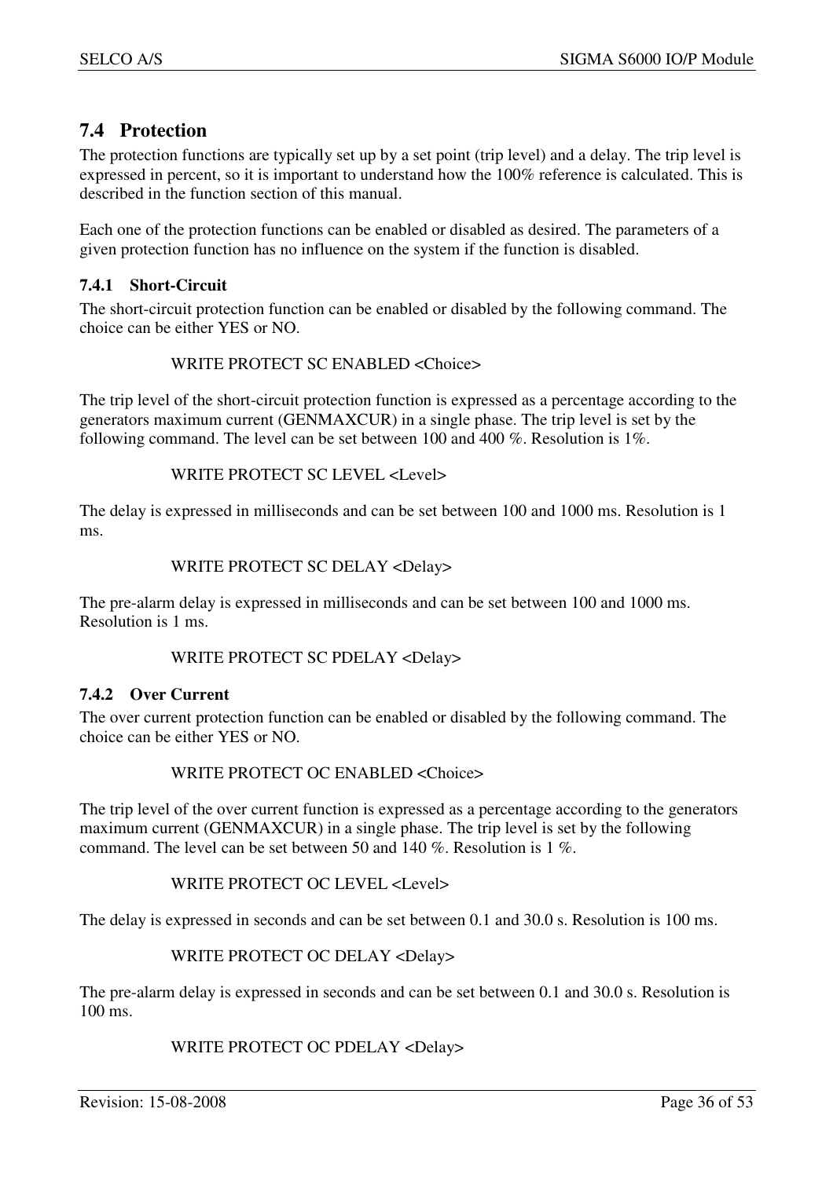## 7.4 Protection

The protection functions are typically set up by a set point (trip level) and a delay. The trip level is expressed in percent, so it is important to understand how the 100% reference is calculated. This is described in the function section of this manual.

Each one of the protection functions can be enabled or disabled as desired. The parameters of a given protection function has no influence on the system if the function is disabled.

### 7.4.1 Short-Circuit

The short-circuit protection function can be enabled or disabled by the following command. The choice can be either YES or NO.

WRITE PROTECT SC ENABLED <Choice>

The trip level of the short-circuit protection function is expressed as a percentage according to the generators maximum current (GENMAXCUR) in a single phase. The trip level is set by the following command. The level can be set between 100 and 400 %. Resolution is 1%.

WRITE PROTECT SC LEVEL <Level>

The delay is expressed in milliseconds and can be set between 100 and 1000 ms. Resolution is 1 ms.

WRITE PROTECT SC DELAY <Delay>

The pre-alarm delay is expressed in milliseconds and can be set between 100 and 1000 ms. Resolution is 1 ms.

WRITE PROTECT SC PDELAY <Delay>

### 7.4.2 Over Current

The over current protection function can be enabled or disabled by the following command. The choice can be either YES or NO.

WRITE PROTECT OC ENABLED <Choice>

The trip level of the over current function is expressed as a percentage according to the generators maximum current (GENMAXCUR) in a single phase. The trip level is set by the following command. The level can be set between 50 and 140 %. Resolution is 1 %.

WRITE PROTECT OC LEVEL <Level>

The delay is expressed in seconds and can be set between 0.1 and 30.0 s. Resolution is 100 ms.

WRITE PROTECT OC DELAY <Delay>

The pre-alarm delay is expressed in seconds and can be set between 0.1 and 30.0 s. Resolution is 100 ms.

WRITE PROTECT OC PDELAY <Delay>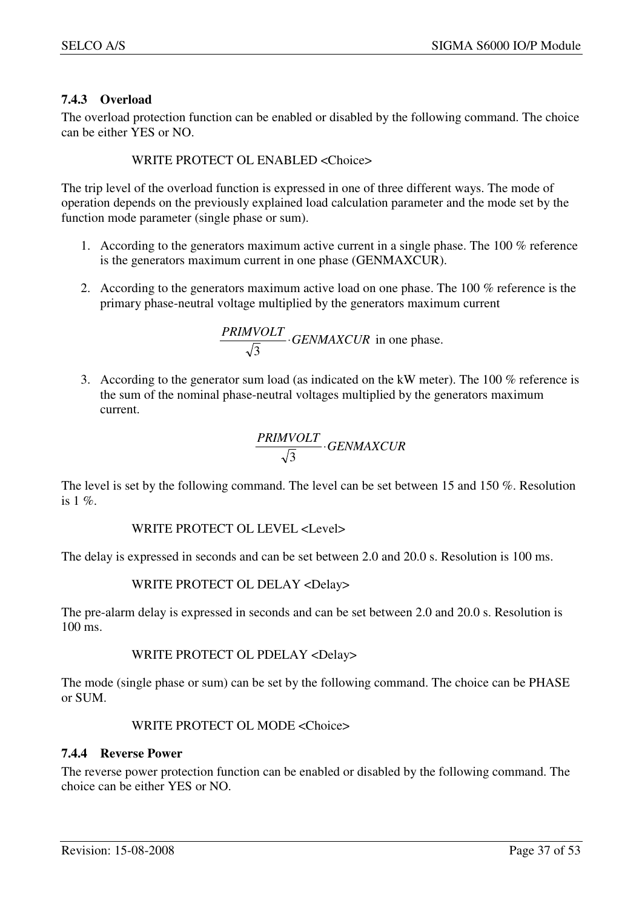### 7.4.3 Overload

The overload protection function can be enabled or disabled by the following command. The choice can be either YES or NO.

WRITE PROTECT OL ENABLED <Choice>

The trip level of the overload function is expressed in one of three different ways. The mode of operation depends on the previously explained load calculation parameter and the mode set by the function mode parameter (single phase or sum).

1. According to the generators maximum active current in a single phase. The 100 % reference is the generators maximum current in one phase (GENMAXCUR).

2. According to the generators maximum active load on one phase. The 100 % reference is the primary phase-neutral voltage multiplied by the generators maximum current

   $$\frac{PRIMVOLT}{\sqrt{3}} \cdot GENMAXCUR \text{ in one phase.}$$

3. According to the generator sum load (as indicated on the kW meter). The 100 % reference is the sum of the nominal phase-neutral voltages multiplied by the generators maximum current.

   $$\frac{PRIMVOLT}{\sqrt{3}} \cdot GENMAXCUR$$

The level is set by the following command. The level can be set between 15 and 150 %. Resolution is 1 %.

WRITE PROTECT OL LEVEL <Level>

The delay is expressed in seconds and can be set between 2.0 and 20.0 s. Resolution is 100 ms.

WRITE PROTECT OL DELAY <Delay>

The pre-alarm delay is expressed in seconds and can be set between 2.0 and 20.0 s. Resolution is 100 ms.

WRITE PROTECT OL PDELAY <Delay>

The mode (single phase or sum) can be set by the following command. The choice can be PHASE or SUM.

WRITE PROTECT OL MODE <Choice>

### 7.4.4 Reverse Power

The reverse power protection function can be enabled or disabled by the following command. The choice can be either YES or NO.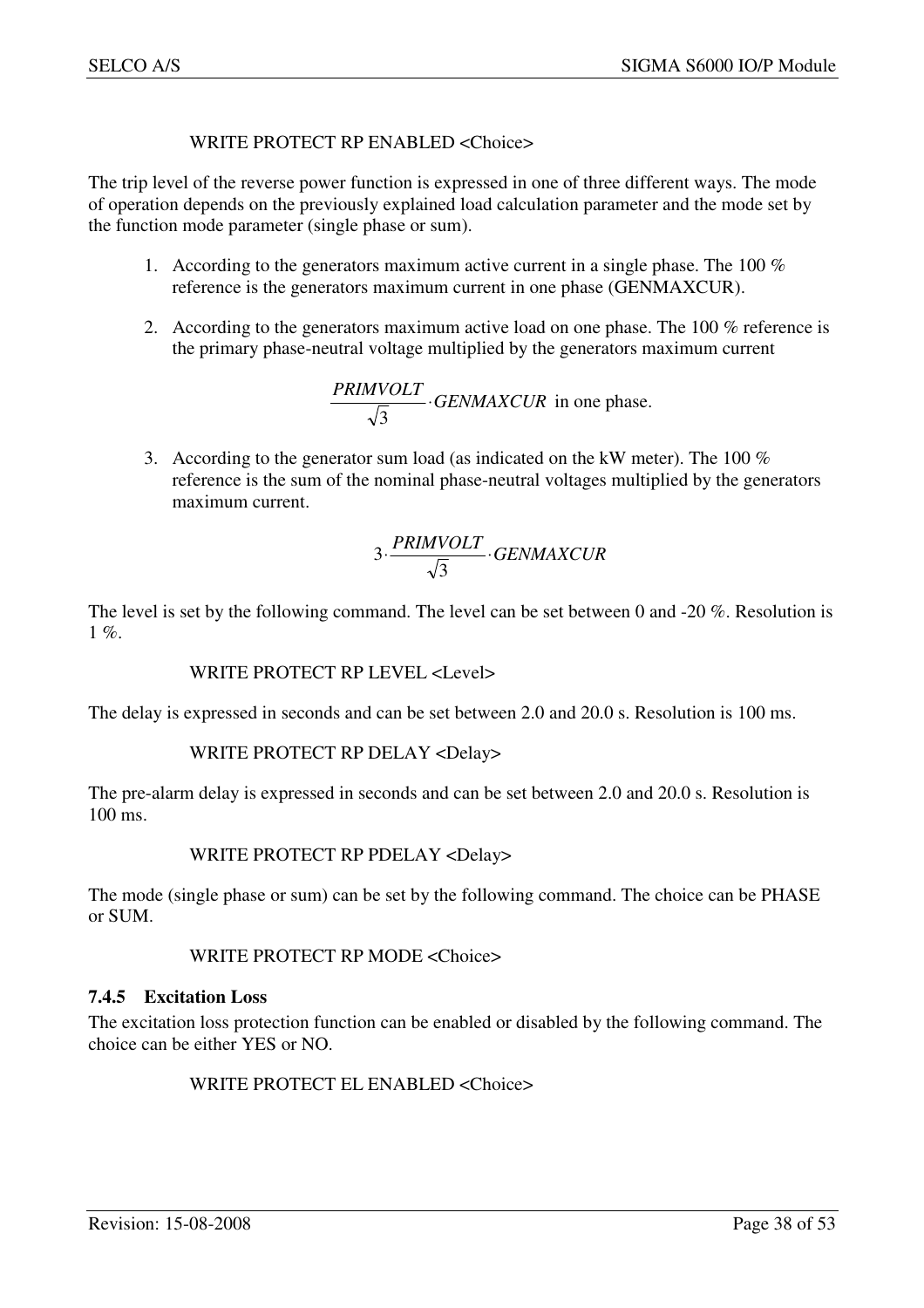WRITE PROTECT RP ENABLED <Choice>

The trip level of the reverse power function is expressed in one of three different ways. The mode of operation depends on the previously explained load calculation parameter and the mode set by the function mode parameter (single phase or sum).

1. According to the generators maximum active current in a single phase. The 100 % reference is the generators maximum current in one phase (GENMAXCUR).

2. According to the generators maximum active load on one phase. The 100 % reference is the primary phase-neutral voltage multiplied by the generators maximum current

   $$\frac{PRIMVOLT}{\sqrt{3}} \cdot GENMAXCUR \text{ in one phase.}$$

3. According to the generator sum load (as indicated on the kW meter). The 100 % reference is the sum of the nominal phase-neutral voltages multiplied by the generators maximum current.

   $$3 \cdot \frac{PRIMVOLT}{\sqrt{3}} \cdot GENMAXCUR$$

The level is set by the following command. The level can be set between 0 and -20 %. Resolution is 1 %.

WRITE PROTECT RP LEVEL <Level>

The delay is expressed in seconds and can be set between 2.0 and 20.0 s. Resolution is 100 ms.

WRITE PROTECT RP DELAY <Delay>

The pre-alarm delay is expressed in seconds and can be set between 2.0 and 20.0 s. Resolution is 100 ms.

WRITE PROTECT RP PDELAY <Delay>

The mode (single phase or sum) can be set by the following command. The choice can be PHASE or SUM.

WRITE PROTECT RP MODE <Choice>

### 7.4.5 Excitation Loss

The excitation loss protection function can be enabled or disabled by the following command. The choice can be either YES or NO.

WRITE PROTECT EL ENABLED <Choice>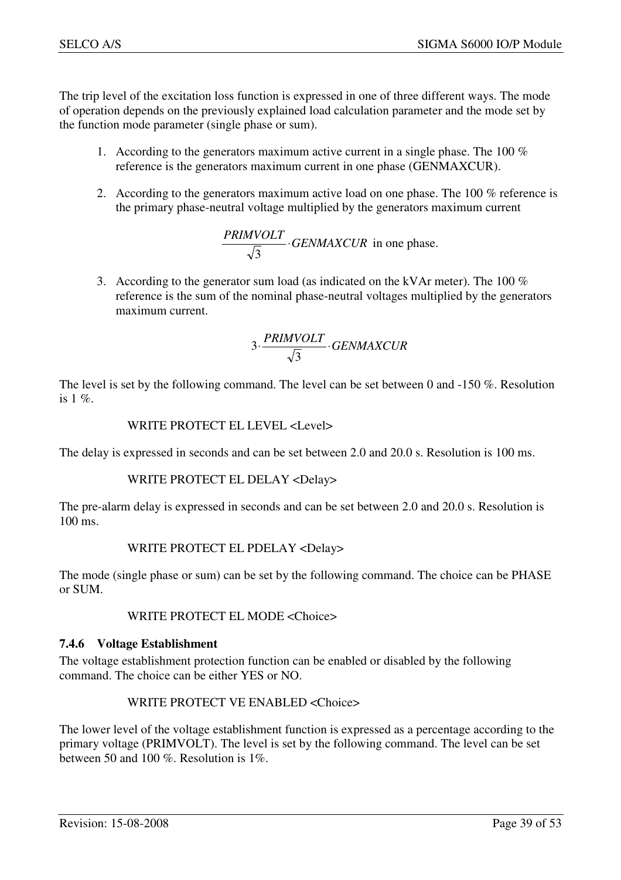The trip level of the excitation loss function is expressed in one of three different ways. The mode of operation depends on the previously explained load calculation parameter and the mode set by the function mode parameter (single phase or sum).

1. According to the generators maximum active current in a single phase. The 100 % reference is the generators maximum current in one phase (GENMAXCUR).

2. According to the generators maximum active load on one phase. The 100 % reference is the primary phase-neutral voltage multiplied by the generators maximum current

   $$\frac{PRIMVOLT}{\sqrt{3}} \cdot GENMAXCUR \text{ in one phase.}$$

3. According to the generator sum load (as indicated on the kVAr meter). The 100 % reference is the sum of the nominal phase-neutral voltages multiplied by the generators maximum current.

   $$3 \cdot \frac{PRIMVOLT}{\sqrt{3}} \cdot GENMAXCUR$$

The level is set by the following command. The level can be set between 0 and -150 %. Resolution is 1 %.

```
WRITE PROTECT EL LEVEL <Level>
```

The delay is expressed in seconds and can be set between 2.0 and 20.0 s. Resolution is 100 ms.

```
WRITE PROTECT EL DELAY <Delay>
```

The pre-alarm delay is expressed in seconds and can be set between 2.0 and 20.0 s. Resolution is 100 ms.

```
WRITE PROTECT EL PDELAY <Delay>
```

The mode (single phase or sum) can be set by the following command. The choice can be PHASE or SUM.

```
WRITE PROTECT EL MODE <Choice>
```

### 7.4.6 Voltage Establishment

The voltage establishment protection function can be enabled or disabled by the following command. The choice can be either YES or NO.

```
WRITE PROTECT VE ENABLED <Choice>
```

The lower level of the voltage establishment function is expressed as a percentage according to the primary voltage (PRIMVOLT). The level is set by the following command. The level can be set between 50 and 100 %. Resolution is 1%.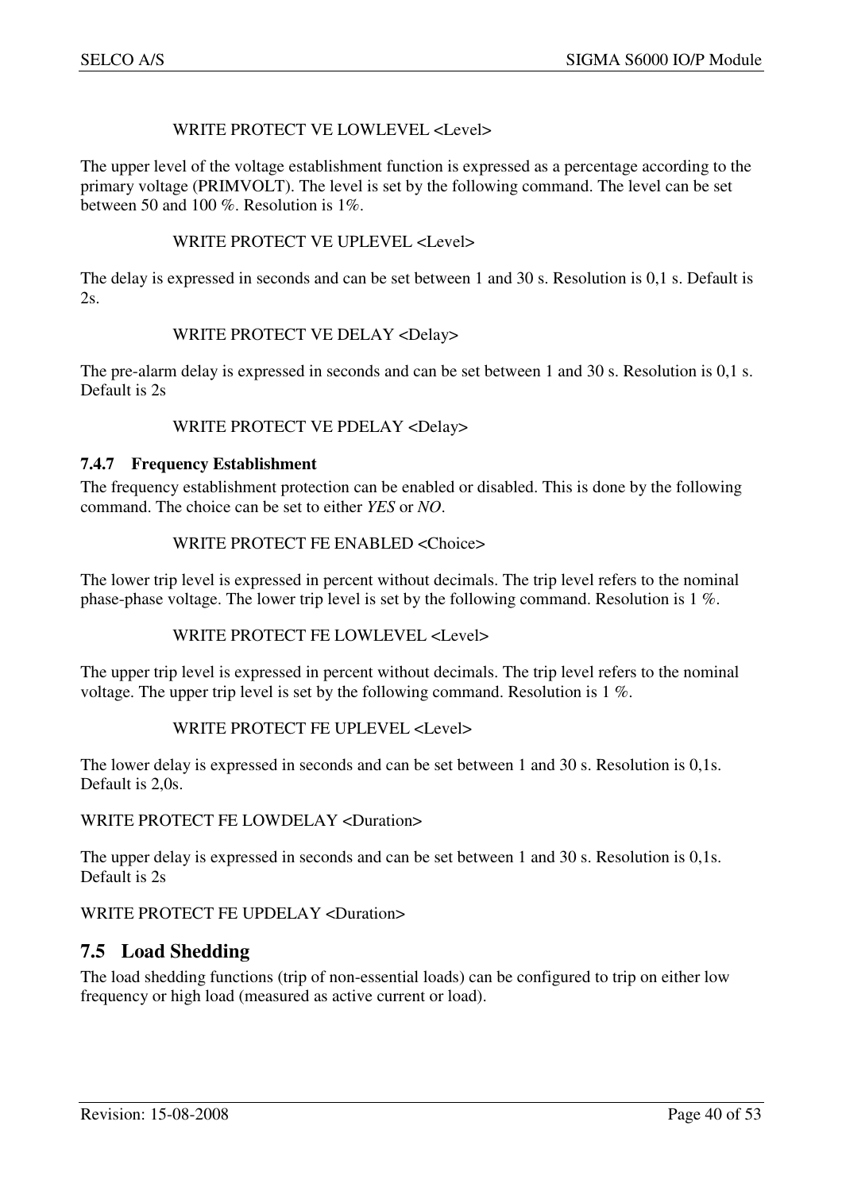WRITE PROTECT VE LOWLEVEL <Level>

The upper level of the voltage establishment function is expressed as a percentage according to the primary voltage (PRIMVOLT). The level is set by the following command. The level can be set between 50 and 100 %. Resolution is 1%.

WRITE PROTECT VE UPLEVEL <Level>

The delay is expressed in seconds and can be set between 1 and 30 s. Resolution is 0,1 s. Default is 2s.

WRITE PROTECT VE DELAY <Delay>

The pre-alarm delay is expressed in seconds and can be set between 1 and 30 s. Resolution is 0,1 s. Default is 2s

WRITE PROTECT VE PDELAY <Delay>

### 7.4.7 Frequency Establishment

The frequency establishment protection can be enabled or disabled. This is done by the following command. The choice can be set to either *YES* or *NO*.

WRITE PROTECT FE ENABLED <Choice>

The lower trip level is expressed in percent without decimals. The trip level refers to the nominal phase-phase voltage. The lower trip level is set by the following command. Resolution is 1 %.

WRITE PROTECT FE LOWLEVEL <Level>

The upper trip level is expressed in percent without decimals. The trip level refers to the nominal voltage. The upper trip level is set by the following command. Resolution is 1 %.

WRITE PROTECT FE UPLEVEL <Level>

The lower delay is expressed in seconds and can be set between 1 and 30 s. Resolution is 0,1s. Default is 2,0s.

WRITE PROTECT FE LOWDELAY <Duration>

The upper delay is expressed in seconds and can be set between 1 and 30 s. Resolution is 0,1s. Default is 2s

WRITE PROTECT FE UPDELAY <Duration>

## 7.5 Load Shedding

The load shedding functions (trip of non-essential loads) can be configured to trip on either low frequency or high load (measured as active current or load).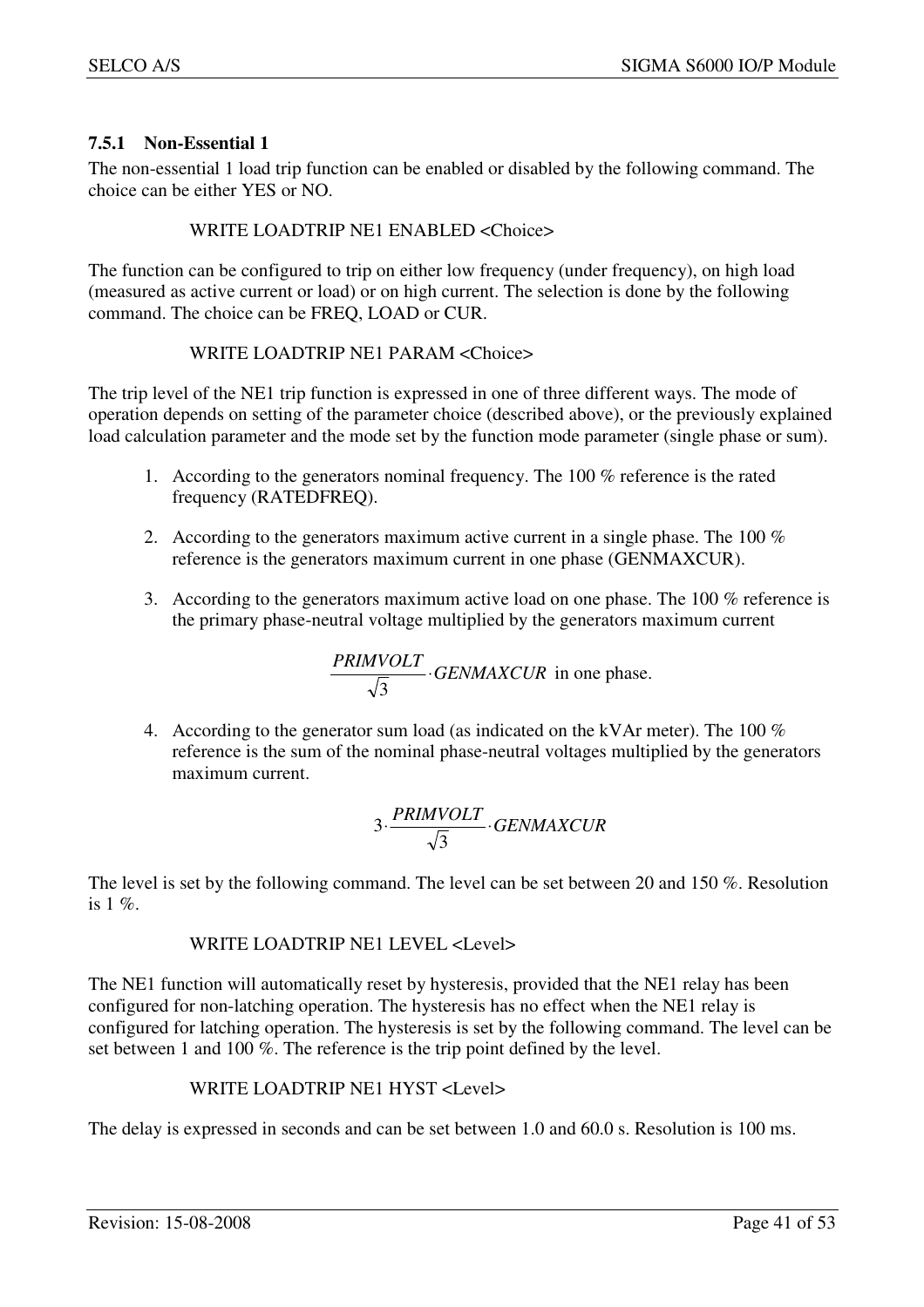### 7.5.1 Non-Essential 1

The non-essential 1 load trip function can be enabled or disabled by the following command. The choice can be either YES or NO.

```
WRITE LOADTRIP NE1 ENABLED <Choice>
```

The function can be configured to trip on either low frequency (under frequency), on high load (measured as active current or load) or on high current. The selection is done by the following command. The choice can be FREQ, LOAD or CUR.

```
WRITE LOADTRIP NE1 PARAM <Choice>
```

The trip level of the NE1 trip function is expressed in one of three different ways. The mode of operation depends on setting of the parameter choice (described above), or the previously explained load calculation parameter and the mode set by the function mode parameter (single phase or sum).

1. According to the generators nominal frequency. The 100 % reference is the rated frequency (RATEDFREQ).

2. According to the generators maximum active current in a single phase. The 100 % reference is the generators maximum current in one phase (GENMAXCUR).

3. According to the generators maximum active load on one phase. The 100 % reference is the primary phase-neutral voltage multiplied by the generators maximum current

$$\frac{PRIMVOLT}{\sqrt{3}} \cdot GENMAXCUR \text{ in one phase.}$$

4. According to the generator sum load (as indicated on the kVAr meter). The 100 % reference is the sum of the nominal phase-neutral voltages multiplied by the generators maximum current.

$$3 \cdot \frac{PRIMVOLT}{\sqrt{3}} \cdot GENMAXCUR$$

The level is set by the following command. The level can be set between 20 and 150 %. Resolution is 1 %.

```
WRITE LOADTRIP NE1 LEVEL <Level>
```

The NE1 function will automatically reset by hysteresis, provided that the NE1 relay has been configured for non-latching operation. The hysteresis has no effect when the NE1 relay is configured for latching operation. The hysteresis is set by the following command. The level can be set between 1 and 100 %. The reference is the trip point defined by the level.

```
WRITE LOADTRIP NE1 HYST <Level>
```

The delay is expressed in seconds and can be set between 1.0 and 60.0 s. Resolution is 100 ms.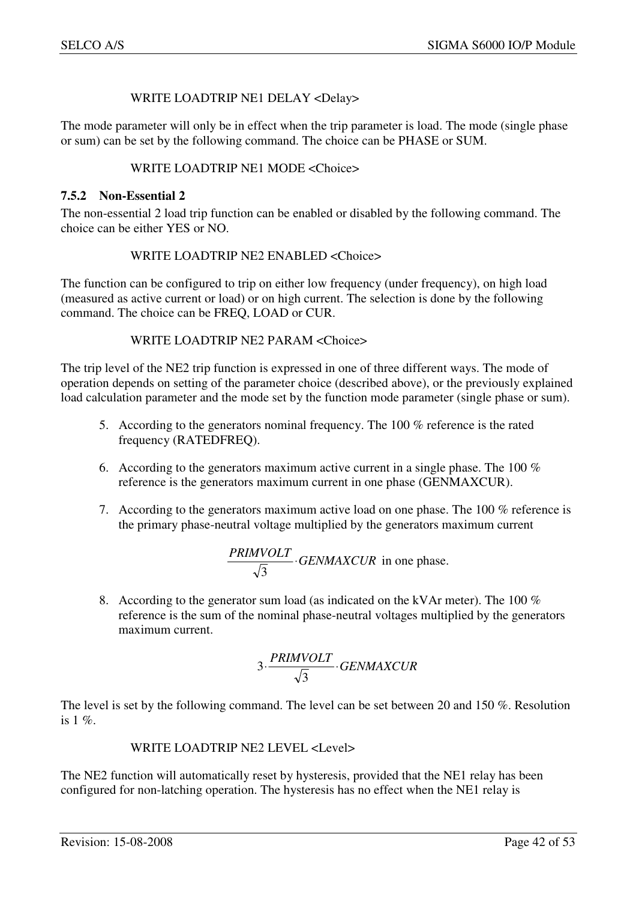WRITE LOADTRIP NE1 DELAY <Delay>

The mode parameter will only be in effect when the trip parameter is load. The mode (single phase or sum) can be set by the following command. The choice can be PHASE or SUM.

WRITE LOADTRIP NE1 MODE <Choice>

### 7.5.2 Non-Essential 2

The non-essential 2 load trip function can be enabled or disabled by the following command. The choice can be either YES or NO.

WRITE LOADTRIP NE2 ENABLED <Choice>

The function can be configured to trip on either low frequency (under frequency), on high load (measured as active current or load) or on high current. The selection is done by the following command. The choice can be FREQ, LOAD or CUR.

WRITE LOADTRIP NE2 PARAM <Choice>

The trip level of the NE2 trip function is expressed in one of three different ways. The mode of operation depends on setting of the parameter choice (described above), or the previously explained load calculation parameter and the mode set by the function mode parameter (single phase or sum).

5. According to the generators nominal frequency. The 100 % reference is the rated frequency (RATEDFREQ).

6. According to the generators maximum active current in a single phase. The 100 % reference is the generators maximum current in one phase (GENMAXCUR).

7. According to the generators maximum active load on one phase. The 100 % reference is the primary phase-neutral voltage multiplied by the generators maximum current

$$\frac{PRIMVOLT}{\sqrt{3}} \cdot GENMAXCUR \text{ in one phase.}$$

8. According to the generator sum load (as indicated on the kVAr meter). The 100 % reference is the sum of the nominal phase-neutral voltages multiplied by the generators maximum current.

$$3 \cdot \frac{PRIMVOLT}{\sqrt{3}} \cdot GENMAXCUR$$

The level is set by the following command. The level can be set between 20 and 150 %. Resolution is 1 %.

WRITE LOADTRIP NE2 LEVEL <Level>

The NE2 function will automatically reset by hysteresis, provided that the NE1 relay has been configured for non-latching operation. The hysteresis has no effect when the NE1 relay is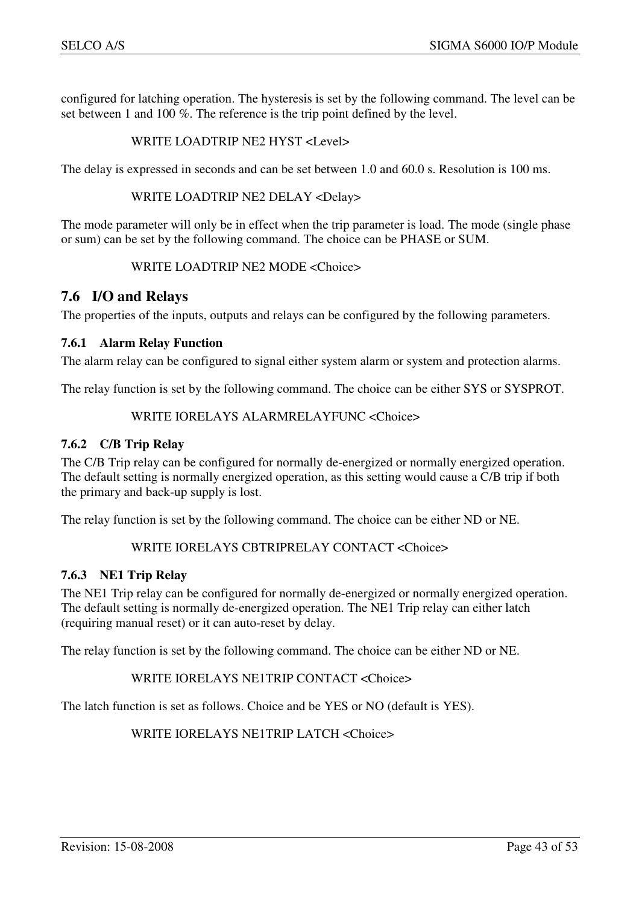configured for latching operation. The hysteresis is set by the following command. The level can be set between 1 and 100 %. The reference is the trip point defined by the level.

WRITE LOADTRIP NE2 HYST <Level>

The delay is expressed in seconds and can be set between 1.0 and 60.0 s. Resolution is 100 ms.

WRITE LOADTRIP NE2 DELAY <Delay>

The mode parameter will only be in effect when the trip parameter is load. The mode (single phase or sum) can be set by the following command. The choice can be PHASE or SUM.

WRITE LOADTRIP NE2 MODE <Choice>

## 7.6 I/O and Relays

The properties of the inputs, outputs and relays can be configured by the following parameters.

### 7.6.1 Alarm Relay Function

The alarm relay can be configured to signal either system alarm or system and protection alarms.

The relay function is set by the following command. The choice can be either SYS or SYSPROT.

WRITE IORELAYS ALARMRELAYFUNC <Choice>

### 7.6.2 C/B Trip Relay

The C/B Trip relay can be configured for normally de-energized or normally energized operation. The default setting is normally energized operation, as this setting would cause a C/B trip if both the primary and back-up supply is lost.

The relay function is set by the following command. The choice can be either ND or NE.

WRITE IORELAYS CBTRIPRELAY CONTACT <Choice>

### 7.6.3 NE1 Trip Relay

The NE1 Trip relay can be configured for normally de-energized or normally energized operation. The default setting is normally de-energized operation. The NE1 Trip relay can either latch (requiring manual reset) or it can auto-reset by delay.

The relay function is set by the following command. The choice can be either ND or NE.

WRITE IORELAYS NE1TRIP CONTACT <Choice>

The latch function is set as follows. Choice and be YES or NO (default is YES).

WRITE IORELAYS NE1TRIP LATCH <Choice>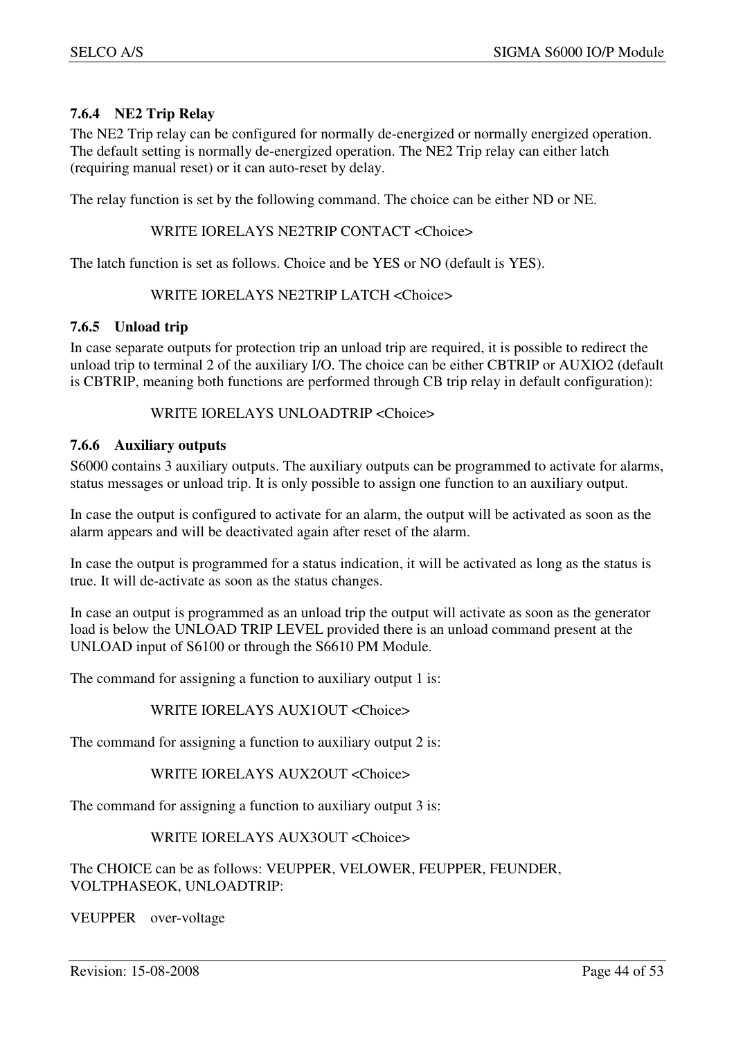### 7.6.4 NE2 Trip Relay

The NE2 Trip relay can be configured for normally de-energized or normally energized operation. The default setting is normally de-energized operation. The NE2 Trip relay can either latch (requiring manual reset) or it can auto-reset by delay.

The relay function is set by the following command. The choice can be either ND or NE.

    WRITE IORELAYS NE2TRIP CONTACT <Choice>

The latch function is set as follows. Choice and be YES or NO (default is YES).

    WRITE IORELAYS NE2TRIP LATCH <Choice>

### 7.6.5 Unload trip

In case separate outputs for protection trip an unload trip are required, it is possible to redirect the unload trip to terminal 2 of the auxiliary I/O. The choice can be either CBTRIP or AUXIO2 (default is CBTRIP, meaning both functions are performed through CB trip relay in default configuration):

    WRITE IORELAYS UNLOADTRIP <Choice>

### 7.6.6 Auxiliary outputs

S6000 contains 3 auxiliary outputs. The auxiliary outputs can be programmed to activate for alarms, status messages or unload trip. It is only possible to assign one function to an auxiliary output.

In case the output is configured to activate for an alarm, the output will be activated as soon as the alarm appears and will be deactivated again after reset of the alarm.

In case the output is programmed for a status indication, it will be activated as long as the status is true. It will de-activate as soon as the status changes.

In case an output is programmed as an unload trip the output will activate as soon as the generator load is below the UNLOAD TRIP LEVEL provided there is an unload command present at the UNLOAD input of S6100 or through the S6610 PM Module.

The command for assigning a function to auxiliary output 1 is:

    WRITE IORELAYS AUX1OUT <Choice>

The command for assigning a function to auxiliary output 2 is:

    WRITE IORELAYS AUX2OUT <Choice>

The command for assigning a function to auxiliary output 3 is:

    WRITE IORELAYS AUX3OUT <Choice>

The CHOICE can be as follows: VEUPPER, VELOWER, FEUPPER, FEUNDER, VOLTPHASEOK, UNLOADTRIP:

VEUPPER over-voltage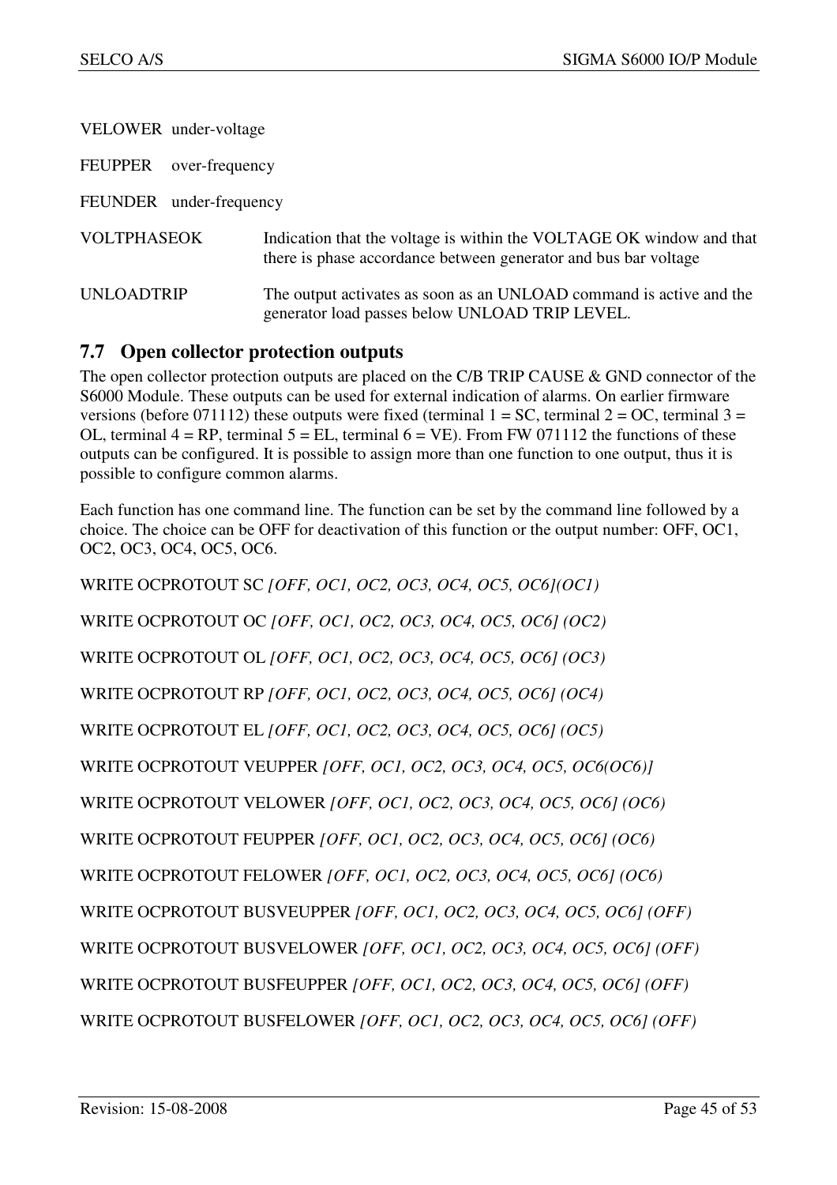VELOWER under-voltage

FEUPPER over-frequency

FEUNDER under-frequency

VOLTPHASEOK Indication that the voltage is within the VOLTAGE OK window and that there is phase accordance between generator and bus bar voltage

UNLOADTRIP The output activates as soon as an UNLOAD command is active and the generator load passes below UNLOAD TRIP LEVEL.

## 7.7 Open collector protection outputs

The open collector protection outputs are placed on the C/B TRIP CAUSE & GND connector of the S6000 Module. These outputs can be used for external indication of alarms. On earlier firmware versions (before 071112) these outputs were fixed (terminal 1 = SC, terminal 2 = OC, terminal 3 = OL, terminal 4 = RP, terminal 5 = EL, terminal 6 = VE). From FW 071112 the functions of these outputs can be configured. It is possible to assign more than one function to one output, thus it is possible to configure common alarms.

Each function has one command line. The function can be set by the command line followed by a choice. The choice can be OFF for deactivation of this function or the output number: OFF, OC1, OC2, OC3, OC4, OC5, OC6.

WRITE OCPROTOUT SC *[OFF, OC1, OC2, OC3, OC4, OC5, OC6](OC1)*

WRITE OCPROTOUT OC *[OFF, OC1, OC2, OC3, OC4, OC5, OC6] (OC2)*

WRITE OCPROTOUT OL *[OFF, OC1, OC2, OC3, OC4, OC5, OC6] (OC3)*

WRITE OCPROTOUT RP *[OFF, OC1, OC2, OC3, OC4, OC5, OC6] (OC4)*

WRITE OCPROTOUT EL *[OFF, OC1, OC2, OC3, OC4, OC5, OC6] (OC5)*

WRITE OCPROTOUT VEUPPER *[OFF, OC1, OC2, OC3, OC4, OC5, OC6(OC6)]*

WRITE OCPROTOUT VELOWER *[OFF, OC1, OC2, OC3, OC4, OC5, OC6] (OC6)*

WRITE OCPROTOUT FEUPPER *[OFF, OC1, OC2, OC3, OC4, OC5, OC6] (OC6)*

WRITE OCPROTOUT FELOWER *[OFF, OC1, OC2, OC3, OC4, OC5, OC6] (OC6)*

WRITE OCPROTOUT BUSVEUPPER *[OFF, OC1, OC2, OC3, OC4, OC5, OC6] (OFF)*

WRITE OCPROTOUT BUSVELOWER *[OFF, OC1, OC2, OC3, OC4, OC5, OC6] (OFF)*

WRITE OCPROTOUT BUSFEUPPER *[OFF, OC1, OC2, OC3, OC4, OC5, OC6] (OFF)*

WRITE OCPROTOUT BUSFELOWER *[OFF, OC1, OC2, OC3, OC4, OC5, OC6] (OFF)*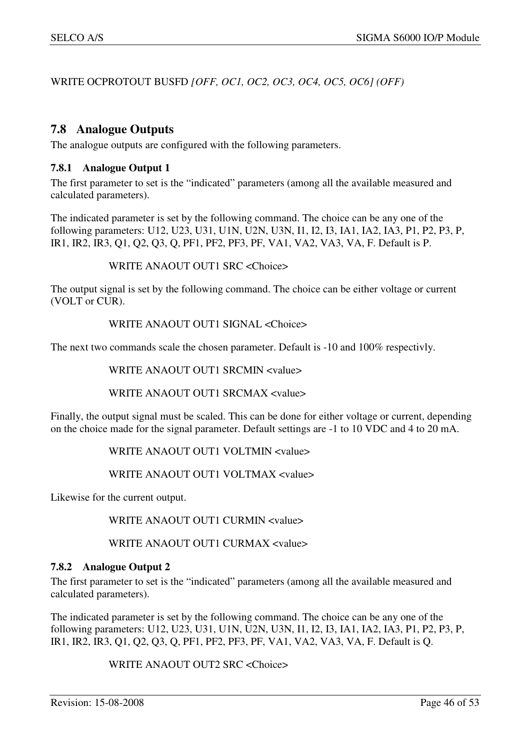WRITE OCPROTOUT BUSFD *[OFF, OC1, OC2, OC3, OC4, OC5, OC6] (OFF)*

## 7.8 Analogue Outputs

The analogue outputs are configured with the following parameters.

### 7.8.1 Analogue Output 1

The first parameter to set is the "indicated" parameters (among all the available measured and calculated parameters).

The indicated parameter is set by the following command. The choice can be any one of the following parameters: U12, U23, U31, U1N, U2N, U3N, I1, I2, I3, IA1, IA2, IA3, P1, P2, P3, P, IR1, IR2, IR3, Q1, Q2, Q3, Q, PF1, PF2, PF3, PF, VA1, VA2, VA3, VA, F. Default is P.

WRITE ANAOUT OUT1 SRC <Choice>

The output signal is set by the following command. The choice can be either voltage or current (VOLT or CUR).

WRITE ANAOUT OUT1 SIGNAL <Choice>

The next two commands scale the chosen parameter. Default is -10 and 100% respectivly.

WRITE ANAOUT OUT1 SRCMIN <value>

WRITE ANAOUT OUT1 SRCMAX <value>

Finally, the output signal must be scaled. This can be done for either voltage or current, depending on the choice made for the signal parameter. Default settings are -1 to 10 VDC and 4 to 20 mA.

WRITE ANAOUT OUT1 VOLTMIN <value>

WRITE ANAOUT OUT1 VOLTMAX <value>

Likewise for the current output.

WRITE ANAOUT OUT1 CURMIN <value>

WRITE ANAOUT OUT1 CURMAX <value>

### 7.8.2 Analogue Output 2

The first parameter to set is the "indicated" parameters (among all the available measured and calculated parameters).

The indicated parameter is set by the following command. The choice can be any one of the following parameters: U12, U23, U31, U1N, U2N, U3N, I1, I2, I3, IA1, IA2, IA3, P1, P2, P3, P, IR1, IR2, IR3, Q1, Q2, Q3, Q, PF1, PF2, PF3, PF, VA1, VA2, VA3, VA, F. Default is Q.

WRITE ANAOUT OUT2 SRC <Choice>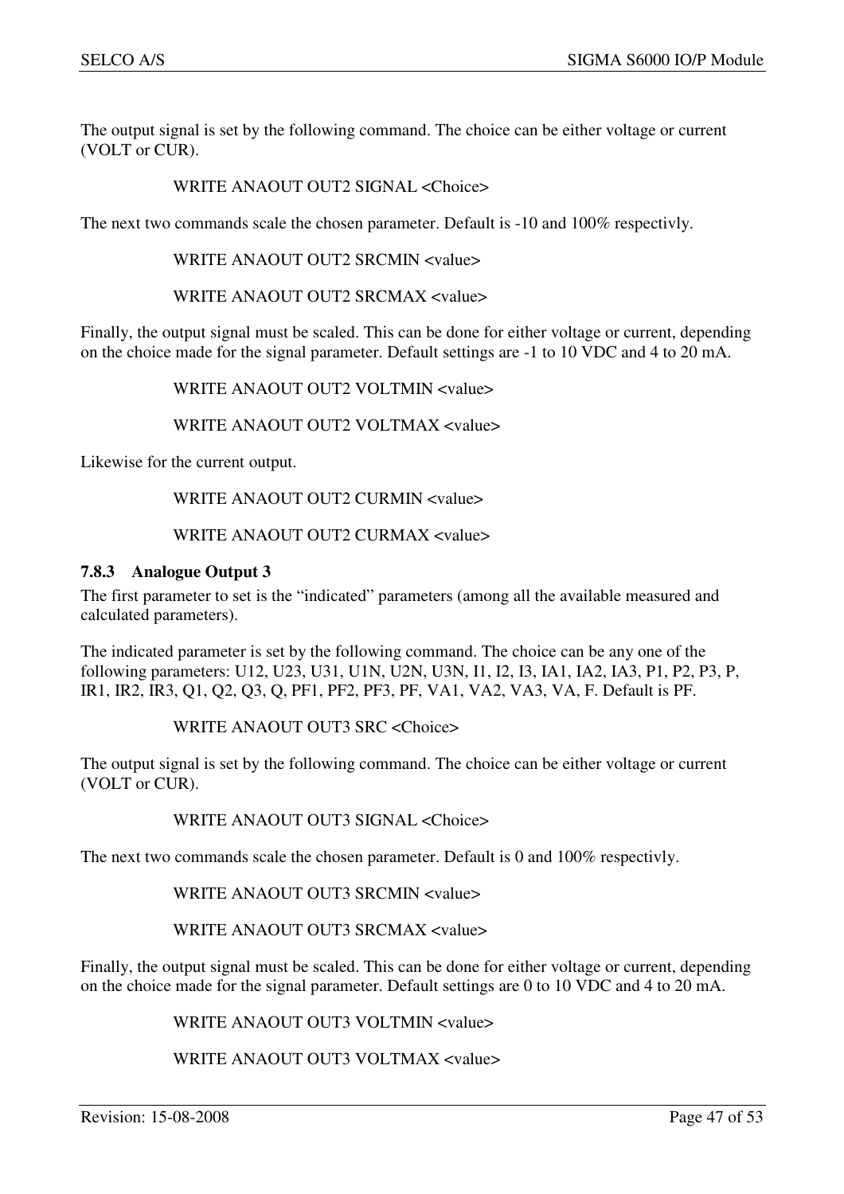The output signal is set by the following command. The choice can be either voltage or current (VOLT or CUR).

WRITE ANAOUT OUT2 SIGNAL <Choice>

The next two commands scale the chosen parameter. Default is -10 and 100% respectivly.

WRITE ANAOUT OUT2 SRCMIN <value>

WRITE ANAOUT OUT2 SRCMAX <value>

Finally, the output signal must be scaled. This can be done for either voltage or current, depending on the choice made for the signal parameter. Default settings are -1 to 10 VDC and 4 to 20 mA.

WRITE ANAOUT OUT2 VOLTMIN <value>

WRITE ANAOUT OUT2 VOLTMAX <value>

Likewise for the current output.

WRITE ANAOUT OUT2 CURMIN <value>

WRITE ANAOUT OUT2 CURMAX <value>

### 7.8.3 Analogue Output 3

The first parameter to set is the "indicated" parameters (among all the available measured and calculated parameters).

The indicated parameter is set by the following command. The choice can be any one of the following parameters: U12, U23, U31, U1N, U2N, U3N, I1, I2, I3, IA1, IA2, IA3, P1, P2, P3, P, IR1, IR2, IR3, Q1, Q2, Q3, Q, PF1, PF2, PF3, PF, VA1, VA2, VA3, VA, F. Default is PF.

WRITE ANAOUT OUT3 SRC <Choice>

The output signal is set by the following command. The choice can be either voltage or current (VOLT or CUR).

WRITE ANAOUT OUT3 SIGNAL <Choice>

The next two commands scale the chosen parameter. Default is 0 and 100% respectivly.

WRITE ANAOUT OUT3 SRCMIN <value>

WRITE ANAOUT OUT3 SRCMAX <value>

Finally, the output signal must be scaled. This can be done for either voltage or current, depending on the choice made for the signal parameter. Default settings are 0 to 10 VDC and 4 to 20 mA.

WRITE ANAOUT OUT3 VOLTMIN <value>

WRITE ANAOUT OUT3 VOLTMAX <value>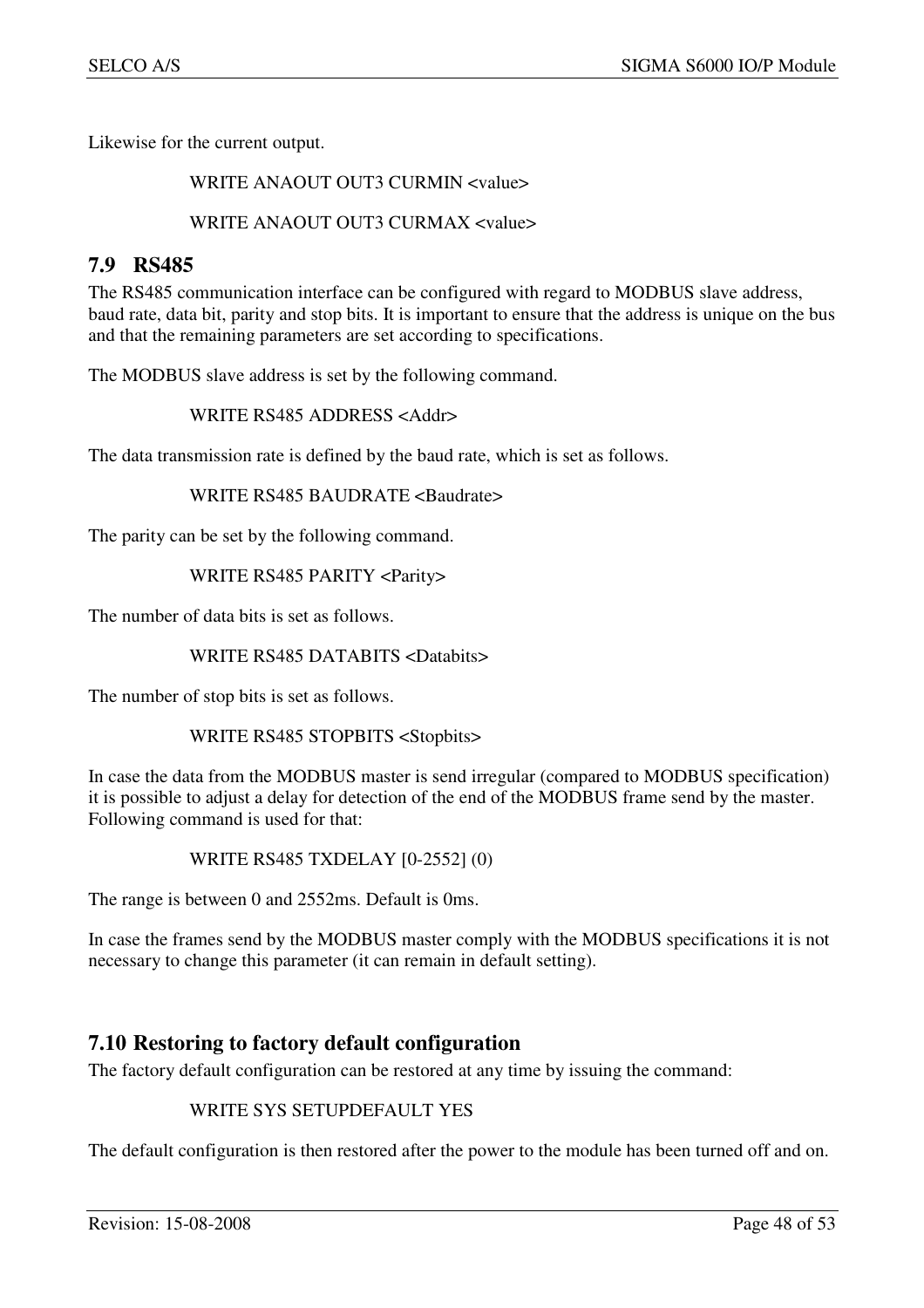Likewise for the current output.

```
WRITE ANAOUT OUT3 CURMIN <value>

WRITE ANAOUT OUT3 CURMAX <value>
```

## 7.9 RS485

The RS485 communication interface can be configured with regard to MODBUS slave address, baud rate, data bit, parity and stop bits. It is important to ensure that the address is unique on the bus and that the remaining parameters are set according to specifications.

The MODBUS slave address is set by the following command.

```
WRITE RS485 ADDRESS <Addr>
```

The data transmission rate is defined by the baud rate, which is set as follows.

```
WRITE RS485 BAUDRATE <Baudrate>
```

The parity can be set by the following command.

```
WRITE RS485 PARITY <Parity>
```

The number of data bits is set as follows.

```
WRITE RS485 DATABITS <Databits>
```

The number of stop bits is set as follows.

```
WRITE RS485 STOPBITS <Stopbits>
```

In case the data from the MODBUS master is send irregular (compared to MODBUS specification) it is possible to adjust a delay for detection of the end of the MODBUS frame send by the master. Following command is used for that:

```
WRITE RS485 TXDELAY [0-2552] (0)
```

The range is between 0 and 2552ms. Default is 0ms.

In case the frames send by the MODBUS master comply with the MODBUS specifications it is not necessary to change this parameter (it can remain in default setting).

## 7.10 Restoring to factory default configuration

The factory default configuration can be restored at any time by issuing the command:

```
WRITE SYS SETUPDEFAULT YES
```

The default configuration is then restored after the power to the module has been turned off and on.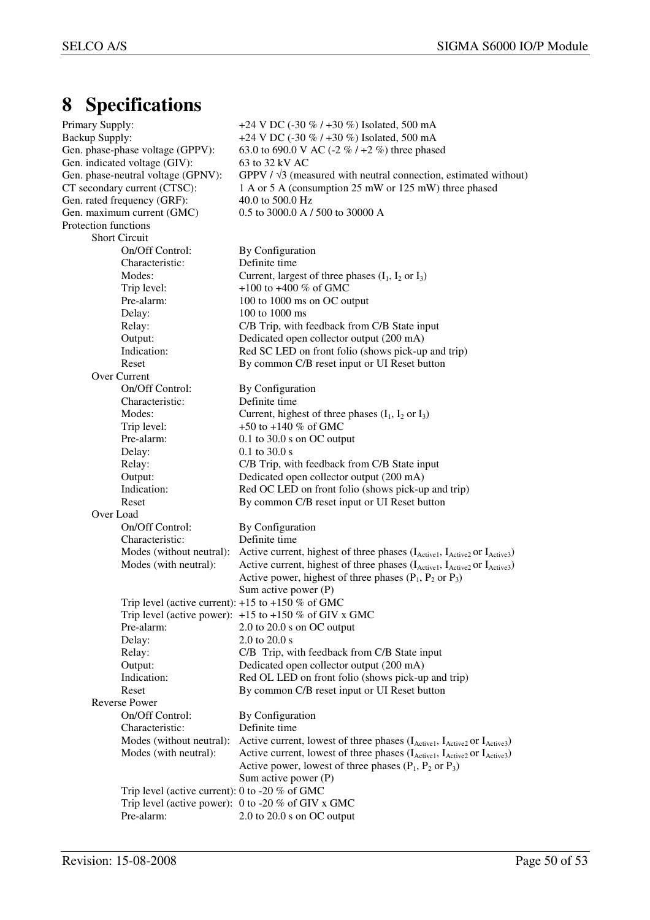# 8 Specifications

| | |
|---|---|
| Primary Supply: | +24 V DC (-30 % / +30 %) Isolated, 500 mA |
| Backup Supply: | +24 V DC (-30 % / +30 %) Isolated, 500 mA |
| Gen. phase-phase voltage (GPPV): | 63.0 to 690.0 V AC (-2 % / +2 %) three phased |
| Gen. indicated voltage (GIV): | 63 to 32 kV AC |
| Gen. phase-neutral voltage (GPNV): | GPPV / √3 (measured with neutral connection, estimated without) |
| CT secondary current (CTSC): | 1 A or 5 A (consumption 25 mW or 125 mW) three phased |
| Gen. rated frequency (GRF): | 40.0 to 500.0 Hz |
| Gen. maximum current (GMC) | 0.5 to 3000.0 A / 500 to 30000 A |

Protection functions

**Short Circuit**

| | |
|---|---|
| On/Off Control: | By Configuration |
| Characteristic: | Definite time |
| Modes: | Current, largest of three phases ($I_1$, $I_2$ or $I_3$) |
| Trip level: | +100 to +400 % of GMC |
| Pre-alarm: | 100 to 1000 ms on OC output |
| Delay: | 100 to 1000 ms |
| Relay: | C/B Trip, with feedback from C/B State input |
| Output: | Dedicated open collector output (200 mA) |
| Indication: | Red SC LED on front folio (shows pick-up and trip) |
| Reset | By common C/B reset input or UI Reset button |

**Over Current**

| | |
|---|---|
| On/Off Control: | By Configuration |
| Characteristic: | Definite time |
| Modes: | Current, highest of three phases ($I_1$, $I_2$ or $I_3$) |
| Trip level: | +50 to +140 % of GMC |
| Pre-alarm: | 0.1 to 30.0 s on OC output |
| Delay: | 0.1 to 30.0 s |
| Relay: | C/B Trip, with feedback from C/B State input |
| Output: | Dedicated open collector output (200 mA) |
| Indication: | Red OC LED on front folio (shows pick-up and trip) |
| Reset | By common C/B reset input or UI Reset button |

**Over Load**

| | |
|---|---|
| On/Off Control: | By Configuration |
| Characteristic: | Definite time |
| Modes (without neutral): | Active current, highest of three phases ($I_{Active1}$, $I_{Active2}$ or $I_{Active3}$) |
| Modes (with neutral): | Active current, highest of three phases ($I_{Active1}$, $I_{Active2}$ or $I_{Active3}$) |
| | Active power, highest of three phases ($P_1$, $P_2$ or $P_3$) |
| | Sum active power (P) |
| Trip level (active current): | +15 to +150 % of GMC |
| Trip level (active power): | +15 to +150 % of GIV x GMC |
| Pre-alarm: | 2.0 to 20.0 s on OC output |
| Delay: | 2.0 to 20.0 s |
| Relay: | C/B Trip, with feedback from C/B State input |
| Output: | Dedicated open collector output (200 mA) |
| Indication: | Red OL LED on front folio (shows pick-up and trip) |
| Reset | By common C/B reset input or UI Reset button |

**Reverse Power**

| | |
|---|---|
| On/Off Control: | By Configuration |
| Characteristic: | Definite time |
| Modes (without neutral): | Active current, lowest of three phases ($I_{Active1}$, $I_{Active2}$ or $I_{Active3}$) |
| Modes (with neutral): | Active current, lowest of three phases ($I_{Active1}$, $I_{Active2}$ or $I_{Active3}$) |
| | Active power, lowest of three phases ($P_1$, $P_2$ or $P_3$) |
| | Sum active power (P) |
| Trip level (active current): | 0 to -20 % of GMC |
| Trip level (active power): | 0 to -20 % of GIV x GMC |
| Pre-alarm: | 2.0 to 20.0 s on OC output |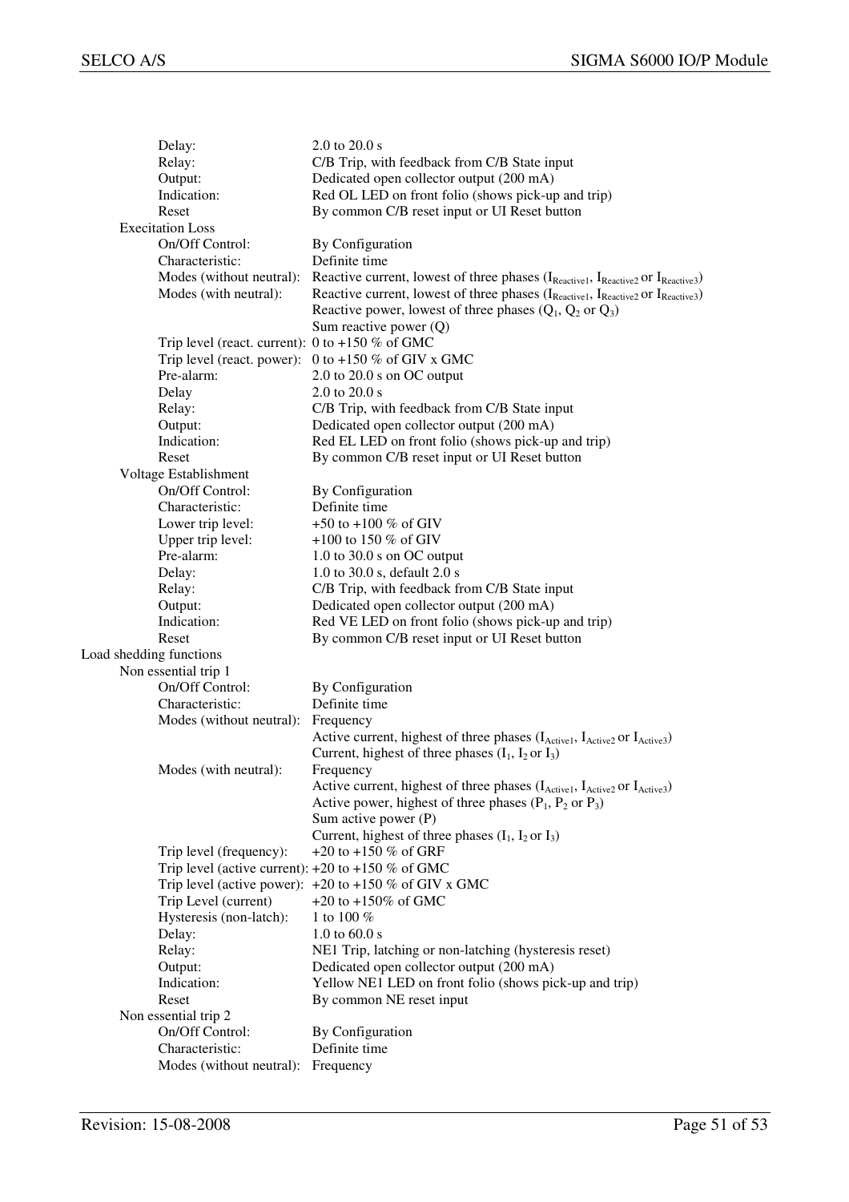Delay: 2.0 to 20.0 s
Relay: C/B Trip, with feedback from C/B State input
Output: Dedicated open collector output (200 mA)
Indication: Red OL LED on front folio (shows pick-up and trip)
Reset By common C/B reset input or UI Reset button

Execitation Loss

- On/Off Control: By Configuration
- Characteristic: Definite time
- Modes (without neutral): Reactive current, lowest of three phases ($I_{Reactive1}$, $I_{Reactive2}$ or $I_{Reactive3}$)
- Modes (with neutral): Reactive current, lowest of three phases ($I_{Reactive1}$, $I_{Reactive2}$ or $I_{Reactive3}$)
  Reactive power, lowest of three phases ($Q_1$, $Q_2$ or $Q_3$)
  Sum reactive power (Q)
- Trip level (react. current): 0 to +150 % of GMC
- Trip level (react. power): 0 to +150 % of GIV x GMC
- Pre-alarm: 2.0 to 20.0 s on OC output
- Delay 2.0 to 20.0 s
- Relay: C/B Trip, with feedback from C/B State input
- Output: Dedicated open collector output (200 mA)
- Indication: Red EL LED on front folio (shows pick-up and trip)
- Reset By common C/B reset input or UI Reset button

Voltage Establishment

- On/Off Control: By Configuration
- Characteristic: Definite time
- Lower trip level: +50 to +100 % of GIV
- Upper trip level: +100 to 150 % of GIV
- Pre-alarm: 1.0 to 30.0 s on OC output
- Delay: 1.0 to 30.0 s, default 2.0 s
- Relay: C/B Trip, with feedback from C/B State input
- Output: Dedicated open collector output (200 mA)
- Indication: Red VE LED on front folio (shows pick-up and trip)
- Reset By common C/B reset input or UI Reset button

Load shedding functions

Non essential trip 1

- On/Off Control: By Configuration
- Characteristic: Definite time
- Modes (without neutral): Frequency
  Active current, highest of three phases ($I_{Active1}$, $I_{Active2}$ or $I_{Active3}$)
  Current, highest of three phases ($I_1$, $I_2$ or $I_3$)
- Modes (with neutral): Frequency
  Active current, highest of three phases ($I_{Active1}$, $I_{Active2}$ or $I_{Active3}$)
  Active power, highest of three phases ($P_1$, $P_2$ or $P_3$)
  Sum active power (P)
  Current, highest of three phases ($I_1$, $I_2$ or $I_3$)
- Trip level (frequency): +20 to +150 % of GRF
- Trip level (active current): +20 to +150 % of GMC
- Trip level (active power): +20 to +150 % of GIV x GMC
- Trip Level (current) +20 to +150% of GMC
- Hysteresis (non-latch): 1 to 100 %
- Delay: 1.0 to 60.0 s
- Relay: NE1 Trip, latching or non-latching (hysteresis reset)
- Output: Dedicated open collector output (200 mA)
- Indication: Yellow NE1 LED on front folio (shows pick-up and trip)
- Reset By common NE reset input

Non essential trip 2

- On/Off Control: By Configuration
- Characteristic: Definite time
- Modes (without neutral): Frequency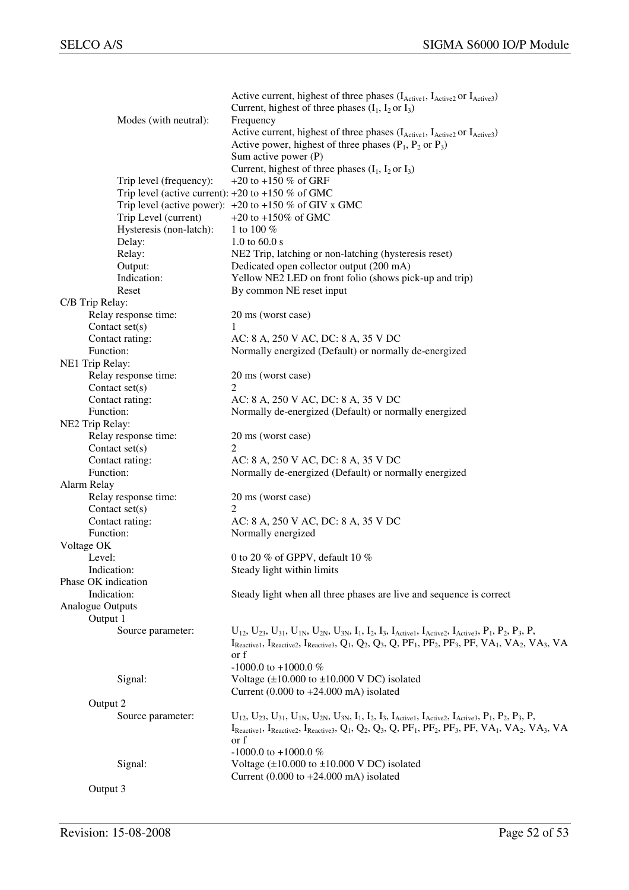| | |
|---|---|
| | Active current, highest of three phases ($I_{Active1}$, $I_{Active2}$ or $I_{Active3}$) |
| | Current, highest of three phases ($I_1$, $I_2$ or $I_3$) |
| Modes (with neutral): | Frequency |
| | Active current, highest of three phases ($I_{Active1}$, $I_{Active2}$ or $I_{Active3}$) |
| | Active power, highest of three phases ($P_1$, $P_2$ or $P_3$) |
| | Sum active power (P) |
| | Current, highest of three phases ($I_1$, $I_2$ or $I_3$) |
| Trip level (frequency): | +20 to +150 % of GRF |
| Trip level (active current): | +20 to +150 % of GMC |
| Trip level (active power): | +20 to +150 % of GIV x GMC |
| Trip Level (current) | +20 to +150% of GMC |
| Hysteresis (non-latch): | 1 to 100 % |
| Delay: | 1.0 to 60.0 s |
| Relay: | NE2 Trip, latching or non-latching (hysteresis reset) |
| Output: | Dedicated open collector output (200 mA) |
| Indication: | Yellow NE2 LED on front folio (shows pick-up and trip) |
| Reset | By common NE reset input |

C/B Trip Relay:

| | |
|---|---|
| Relay response time: | 20 ms (worst case) |
| Contact set(s) | 1 |
| Contact rating: | AC: 8 A, 250 V AC, DC: 8 A, 35 V DC |
| Function: | Normally energized (Default) or normally de-energized |

NE1 Trip Relay:

| | |
|---|---|
| Relay response time: | 20 ms (worst case) |
| Contact set(s) | 2 |
| Contact rating: | AC: 8 A, 250 V AC, DC: 8 A, 35 V DC |
| Function: | Normally de-energized (Default) or normally energized |

NE2 Trip Relay:

| | |
|---|---|
| Relay response time: | 20 ms (worst case) |
| Contact set(s) | 2 |
| Contact rating: | AC: 8 A, 250 V AC, DC: 8 A, 35 V DC |
| Function: | Normally de-energized (Default) or normally energized |

Alarm Relay

| | |
|---|---|
| Relay response time: | 20 ms (worst case) |
| Contact set(s) | 2 |
| Contact rating: | AC: 8 A, 250 V AC, DC: 8 A, 35 V DC |
| Function: | Normally energized |

Voltage OK

| | |
|---|---|
| Level: | 0 to 20 % of GPPV, default 10 % |
| Indication: | Steady light within limits |

Phase OK indication

| | |
|---|---|
| Indication: | Steady light when all three phases are live and sequence is correct |

Analogue Outputs

Output 1

| | |
|---|---|
| Source parameter: | $U_{12}$, $U_{23}$, $U_{31}$, $U_{1N}$, $U_{2N}$, $U_{3N}$, $I_1$, $I_2$, $I_3$, $I_{Active1}$, $I_{Active2}$, $I_{Active3}$, $P_1$, $P_2$, $P_3$, P, $I_{Reactive1}$, $I_{Reactive2}$, $I_{Reactive3}$, $Q_1$, $Q_2$, $Q_3$, Q, $PF_1$, $PF_2$, $PF_3$, PF, $VA_1$, $VA_2$, $VA_3$, VA or f |
| | -1000.0 to +1000.0 % |
| Signal: | Voltage (±10.000 to ±10.000 V DC) isolated |
| | Current (0.000 to +24.000 mA) isolated |

Output 2

| | |
|---|---|
| Source parameter: | $U_{12}$, $U_{23}$, $U_{31}$, $U_{1N}$, $U_{2N}$, $U_{3N}$, $I_1$, $I_2$, $I_3$, $I_{Active1}$, $I_{Active2}$, $I_{Active3}$, $P_1$, $P_2$, $P_3$, P, $I_{Reactive1}$, $I_{Reactive2}$, $I_{Reactive3}$, $Q_1$, $Q_2$, $Q_3$, Q, $PF_1$, $PF_2$, $PF_3$, PF, $VA_1$, $VA_2$, $VA_3$, VA or f |
| | -1000.0 to +1000.0 % |
| Signal: | Voltage (±10.000 to ±10.000 V DC) isolated |
| | Current (0.000 to +24.000 mA) isolated |

Output 3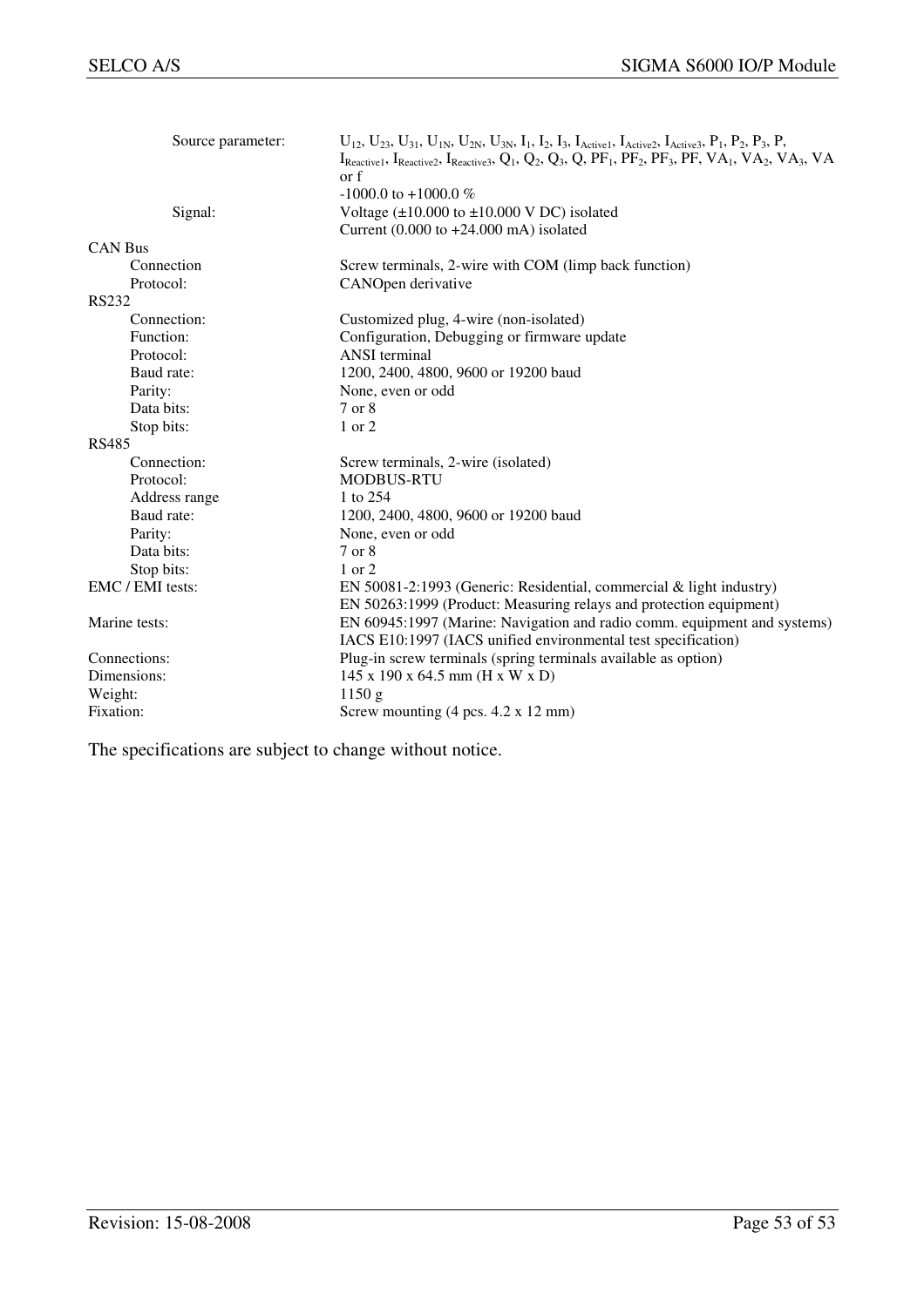| | |
|---|---|
| Source parameter: | $U_{12}$, $U_{23}$, $U_{31}$, $U_{1N}$, $U_{2N}$, $U_{3N}$, $I_1$, $I_2$, $I_3$, $I_{Active1}$, $I_{Active2}$, $I_{Active3}$, $P_1$, $P_2$, $P_3$, P, $I_{Reactive1}$, $I_{Reactive2}$, $I_{Reactive3}$, $Q_1$, $Q_2$, $Q_3$, Q, $PF_1$, $PF_2$, $PF_3$, PF, $VA_1$, $VA_2$, $VA_3$, VA or f<br>-1000.0 to +1000.0 % |
| Signal: | Voltage (±10.000 to ±10.000 V DC) isolated<br>Current (0.000 to +24.000 mA) isolated |
| CAN Bus | |
| Connection | Screw terminals, 2-wire with COM (limp back function) |
| Protocol: | CANOpen derivative |
| RS232 | |
| Connection: | Customized plug, 4-wire (non-isolated) |
| Function: | Configuration, Debugging or firmware update |
| Protocol: | ANSI terminal |
| Baud rate: | 1200, 2400, 4800, 9600 or 19200 baud |
| Parity: | None, even or odd |
| Data bits: | 7 or 8 |
| Stop bits: | 1 or 2 |
| RS485 | |
| Connection: | Screw terminals, 2-wire (isolated) |
| Protocol: | MODBUS-RTU |
| Address range | 1 to 254 |
| Baud rate: | 1200, 2400, 4800, 9600 or 19200 baud |
| Parity: | None, even or odd |
| Data bits: | 7 or 8 |
| Stop bits: | 1 or 2 |
| EMC / EMI tests: | EN 50081-2:1993 (Generic: Residential, commercial & light industry)<br>EN 50263:1999 (Product: Measuring relays and protection equipment) |
| Marine tests: | EN 60945:1997 (Marine: Navigation and radio comm. equipment and systems)<br>IACS E10:1997 (IACS unified environmental test specification) |
| Connections: | Plug-in screw terminals (spring terminals available as option) |
| Dimensions: | 145 x 190 x 64.5 mm (H x W x D) |
| Weight: | 1150 g |
| Fixation: | Screw mounting (4 pcs. 4.2 x 12 mm) |

The specifications are subject to change without notice.